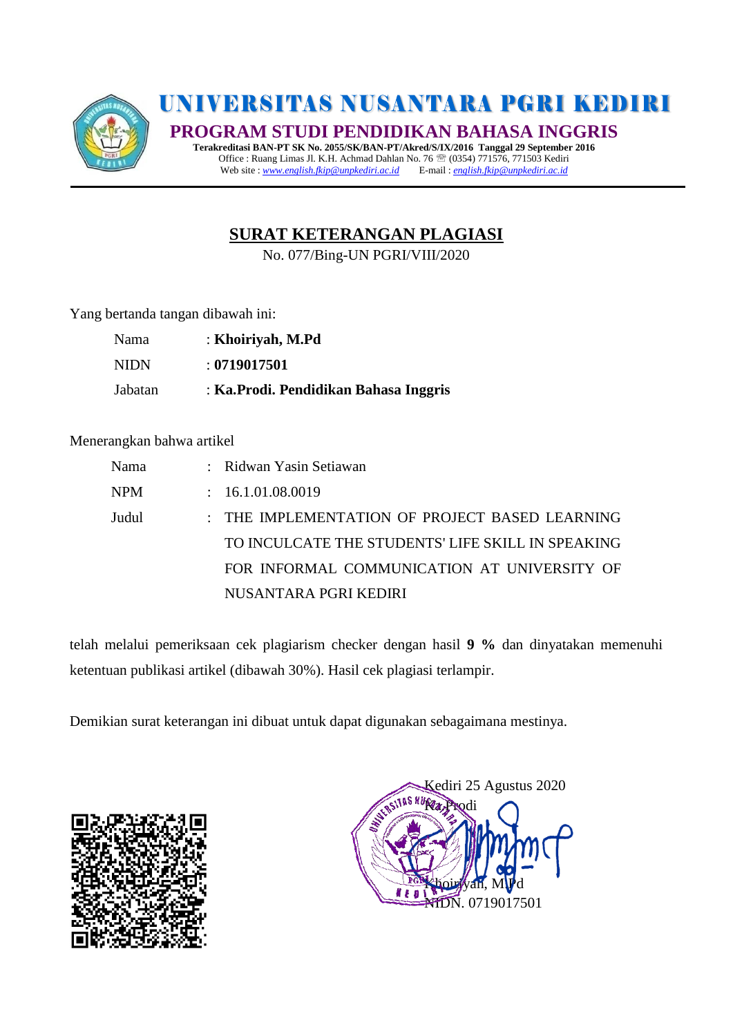# UNIVERSITAS NUSANTARA PGRI KEDIRI

## PROGRAM STUDI PENDIDIKAN BAHASA INGGRIS

**Terakreditasi BAN-PT SK No. 2055/SK/BAN-PT/Akred/S/IX/2016 Tanggal 29 September 2016**

Office : Ruang Limas Jl. K.H. Achmad Dahlan No. 76 ☏ (0354) 771576, 771503 Kediri

Web site : *www.english.fkip@unpkediri.ac.id* E-mail : *english.fkip@unpkediri.ac.id*

---

## SURAT KETERANGAN PLAGIASI

No. 077/Bing-UN PGRI/VIII/2020

Yang bertanda tangan dibawah ini:

| | |
|---|---|
| Nama | : **Khoiriyah, M.Pd** |
| NIDN | : **0719017501** |
| Jabatan | : **Ka.Prodi. Pendidikan Bahasa Inggris** |

Menerangkan bahwa artikel

| | |
|---|---|
| Nama | : Ridwan Yasin Setiawan |
| NPM | : 16.1.01.08.0019 |
| Judul | : THE IMPLEMENTATION OF PROJECT BASED LEARNING TO INCULCATE THE STUDENTS' LIFE SKILL IN SPEAKING FOR INFORMAL COMMUNICATION AT UNIVERSITY OF NUSANTARA PGRI KEDIRI |

telah melalui pemeriksaan cek plagiarism checker dengan hasil **9 %** dan dinyatakan memenuhi ketentuan publikasi artikel (dibawah 30%). Hasil cek plagiasi terlampir.

Demikian surat keterangan ini dibuat untuk dapat digunakan sebagaimana mestinya.

Kediri 25 Agustus 2020

Ka.Prodi

Khoiriyah, M.Pd

NIDN. 0719017501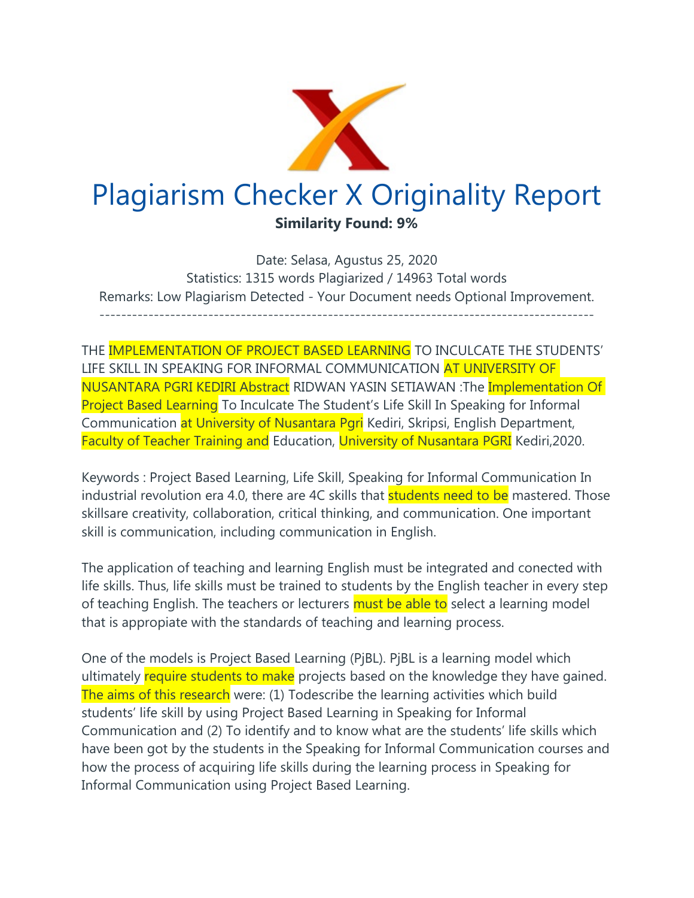# Plagiarism Checker X Originality Report

**Similarity Found: 9%**

Date: Selasa, Agustus 25, 2020
Statistics: 1315 words Plagiarized / 14963 Total words
Remarks: Low Plagiarism Detected - Your Document needs Optional Improvement.

-------------------------------------------------------------------------------------------

THE IMPLEMENTATION OF PROJECT BASED LEARNING TO INCULCATE THE STUDENTS' LIFE SKILL IN SPEAKING FOR INFORMAL COMMUNICATION AT UNIVERSITY OF NUSANTARA PGRI KEDIRI Abstract RIDWAN YASIN SETIAWAN :The Implementation Of Project Based Learning To Inculcate The Student's Life Skill In Speaking for Informal Communication at University of Nusantara Pgri Kediri, Skripsi, English Department, Faculty of Teacher Training and Education, University of Nusantara PGRI Kediri,2020.

Keywords : Project Based Learning, Life Skill, Speaking for Informal Communication In industrial revolution era 4.0, there are 4C skills that students need to be mastered. Those skillsare creativity, collaboration, critical thinking, and communication. One important skill is communication, including communication in English.

The application of teaching and learning English must be integrated and conected with life skills. Thus, life skills must be trained to students by the English teacher in every step of teaching English. The teachers or lecturers must be able to select a learning model that is appropiate with the standards of teaching and learning process.

One of the models is Project Based Learning (PjBL). PjBL is a learning model which ultimately require students to make projects based on the knowledge they have gained. The aims of this research were: (1) Todescribe the learning activities which build students' life skill by using Project Based Learning in Speaking for Informal Communication and (2) To identify and to know what are the students' life skills which have been got by the students in the Speaking for Informal Communication courses and how the process of acquiring life skills during the learning process in Speaking for Informal Communication using Project Based Learning.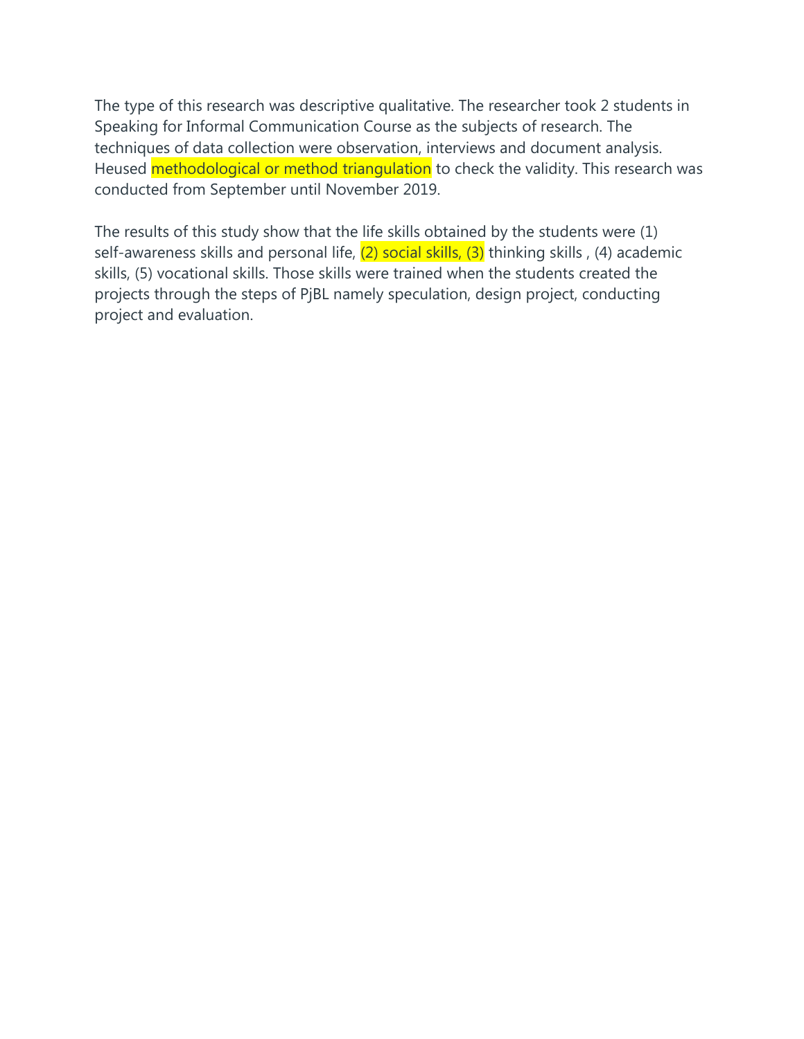The type of this research was descriptive qualitative. The researcher took 2 students in Speaking for Informal Communication Course as the subjects of research. The techniques of data collection were observation, interviews and document analysis. Heused methodological or method triangulation to check the validity. This research was conducted from September until November 2019.

The results of this study show that the life skills obtained by the students were (1) self-awareness skills and personal life, (2) social skills, (3) thinking skills , (4) academic skills, (5) vocational skills. Those skills were trained when the students created the projects through the steps of PjBL namely speculation, design project, conducting project and evaluation.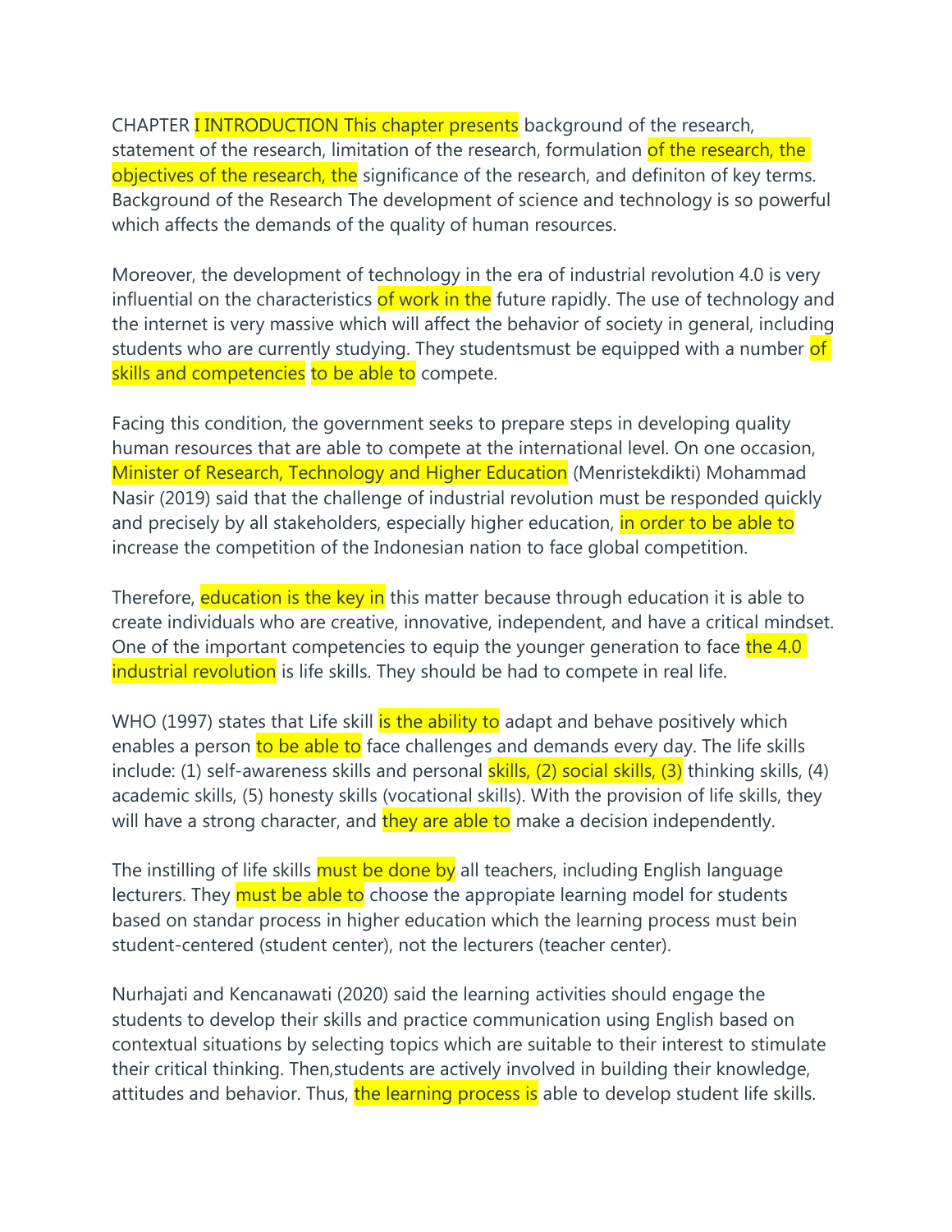CHAPTER I INTRODUCTION This chapter presents background of the research, statement of the research, limitation of the research, formulation of the research, the objectives of the research, the significance of the research, and definiton of key terms. Background of the Research The development of science and technology is so powerful which affects the demands of the quality of human resources.

Moreover, the development of technology in the era of industrial revolution 4.0 is very influential on the characteristics of work in the future rapidly. The use of technology and the internet is very massive which will affect the behavior of society in general, including students who are currently studying. They studentsmust be equipped with a number of skills and competencies to be able to compete.

Facing this condition, the government seeks to prepare steps in developing quality human resources that are able to compete at the international level. On one occasion, Minister of Research, Technology and Higher Education (Menristekdikti) Mohammad Nasir (2019) said that the challenge of industrial revolution must be responded quickly and precisely by all stakeholders, especially higher education, in order to be able to increase the competition of the Indonesian nation to face global competition.

Therefore, education is the key in this matter because through education it is able to create individuals who are creative, innovative, independent, and have a critical mindset. One of the important competencies to equip the younger generation to face the 4.0 industrial revolution is life skills. They should be had to compete in real life.

WHO (1997) states that Life skill is the ability to adapt and behave positively which enables a person to be able to face challenges and demands every day. The life skills include: (1) self-awareness skills and personal skills, (2) social skills, (3) thinking skills, (4) academic skills, (5) honesty skills (vocational skills). With the provision of life skills, they will have a strong character, and they are able to make a decision independently.

The instilling of life skills must be done by all teachers, including English language lecturers. They must be able to choose the appropiate learning model for students based on standar process in higher education which the learning process must bein student-centered (student center), not the lecturers (teacher center).

Nurhajati and Kencanawati (2020) said the learning activities should engage the students to develop their skills and practice communication using English based on contextual situations by selecting topics which are suitable to their interest to stimulate their critical thinking. Then,students are actively involved in building their knowledge, attitudes and behavior. Thus, the learning process is able to develop student life skills.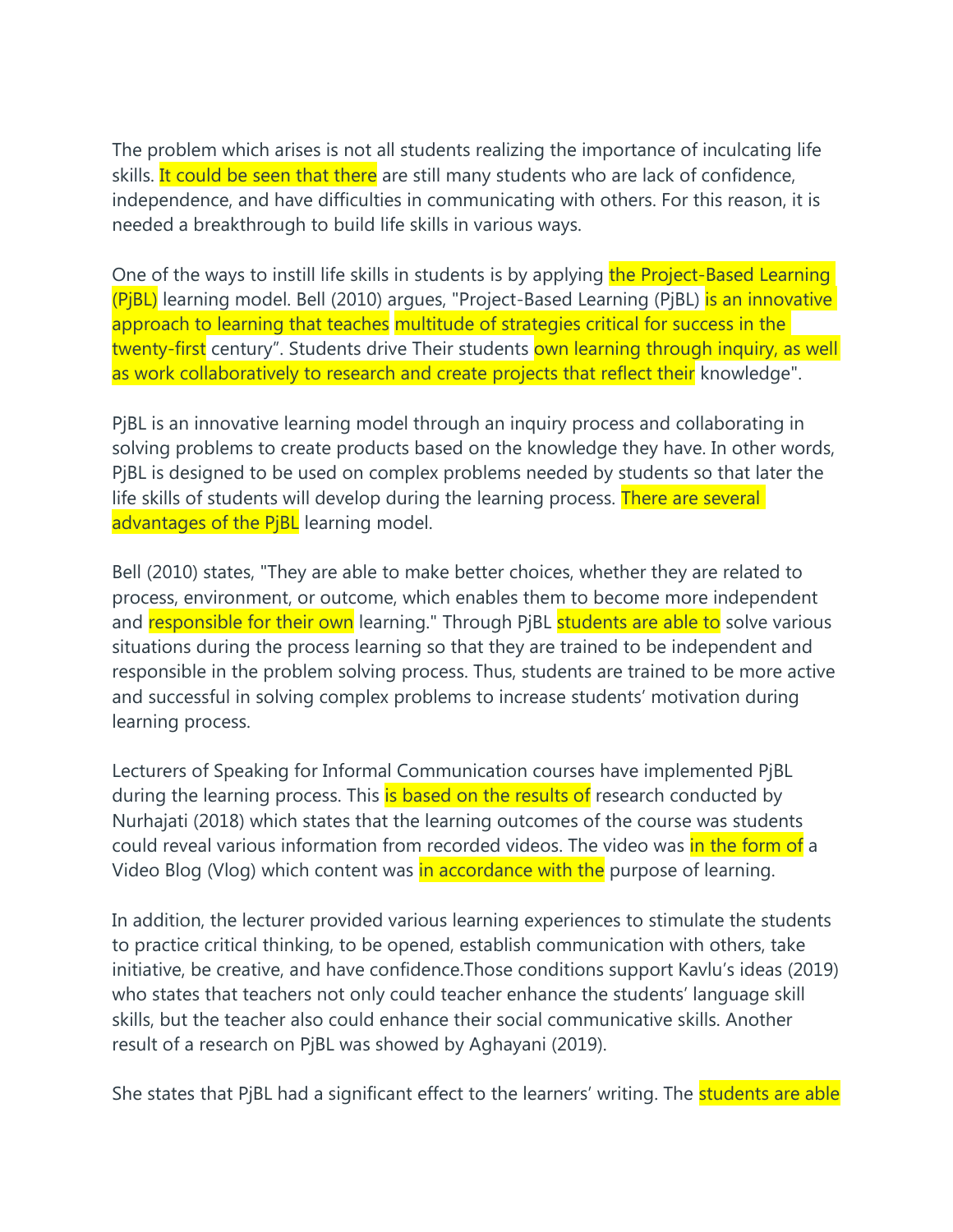The problem which arises is not all students realizing the importance of inculcating life skills. It could be seen that there are still many students who are lack of confidence, independence, and have difficulties in communicating with others. For this reason, it is needed a breakthrough to build life skills in various ways.

One of the ways to instill life skills in students is by applying the Project-Based Learning (PjBL) learning model. Bell (2010) argues, "Project-Based Learning (PjBL) is an innovative approach to learning that teaches multitude of strategies critical for success in the twenty-first century". Students drive Their students own learning through inquiry, as well as work collaboratively to research and create projects that reflect their knowledge".

PjBL is an innovative learning model through an inquiry process and collaborating in solving problems to create products based on the knowledge they have. In other words, PjBL is designed to be used on complex problems needed by students so that later the life skills of students will develop during the learning process. There are several advantages of the PjBL learning model.

Bell (2010) states, "They are able to make better choices, whether they are related to process, environment, or outcome, which enables them to become more independent and responsible for their own learning." Through PjBL students are able to solve various situations during the process learning so that they are trained to be independent and responsible in the problem solving process. Thus, students are trained to be more active and successful in solving complex problems to increase students' motivation during learning process.

Lecturers of Speaking for Informal Communication courses have implemented PjBL during the learning process. This is based on the results of research conducted by Nurhajati (2018) which states that the learning outcomes of the course was students could reveal various information from recorded videos. The video was in the form of a Video Blog (Vlog) which content was in accordance with the purpose of learning.

In addition, the lecturer provided various learning experiences to stimulate the students to practice critical thinking, to be opened, establish communication with others, take initiative, be creative, and have confidence.Those conditions support Kavlu's ideas (2019) who states that teachers not only could teacher enhance the students' language skill skills, but the teacher also could enhance their social communicative skills. Another result of a research on PjBL was showed by Aghayani (2019).

She states that PjBL had a significant effect to the learners' writing. The students are able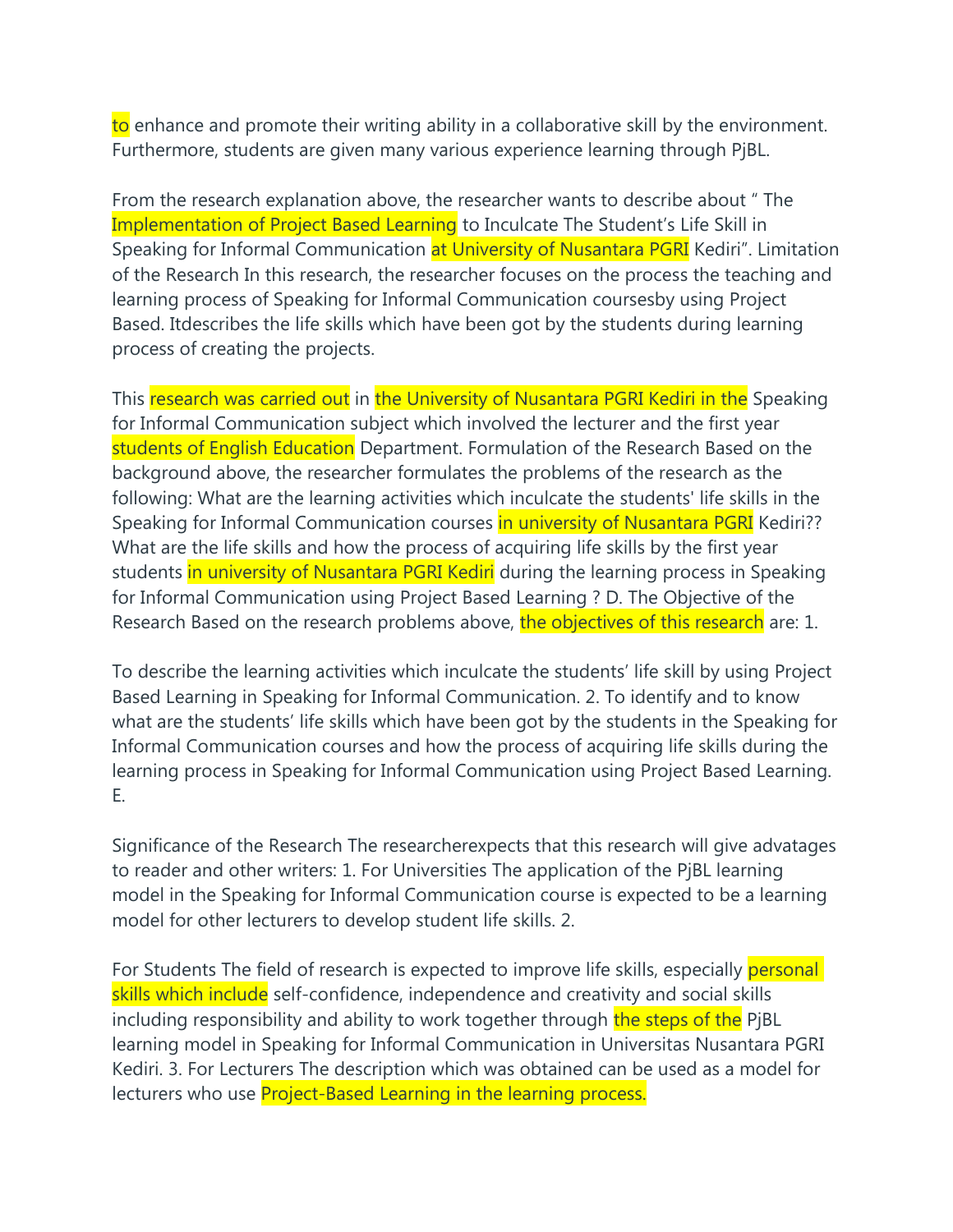to enhance and promote their writing ability in a collaborative skill by the environment. Furthermore, students are given many various experience learning through PjBL.

From the research explanation above, the researcher wants to describe about " The Implementation of Project Based Learning to Inculcate The Student's Life Skill in Speaking for Informal Communication at University of Nusantara PGRI Kediri". Limitation of the Research In this research, the researcher focuses on the process the teaching and learning process of Speaking for Informal Communication coursesby using Project Based. Itdescribes the life skills which have been got by the students during learning process of creating the projects.

This research was carried out in the University of Nusantara PGRI Kediri in the Speaking for Informal Communication subject which involved the lecturer and the first year students of English Education Department. Formulation of the Research Based on the background above, the researcher formulates the problems of the research as the following: What are the learning activities which inculcate the students' life skills in the Speaking for Informal Communication courses in university of Nusantara PGRI Kediri?? What are the life skills and how the process of acquiring life skills by the first year students in university of Nusantara PGRI Kediri during the learning process in Speaking for Informal Communication using Project Based Learning ? D. The Objective of the Research Based on the research problems above, the objectives of this research are: 1.

To describe the learning activities which inculcate the students' life skill by using Project Based Learning in Speaking for Informal Communication. 2. To identify and to know what are the students' life skills which have been got by the students in the Speaking for Informal Communication courses and how the process of acquiring life skills during the learning process in Speaking for Informal Communication using Project Based Learning. E.

Significance of the Research The researcherexpects that this research will give advatages to reader and other writers: 1. For Universities The application of the PjBL learning model in the Speaking for Informal Communication course is expected to be a learning model for other lecturers to develop student life skills. 2.

For Students The field of research is expected to improve life skills, especially personal skills which include self-confidence, independence and creativity and social skills including responsibility and ability to work together through the steps of the PjBL learning model in Speaking for Informal Communication in Universitas Nusantara PGRI Kediri. 3. For Lecturers The description which was obtained can be used as a model for lecturers who use Project-Based Learning in the learning process.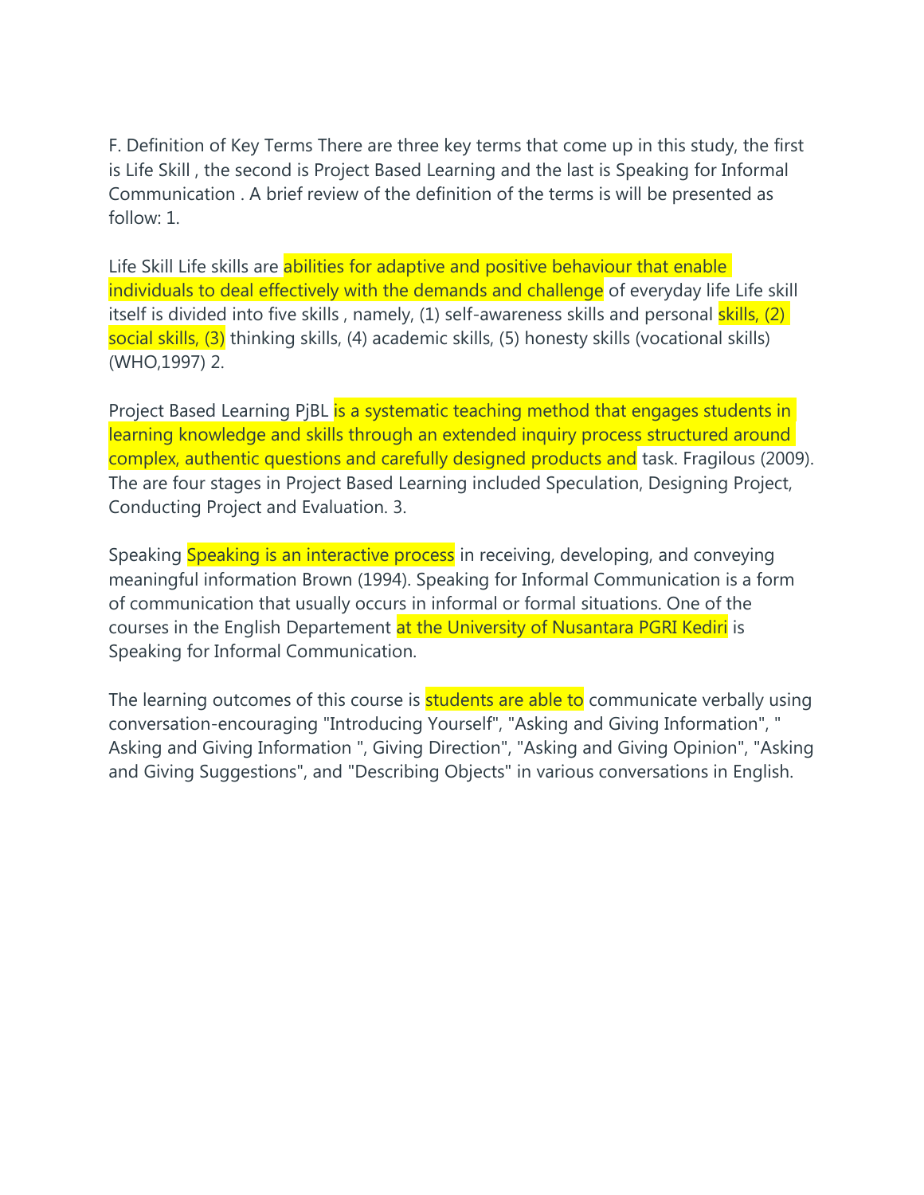F. Definition of Key Terms There are three key terms that come up in this study, the first is Life Skill , the second is Project Based Learning and the last is Speaking for Informal Communication . A brief review of the definition of the terms is will be presented as follow: 1.

Life Skill Life skills are abilities for adaptive and positive behaviour that enable individuals to deal effectively with the demands and challenge of everyday life Life skill itself is divided into five skills , namely, (1) self-awareness skills and personal skills, (2) social skills, (3) thinking skills, (4) academic skills, (5) honesty skills (vocational skills) (WHO,1997) 2.

Project Based Learning PjBL is a systematic teaching method that engages students in learning knowledge and skills through an extended inquiry process structured around complex, authentic questions and carefully designed products and task. Fragilous (2009). The are four stages in Project Based Learning included Speculation, Designing Project, Conducting Project and Evaluation. 3.

Speaking Speaking is an interactive process in receiving, developing, and conveying meaningful information Brown (1994). Speaking for Informal Communication is a form of communication that usually occurs in informal or formal situations. One of the courses in the English Departement at the University of Nusantara PGRI Kediri is Speaking for Informal Communication.

The learning outcomes of this course is students are able to communicate verbally using conversation-encouraging "Introducing Yourself", "Asking and Giving Information", " Asking and Giving Information ", Giving Direction", "Asking and Giving Opinion", "Asking and Giving Suggestions", and "Describing Objects" in various conversations in English.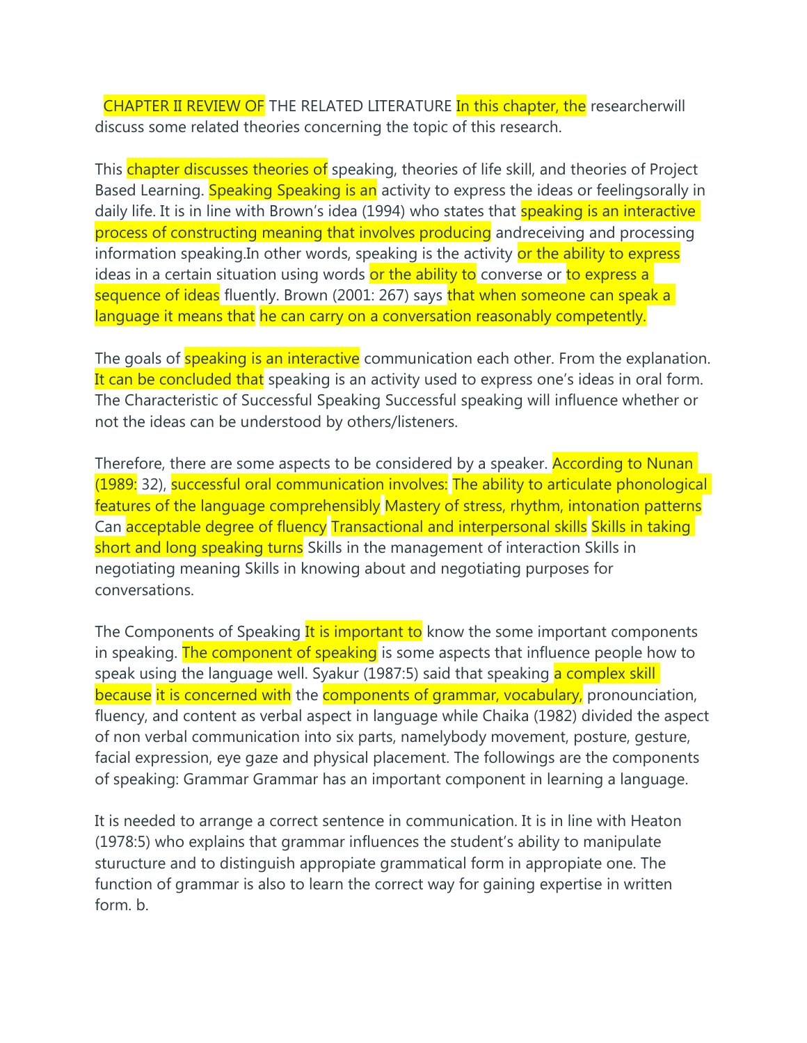CHAPTER II REVIEW OF THE RELATED LITERATURE In this chapter, the researcherwill discuss some related theories concerning the topic of this research.

This chapter discusses theories of speaking, theories of life skill, and theories of Project Based Learning. Speaking Speaking is an activity to express the ideas or feelingsorally in daily life. It is in line with Brown's idea (1994) who states that speaking is an interactive process of constructing meaning that involves producing andreceiving and processing information speaking.In other words, speaking is the activity or the ability to express ideas in a certain situation using words or the ability to converse or to express a sequence of ideas fluently. Brown (2001: 267) says that when someone can speak a language it means that he can carry on a conversation reasonably competently.

The goals of speaking is an interactive communication each other. From the explanation. It can be concluded that speaking is an activity used to express one's ideas in oral form. The Characteristic of Successful Speaking Successful speaking will influence whether or not the ideas can be understood by others/listeners.

Therefore, there are some aspects to be considered by a speaker. According to Nunan (1989: 32), successful oral communication involves: The ability to articulate phonological features of the language comprehensibly Mastery of stress, rhythm, intonation patterns Can acceptable degree of fluency Transactional and interpersonal skills Skills in taking short and long speaking turns Skills in the management of interaction Skills in negotiating meaning Skills in knowing about and negotiating purposes for conversations.

The Components of Speaking It is important to know the some important components in speaking. The component of speaking is some aspects that influence people how to speak using the language well. Syakur (1987:5) said that speaking a complex skill because it is concerned with the components of grammar, vocabulary, pronounciation, fluency, and content as verbal aspect in language while Chaika (1982) divided the aspect of non verbal communication into six parts, namelybody movement, posture, gesture, facial expression, eye gaze and physical placement. The followings are the components of speaking: Grammar Grammar has an important component in learning a language.

It is needed to arrange a correct sentence in communication. It is in line with Heaton (1978:5) who explains that grammar influences the student's ability to manipulate sturucture and to distinguish appropiate grammatical form in appropiate one. The function of grammar is also to learn the correct way for gaining expertise in written form. b.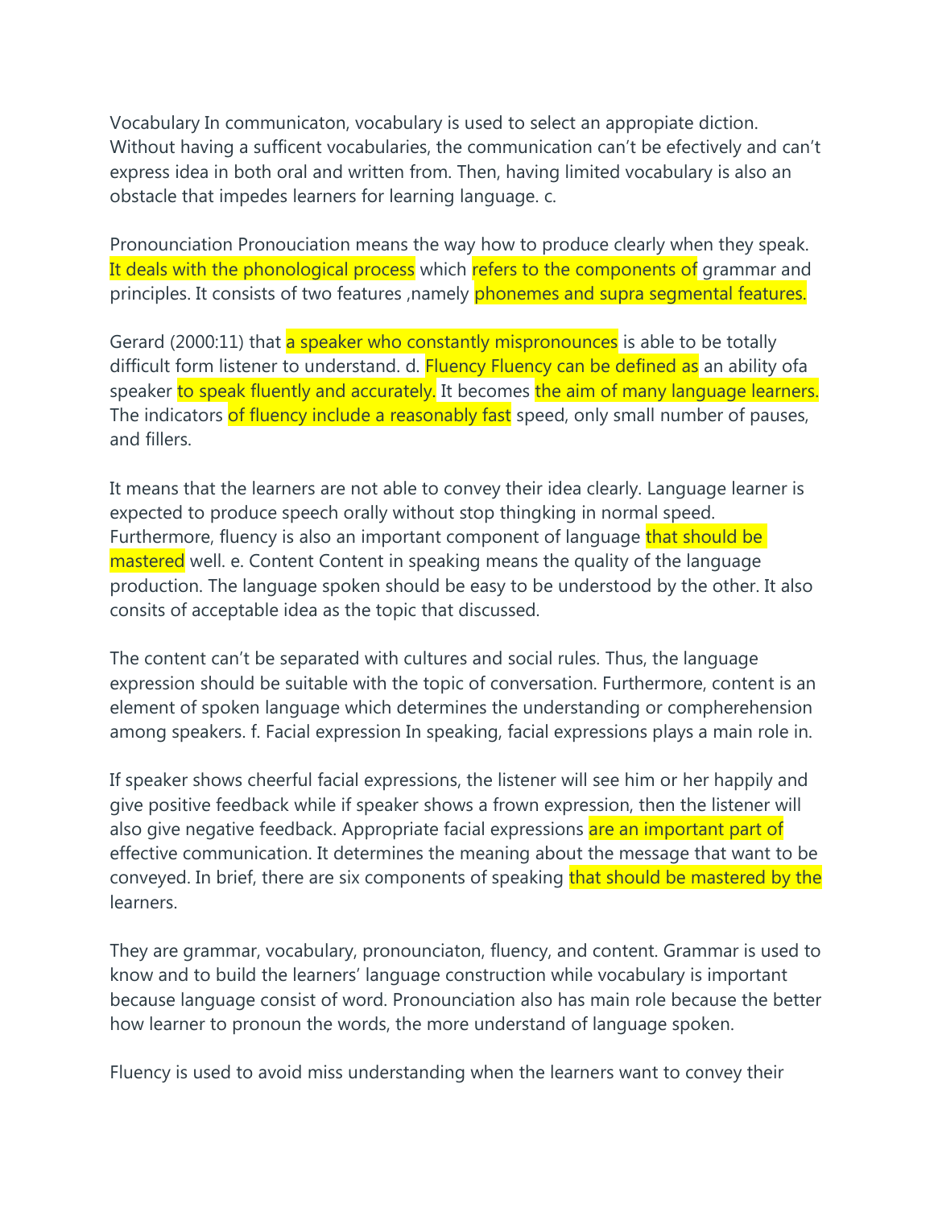Vocabulary In communicaton, vocabulary is used to select an appropiate diction. Without having a sufficent vocabularies, the communication can't be efectively and can't express idea in both oral and written from. Then, having limited vocabulary is also an obstacle that impedes learners for learning language. c.

Pronounciation Pronouciation means the way how to produce clearly when they speak. It deals with the phonological process which refers to the components of grammar and principles. It consists of two features ,namely phonemes and supra segmental features.

Gerard (2000:11) that a speaker who constantly mispronounces is able to be totally difficult form listener to understand. d. Fluency Fluency can be defined as an ability ofa speaker to speak fluently and accurately. It becomes the aim of many language learners. The indicators of fluency include a reasonably fast speed, only small number of pauses, and fillers.

It means that the learners are not able to convey their idea clearly. Language learner is expected to produce speech orally without stop thingking in normal speed. Furthermore, fluency is also an important component of language that should be mastered well. e. Content Content in speaking means the quality of the language production. The language spoken should be easy to be understood by the other. It also consits of acceptable idea as the topic that discussed.

The content can't be separated with cultures and social rules. Thus, the language expression should be suitable with the topic of conversation. Furthermore, content is an element of spoken language which determines the understanding or compherehension among speakers. f. Facial expression In speaking, facial expressions plays a main role in.

If speaker shows cheerful facial expressions, the listener will see him or her happily and give positive feedback while if speaker shows a frown expression, then the listener will also give negative feedback. Appropriate facial expressions are an important part of effective communication. It determines the meaning about the message that want to be conveyed. In brief, there are six components of speaking that should be mastered by the learners.

They are grammar, vocabulary, pronounciaton, fluency, and content. Grammar is used to know and to build the learners' language construction while vocabulary is important because language consist of word. Pronounciation also has main role because the better how learner to pronoun the words, the more understand of language spoken.

Fluency is used to avoid miss understanding when the learners want to convey their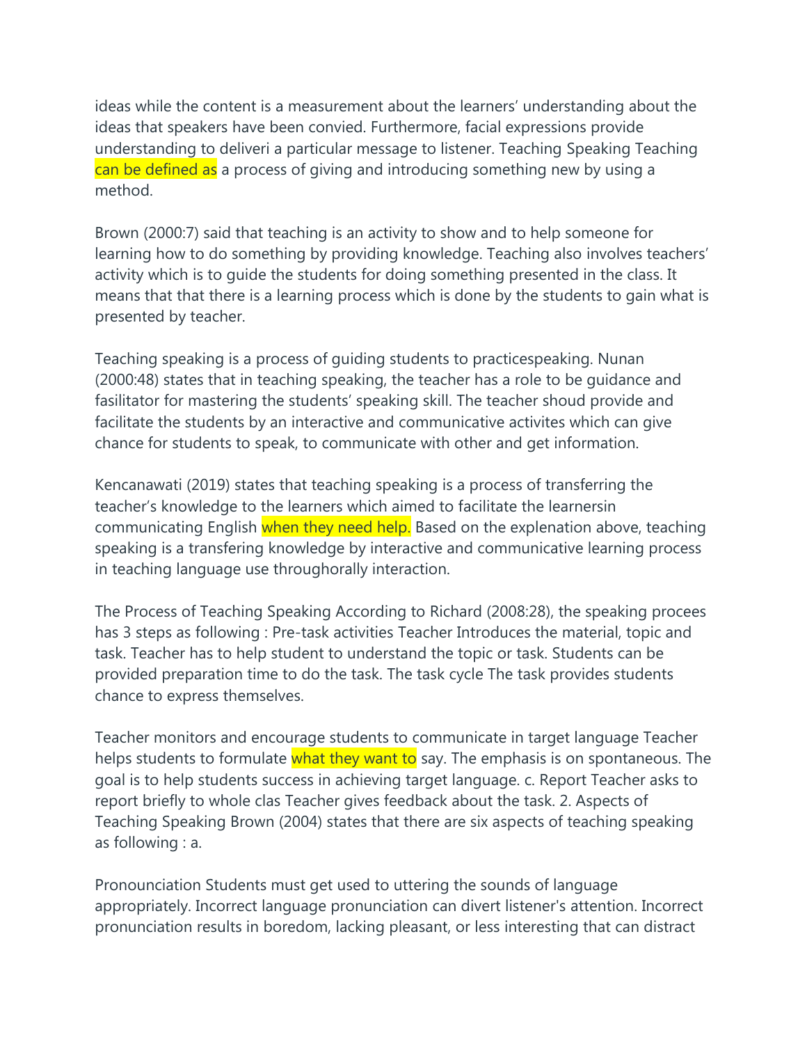ideas while the content is a measurement about the learners' understanding about the ideas that speakers have been convied. Furthermore, facial expressions provide understanding to deliveri a particular message to listener. Teaching Speaking Teaching can be defined as a process of giving and introducing something new by using a method.

Brown (2000:7) said that teaching is an activity to show and to help someone for learning how to do something by providing knowledge. Teaching also involves teachers' activity which is to guide the students for doing something presented in the class. It means that that there is a learning process which is done by the students to gain what is presented by teacher.

Teaching speaking is a process of guiding students to practicespeaking. Nunan (2000:48) states that in teaching speaking, the teacher has a role to be guidance and fasilitator for mastering the students' speaking skill. The teacher shoud provide and facilitate the students by an interactive and communicative activites which can give chance for students to speak, to communicate with other and get information.

Kencanawati (2019) states that teaching speaking is a process of transferring the teacher's knowledge to the learners which aimed to facilitate the learnersin communicating English when they need help. Based on the explenation above, teaching speaking is a transfering knowledge by interactive and communicative learning process in teaching language use throughorally interaction.

The Process of Teaching Speaking According to Richard (2008:28), the speaking procees has 3 steps as following : Pre-task activities Teacher Introduces the material, topic and task. Teacher has to help student to understand the topic or task. Students can be provided preparation time to do the task. The task cycle The task provides students chance to express themselves.

Teacher monitors and encourage students to communicate in target language Teacher helps students to formulate what they want to say. The emphasis is on spontaneous. The goal is to help students success in achieving target language. c. Report Teacher asks to report briefly to whole clas Teacher gives feedback about the task. 2. Aspects of Teaching Speaking Brown (2004) states that there are six aspects of teaching speaking as following : a.

Pronounciation Students must get used to uttering the sounds of language appropriately. Incorrect language pronunciation can divert listener's attention. Incorrect pronunciation results in boredom, lacking pleasant, or less interesting that can distract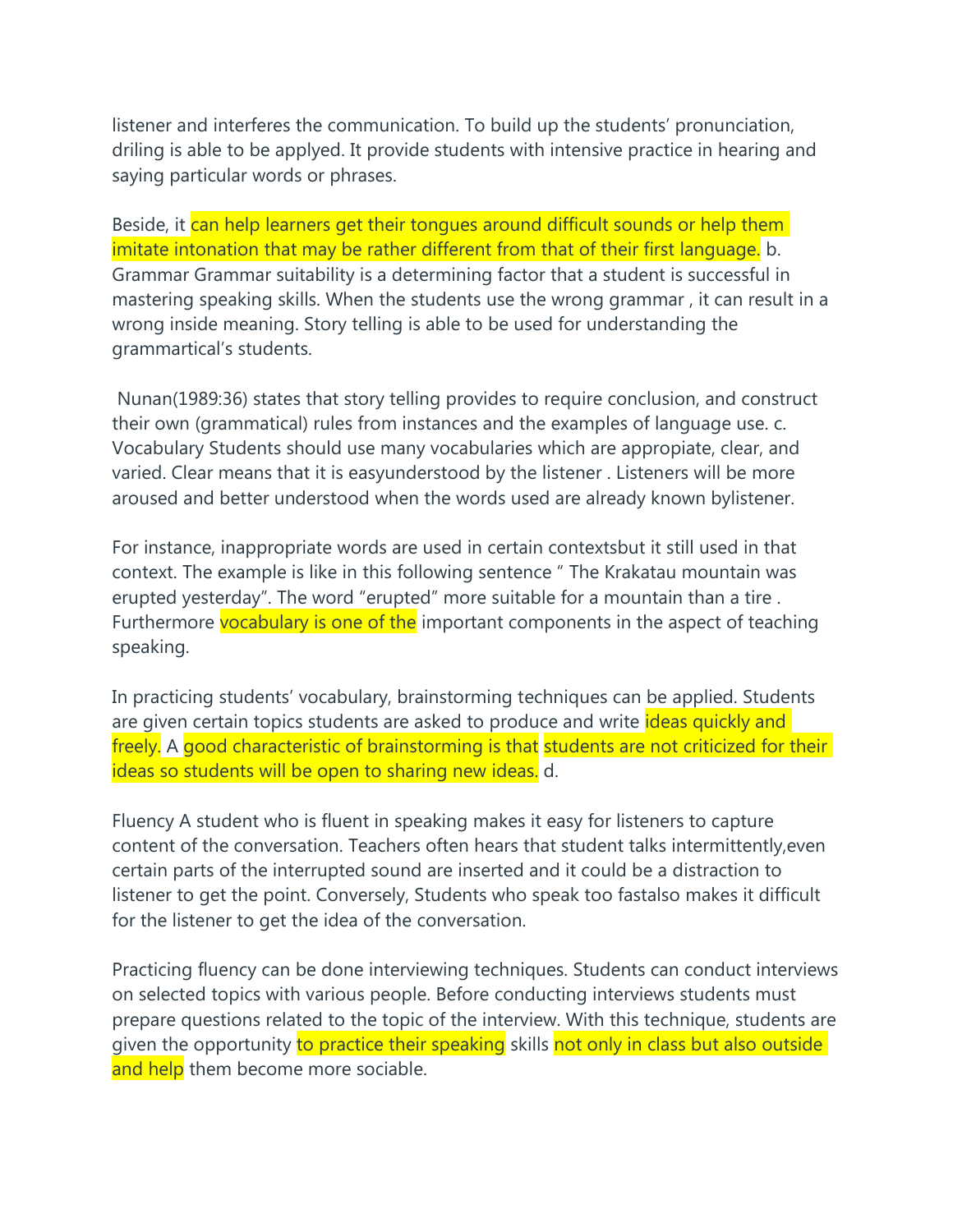listener and interferes the communication. To build up the students' pronunciation, driling is able to be applyed. It provide students with intensive practice in hearing and saying particular words or phrases.

Beside, it can help learners get their tongues around difficult sounds or help them imitate intonation that may be rather different from that of their first language. b. Grammar Grammar suitability is a determining factor that a student is successful in mastering speaking skills. When the students use the wrong grammar , it can result in a wrong inside meaning. Story telling is able to be used for understanding the grammartical's students.

Nunan(1989:36) states that story telling provides to require conclusion, and construct their own (grammatical) rules from instances and the examples of language use. c. Vocabulary Students should use many vocabularies which are appropiate, clear, and varied. Clear means that it is easyunderstood by the listener . Listeners will be more aroused and better understood when the words used are already known bylistener.

For instance, inappropriate words are used in certain contextsbut it still used in that context. The example is like in this following sentence " The Krakatau mountain was erupted yesterday". The word "erupted" more suitable for a mountain than a tire . Furthermore vocabulary is one of the important components in the aspect of teaching speaking.

In practicing students' vocabulary, brainstorming techniques can be applied. Students are given certain topics students are asked to produce and write ideas quickly and freely. A good characteristic of brainstorming is that students are not criticized for their ideas so students will be open to sharing new ideas. d.

Fluency A student who is fluent in speaking makes it easy for listeners to capture content of the conversation. Teachers often hears that student talks intermittently,even certain parts of the interrupted sound are inserted and it could be a distraction to listener to get the point. Conversely, Students who speak too fastalso makes it difficult for the listener to get the idea of the conversation.

Practicing fluency can be done interviewing techniques. Students can conduct interviews on selected topics with various people. Before conducting interviews students must prepare questions related to the topic of the interview. With this technique, students are given the opportunity to practice their speaking skills not only in class but also outside and help them become more sociable.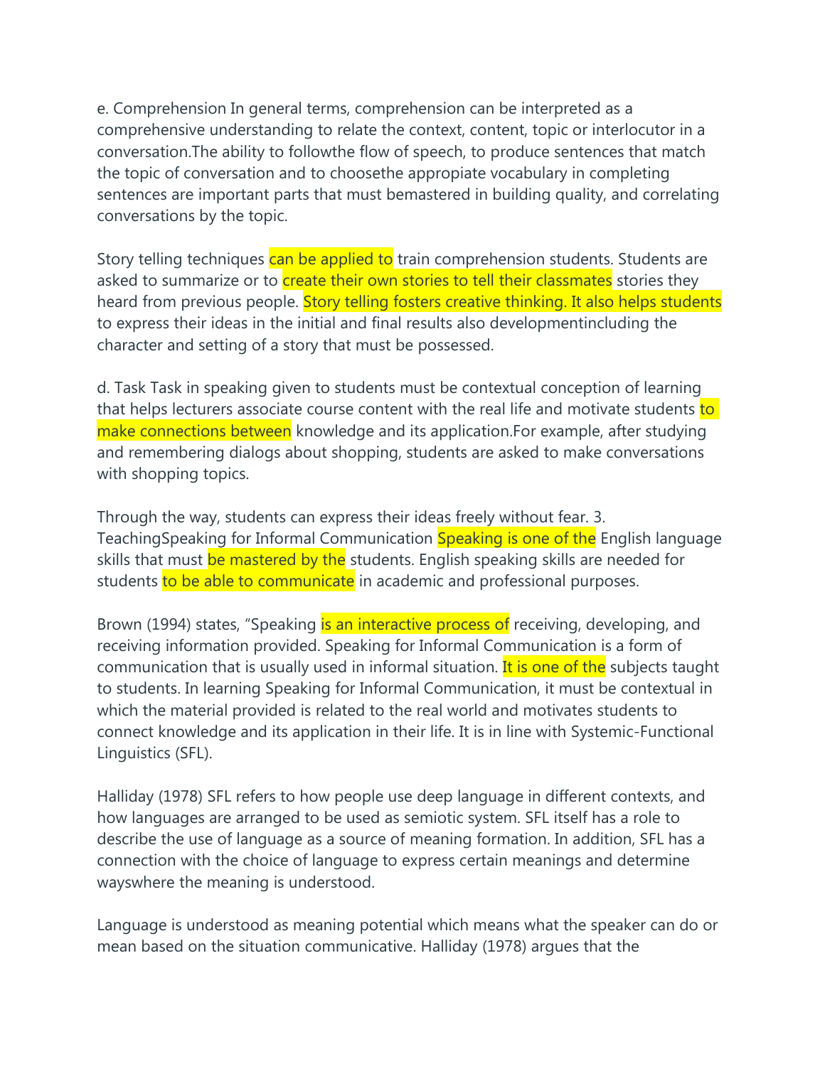e. Comprehension In general terms, comprehension can be interpreted as a comprehensive understanding to relate the context, content, topic or interlocutor in a conversation.The ability to followthe flow of speech, to produce sentences that match the topic of conversation and to choosethe appropiate vocabulary in completing sentences are important parts that must bemastered in building quality, and correlating conversations by the topic.

Story telling techniques can be applied to train comprehension students. Students are asked to summarize or to create their own stories to tell their classmates stories they heard from previous people. Story telling fosters creative thinking. It also helps students to express their ideas in the initial and final results also developmentincluding the character and setting of a story that must be possessed.

d. Task Task in speaking given to students must be contextual conception of learning that helps lecturers associate course content with the real life and motivate students to make connections between knowledge and its application.For example, after studying and remembering dialogs about shopping, students are asked to make conversations with shopping topics.

Through the way, students can express their ideas freely without fear. 3. TeachingSpeaking for Informal Communication Speaking is one of the English language skills that must be mastered by the students. English speaking skills are needed for students to be able to communicate in academic and professional purposes.

Brown (1994) states, "Speaking is an interactive process of receiving, developing, and receiving information provided. Speaking for Informal Communication is a form of communication that is usually used in informal situation. It is one of the subjects taught to students. In learning Speaking for Informal Communication, it must be contextual in which the material provided is related to the real world and motivates students to connect knowledge and its application in their life. It is in line with Systemic-Functional Linguistics (SFL).

Halliday (1978) SFL refers to how people use deep language in different contexts, and how languages are arranged to be used as semiotic system. SFL itself has a role to describe the use of language as a source of meaning formation. In addition, SFL has a connection with the choice of language to express certain meanings and determine wayswhere the meaning is understood.

Language is understood as meaning potential which means what the speaker can do or mean based on the situation communicative. Halliday (1978) argues that the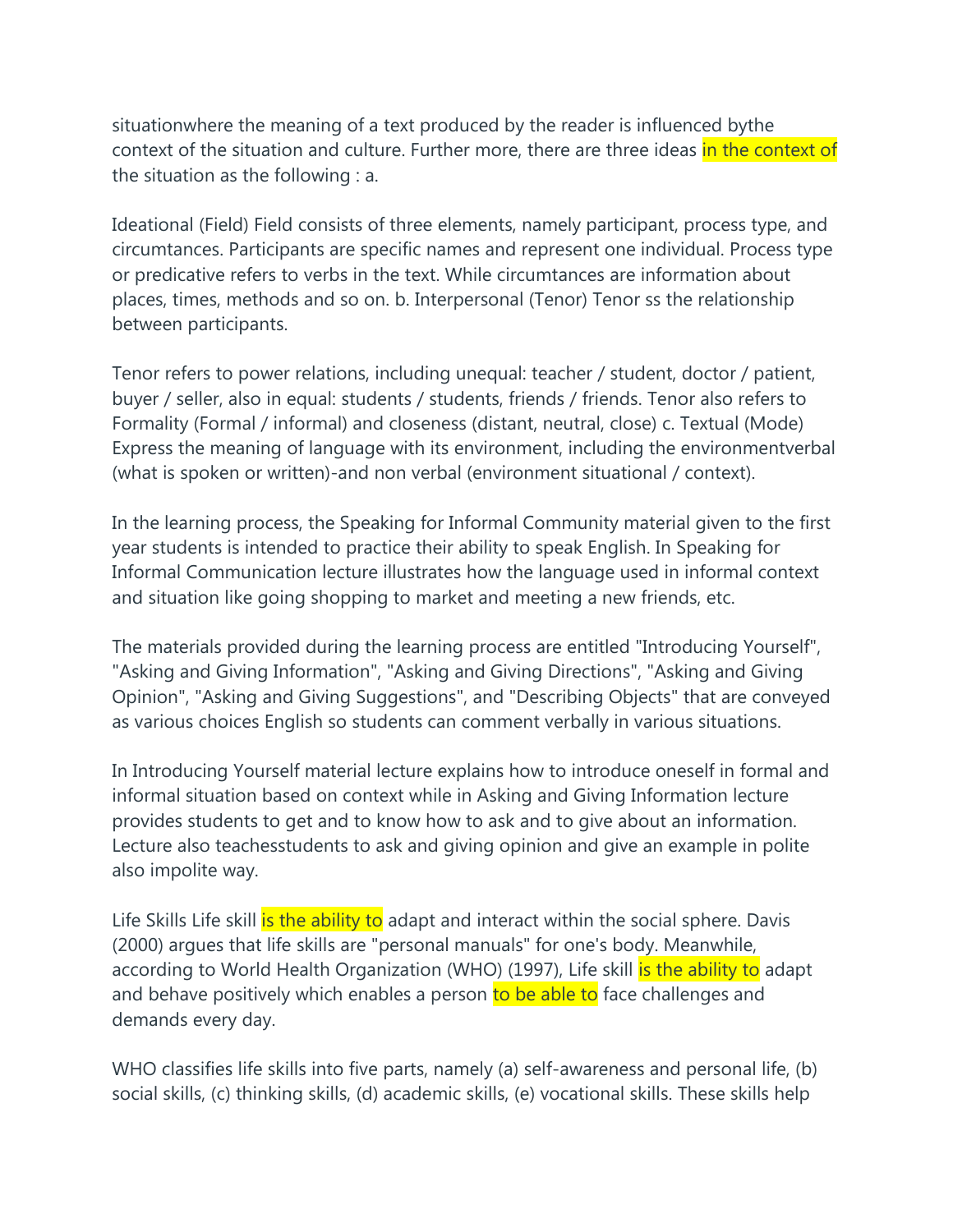situationwhere the meaning of a text produced by the reader is influenced bythe context of the situation and culture. Further more, there are three ideas in the context of the situation as the following : a.

Ideational (Field) Field consists of three elements, namely participant, process type, and circumtances. Participants are specific names and represent one individual. Process type or predicative refers to verbs in the text. While circumtances are information about places, times, methods and so on. b. Interpersonal (Tenor) Tenor ss the relationship between participants.

Tenor refers to power relations, including unequal: teacher / student, doctor / patient, buyer / seller, also in equal: students / students, friends / friends. Tenor also refers to Formality (Formal / informal) and closeness (distant, neutral, close) c. Textual (Mode) Express the meaning of language with its environment, including the environmentverbal (what is spoken or written)-and non verbal (environment situational / context).

In the learning process, the Speaking for Informal Community material given to the first year students is intended to practice their ability to speak English. In Speaking for Informal Communication lecture illustrates how the language used in informal context and situation like going shopping to market and meeting a new friends, etc.

The materials provided during the learning process are entitled "Introducing Yourself", "Asking and Giving Information", "Asking and Giving Directions", "Asking and Giving Opinion", "Asking and Giving Suggestions", and "Describing Objects" that are conveyed as various choices English so students can comment verbally in various situations.

In Introducing Yourself material lecture explains how to introduce oneself in formal and informal situation based on context while in Asking and Giving Information lecture provides students to get and to know how to ask and to give about an information. Lecture also teachesstudents to ask and giving opinion and give an example in polite also impolite way.

Life Skills Life skill is the ability to adapt and interact within the social sphere. Davis (2000) argues that life skills are "personal manuals" for one's body. Meanwhile, according to World Health Organization (WHO) (1997), Life skill is the ability to adapt and behave positively which enables a person to be able to face challenges and demands every day.

WHO classifies life skills into five parts, namely (a) self-awareness and personal life, (b) social skills, (c) thinking skills, (d) academic skills, (e) vocational skills. These skills help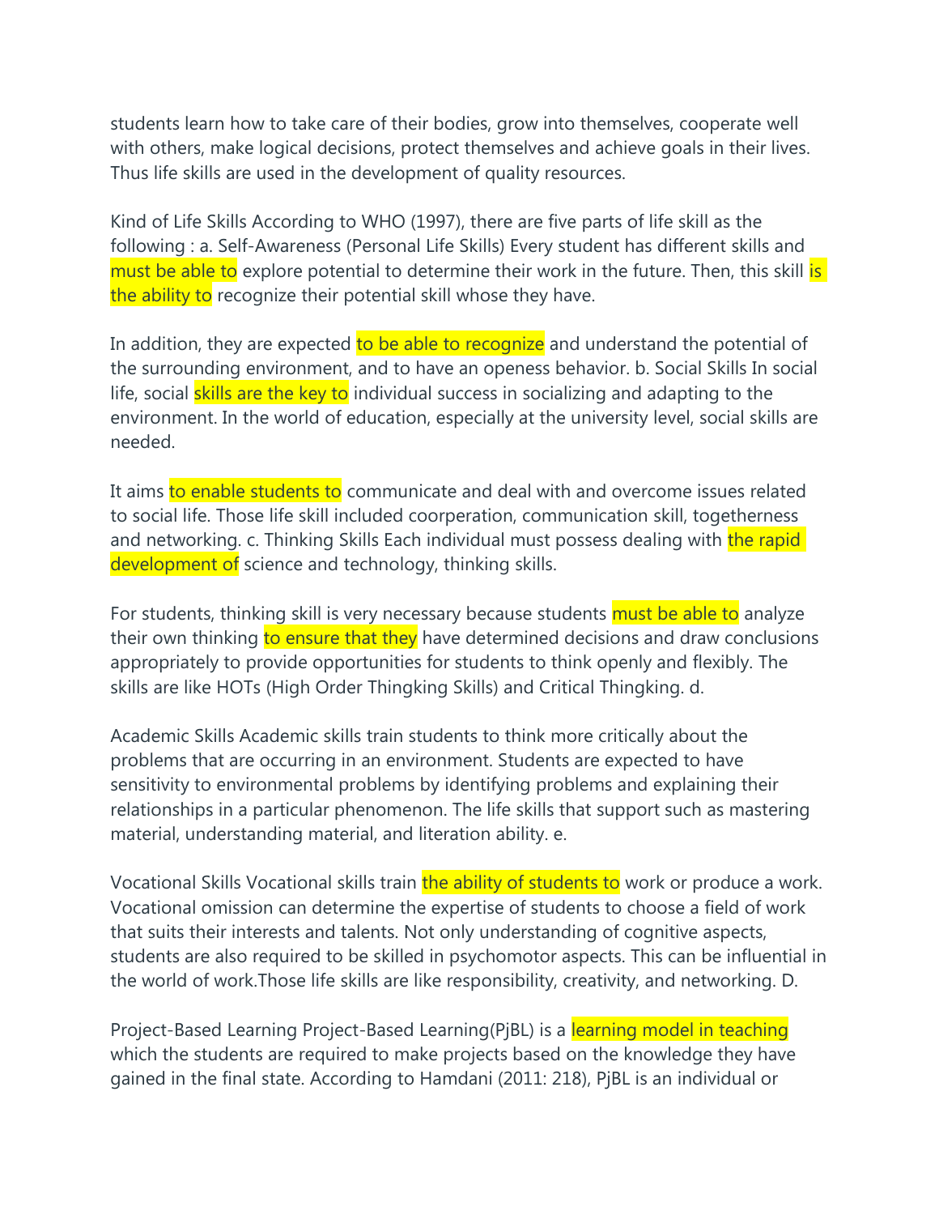students learn how to take care of their bodies, grow into themselves, cooperate well with others, make logical decisions, protect themselves and achieve goals in their lives. Thus life skills are used in the development of quality resources.

Kind of Life Skills According to WHO (1997), there are five parts of life skill as the following : a. Self-Awareness (Personal Life Skills) Every student has different skills and must be able to explore potential to determine their work in the future. Then, this skill is the ability to recognize their potential skill whose they have.

In addition, they are expected to be able to recognize and understand the potential of the surrounding environment, and to have an openess behavior. b. Social Skills In social life, social skills are the key to individual success in socializing and adapting to the environment. In the world of education, especially at the university level, social skills are needed.

It aims to enable students to communicate and deal with and overcome issues related to social life. Those life skill included coorperation, communication skill, togetherness and networking. c. Thinking Skills Each individual must possess dealing with the rapid development of science and technology, thinking skills.

For students, thinking skill is very necessary because students must be able to analyze their own thinking to ensure that they have determined decisions and draw conclusions appropriately to provide opportunities for students to think openly and flexibly. The skills are like HOTs (High Order Thingking Skills) and Critical Thingking. d.

Academic Skills Academic skills train students to think more critically about the problems that are occurring in an environment. Students are expected to have sensitivity to environmental problems by identifying problems and explaining their relationships in a particular phenomenon. The life skills that support such as mastering material, understanding material, and literation ability. e.

Vocational Skills Vocational skills train the ability of students to work or produce a work. Vocational omission can determine the expertise of students to choose a field of work that suits their interests and talents. Not only understanding of cognitive aspects, students are also required to be skilled in psychomotor aspects. This can be influential in the world of work.Those life skills are like responsibility, creativity, and networking. D.

Project-Based Learning Project-Based Learning(PjBL) is a learning model in teaching which the students are required to make projects based on the knowledge they have gained in the final state. According to Hamdani (2011: 218), PjBL is an individual or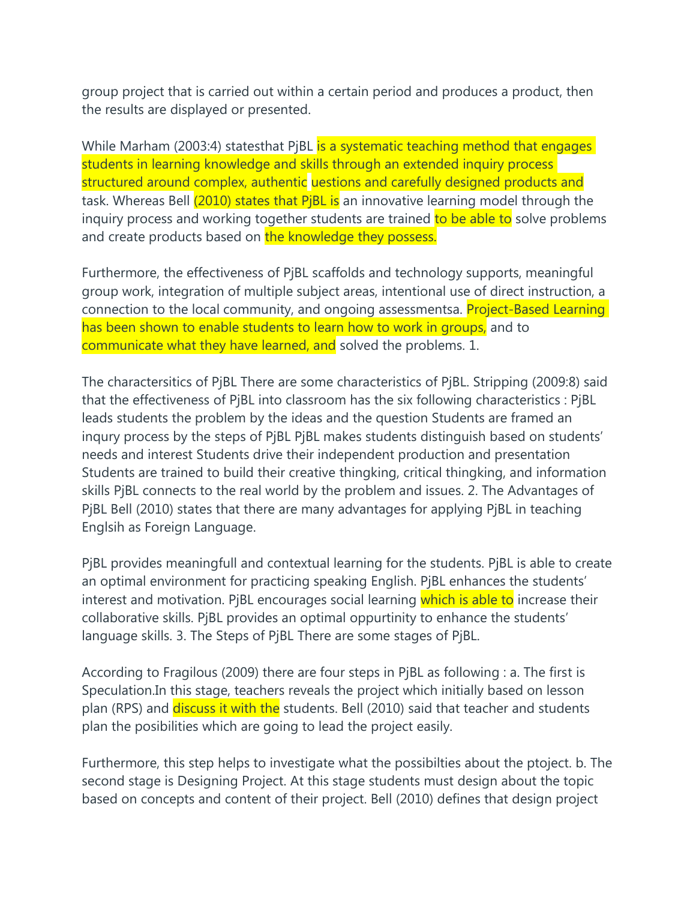group project that is carried out within a certain period and produces a product, then the results are displayed or presented.

While Marham (2003:4) statesthat PjBL is a systematic teaching method that engages students in learning knowledge and skills through an extended inquiry process structured around complex, authentic uestions and carefully designed products and task. Whereas Bell (2010) states that PjBL is an innovative learning model through the inquiry process and working together students are trained to be able to solve problems and create products based on the knowledge they possess.

Furthermore, the effectiveness of PjBL scaffolds and technology supports, meaningful group work, integration of multiple subject areas, intentional use of direct instruction, a connection to the local community, and ongoing assessmentsa. Project-Based Learning has been shown to enable students to learn how to work in groups, and to communicate what they have learned, and solved the problems. 1.

The charactersitics of PjBL There are some characteristics of PjBL. Stripping (2009:8) said that the effectiveness of PjBL into classroom has the six following characteristics : PjBL leads students the problem by the ideas and the question Students are framed an inqury process by the steps of PjBL PjBL makes students distinguish based on students' needs and interest Students drive their independent production and presentation Students are trained to build their creative thingking, critical thingking, and information skills PjBL connects to the real world by the problem and issues. 2. The Advantages of PjBL Bell (2010) states that there are many advantages for applying PjBL in teaching Englsih as Foreign Language.

PjBL provides meaningfull and contextual learning for the students. PjBL is able to create an optimal environment for practicing speaking English. PjBL enhances the students' interest and motivation. PjBL encourages social learning which is able to increase their collaborative skills. PjBL provides an optimal oppurtinity to enhance the students' language skills. 3. The Steps of PjBL There are some stages of PjBL.

According to Fragilous (2009) there are four steps in PjBL as following : a. The first is Speculation.In this stage, teachers reveals the project which initially based on lesson plan (RPS) and discuss it with the students. Bell (2010) said that teacher and students plan the posibilities which are going to lead the project easily.

Furthermore, this step helps to investigate what the possibilties about the ptoject. b. The second stage is Designing Project. At this stage students must design about the topic based on concepts and content of their project. Bell (2010) defines that design project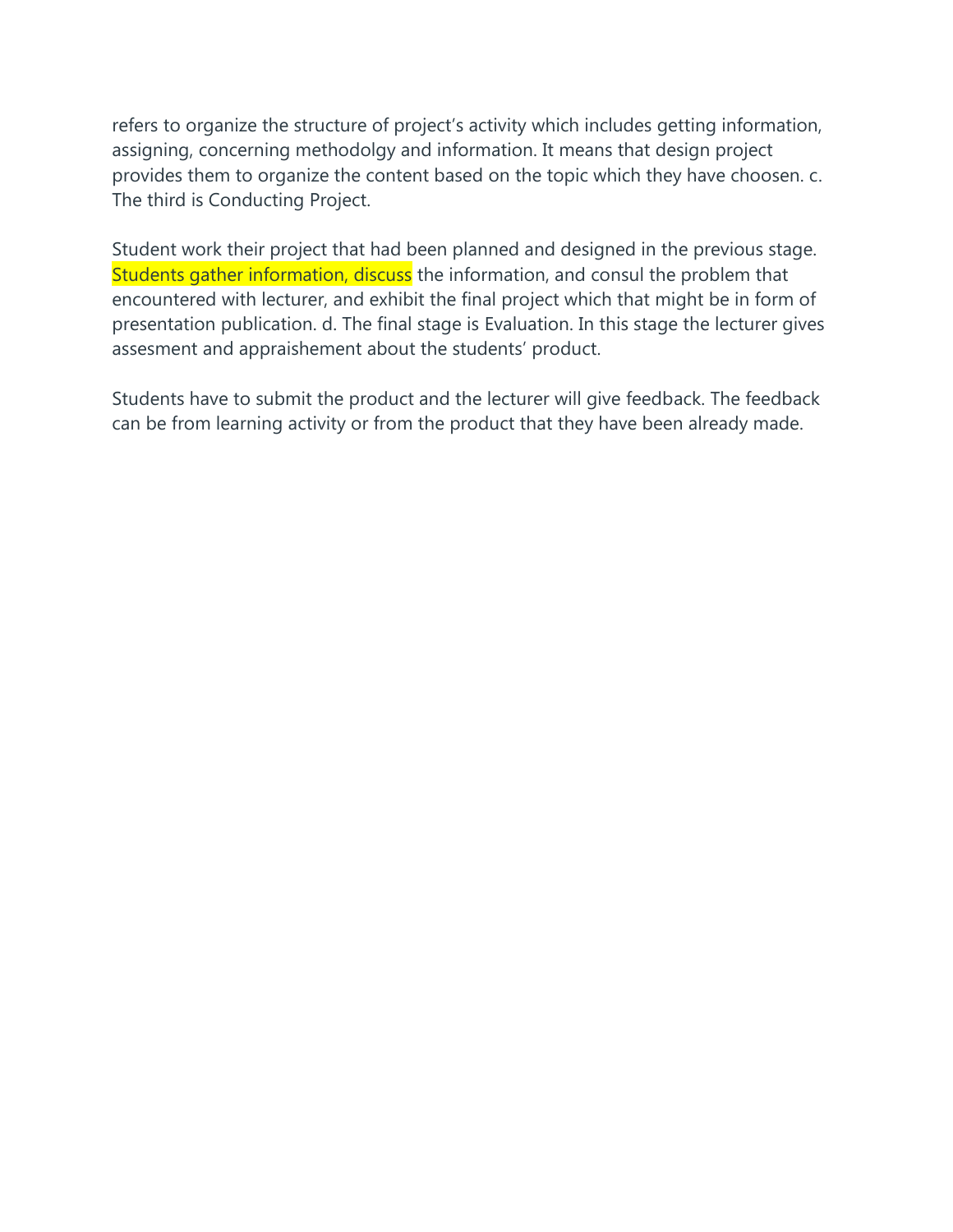refers to organize the structure of project's activity which includes getting information, assigning, concerning methodolgy and information. It means that design project provides them to organize the content based on the topic which they have choosen. c. The third is Conducting Project.

Student work their project that had been planned and designed in the previous stage. Students gather information, discuss the information, and consul the problem that encountered with lecturer, and exhibit the final project which that might be in form of presentation publication. d. The final stage is Evaluation. In this stage the lecturer gives assesment and appraishement about the students' product.

Students have to submit the product and the lecturer will give feedback. The feedback can be from learning activity or from the product that they have been already made.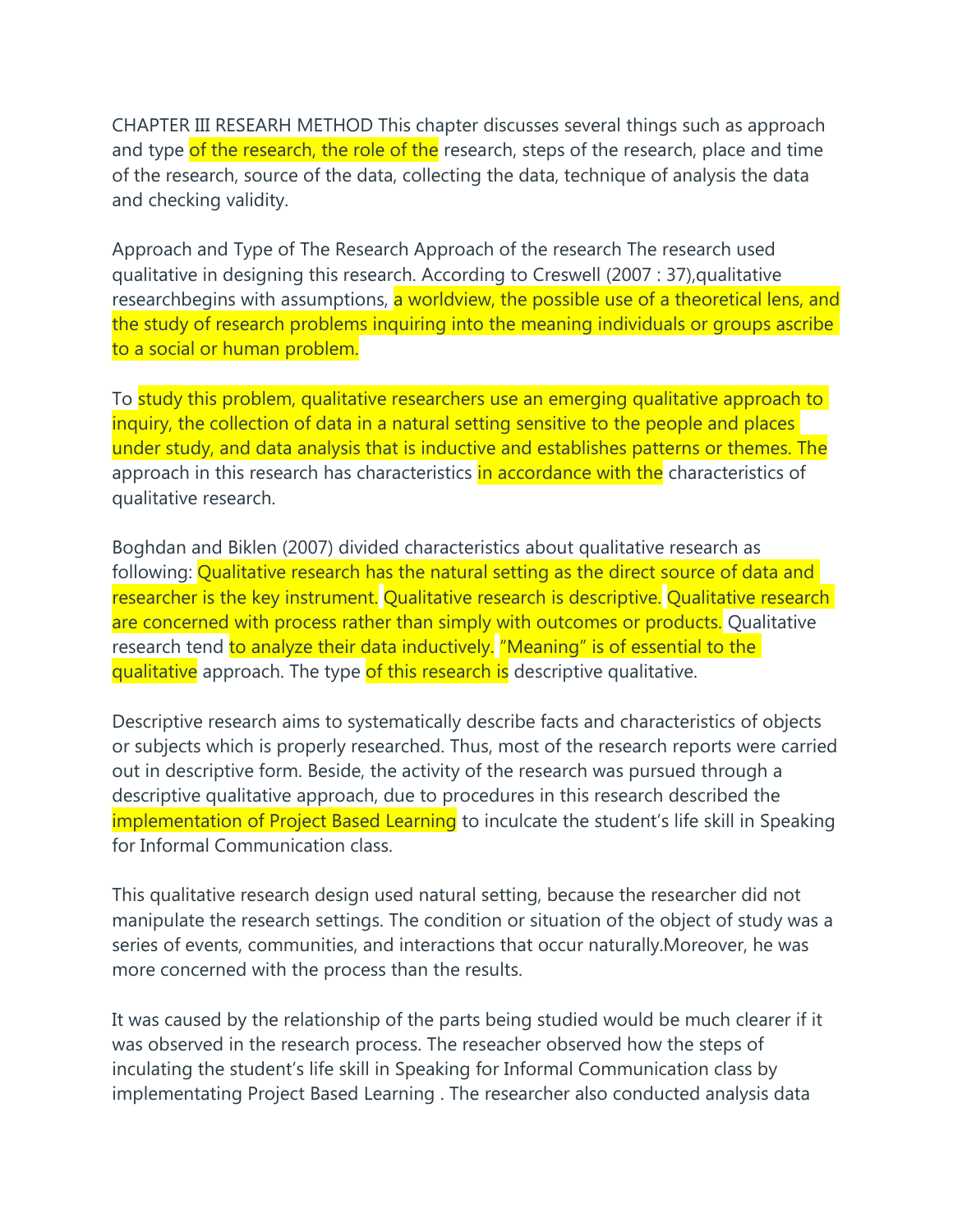CHAPTER III RESEARH METHOD This chapter discusses several things such as approach and type of the research, the role of the research, steps of the research, place and time of the research, source of the data, collecting the data, technique of analysis the data and checking validity.

Approach and Type of The Research Approach of the research The research used qualitative in designing this research. According to Creswell (2007 : 37),qualitative researchbegins with assumptions, a worldview, the possible use of a theoretical lens, and the study of research problems inquiring into the meaning individuals or groups ascribe to a social or human problem.

To study this problem, qualitative researchers use an emerging qualitative approach to inquiry, the collection of data in a natural setting sensitive to the people and places under study, and data analysis that is inductive and establishes patterns or themes. The approach in this research has characteristics in accordance with the characteristics of qualitative research.

Boghdan and Biklen (2007) divided characteristics about qualitative research as following: Qualitative research has the natural setting as the direct source of data and researcher is the key instrument. Qualitative research is descriptive. Qualitative research are concerned with process rather than simply with outcomes or products. Qualitative research tend to analyze their data inductively. "Meaning" is of essential to the qualitative approach. The type of this research is descriptive qualitative.

Descriptive research aims to systematically describe facts and characteristics of objects or subjects which is properly researched. Thus, most of the research reports were carried out in descriptive form. Beside, the activity of the research was pursued through a descriptive qualitative approach, due to procedures in this research described the implementation of Project Based Learning to inculcate the student's life skill in Speaking for Informal Communication class.

This qualitative research design used natural setting, because the researcher did not manipulate the research settings. The condition or situation of the object of study was a series of events, communities, and interactions that occur naturally.Moreover, he was more concerned with the process than the results.

It was caused by the relationship of the parts being studied would be much clearer if it was observed in the research process. The reseacher observed how the steps of inculating the student's life skill in Speaking for Informal Communication class by implementating Project Based Learning . The researcher also conducted analysis data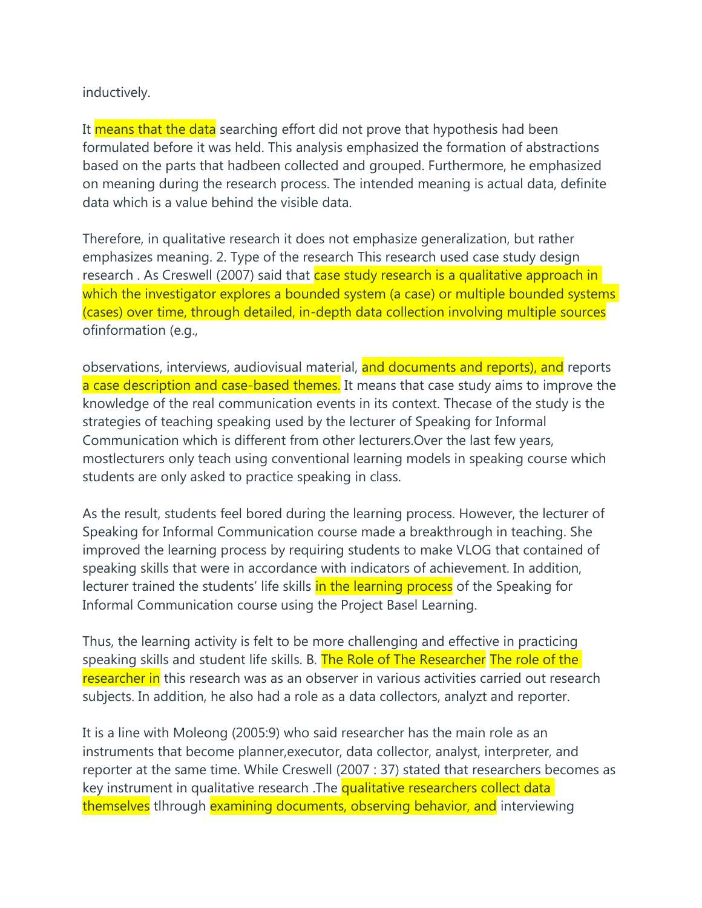inductively.

It means that the data searching effort did not prove that hypothesis had been formulated before it was held. This analysis emphasized the formation of abstractions based on the parts that hadbeen collected and grouped. Furthermore, he emphasized on meaning during the research process. The intended meaning is actual data, definite data which is a value behind the visible data.

Therefore, in qualitative research it does not emphasize generalization, but rather emphasizes meaning. 2. Type of the research This research used case study design research . As Creswell (2007) said that case study research is a qualitative approach in which the investigator explores a bounded system (a case) or multiple bounded systems (cases) over time, through detailed, in-depth data collection involving multiple sources ofinformation (e.g.,

observations, interviews, audiovisual material, and documents and reports), and reports a case description and case-based themes. It means that case study aims to improve the knowledge of the real communication events in its context. Thecase of the study is the strategies of teaching speaking used by the lecturer of Speaking for Informal Communication which is different from other lecturers.Over the last few years, mostlecturers only teach using conventional learning models in speaking course which students are only asked to practice speaking in class.

As the result, students feel bored during the learning process. However, the lecturer of Speaking for Informal Communication course made a breakthrough in teaching. She improved the learning process by requiring students to make VLOG that contained of speaking skills that were in accordance with indicators of achievement. In addition, lecturer trained the students' life skills in the learning process of the Speaking for Informal Communication course using the Project Basel Learning.

Thus, the learning activity is felt to be more challenging and effective in practicing speaking skills and student life skills. B. The Role of The Researcher The role of the researcher in this research was as an observer in various activities carried out research subjects. In addition, he also had a role as a data collectors, analyzt and reporter.

It is a line with Moleong (2005:9) who said researcher has the main role as an instruments that become planner,executor, data collector, analyst, interpreter, and reporter at the same time. While Creswell (2007 : 37) stated that researchers becomes as key instrument in qualitative research .The qualitative researchers collect data themselves tlhrough examining documents, observing behavior, and interviewing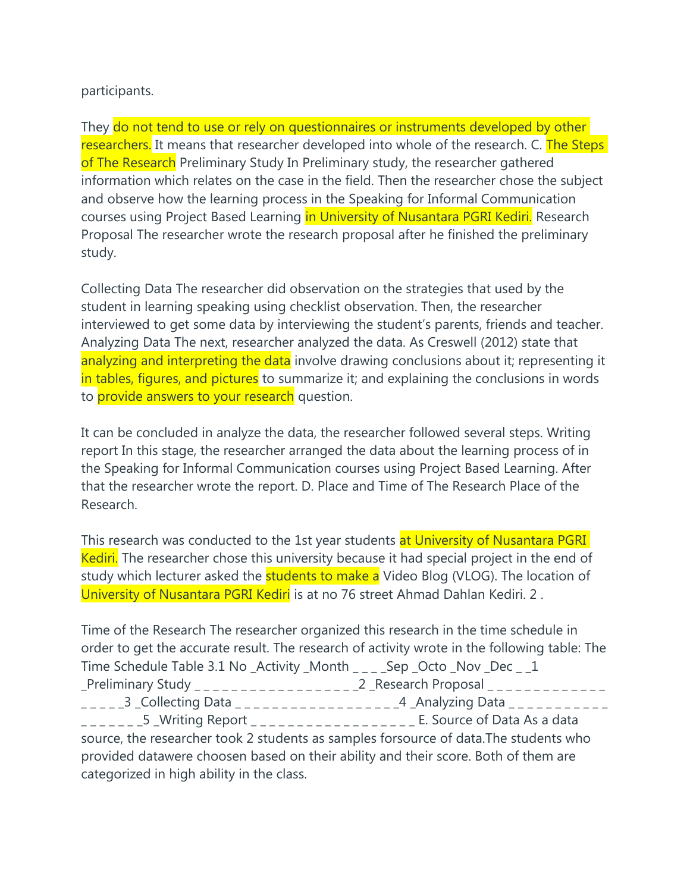participants.

They do not tend to use or rely on questionnaires or instruments developed by other researchers. It means that researcher developed into whole of the research. C. The Steps of The Research Preliminary Study In Preliminary study, the researcher gathered information which relates on the case in the field. Then the researcher chose the subject and observe how the learning process in the Speaking for Informal Communication courses using Project Based Learning in University of Nusantara PGRI Kediri. Research Proposal The researcher wrote the research proposal after he finished the preliminary study.

Collecting Data The researcher did observation on the strategies that used by the student in learning speaking using checklist observation. Then, the researcher interviewed to get some data by interviewing the student's parents, friends and teacher. Analyzing Data The next, researcher analyzed the data. As Creswell (2012) state that analyzing and interpreting the data involve drawing conclusions about it; representing it in tables, figures, and pictures to summarize it; and explaining the conclusions in words to provide answers to your research question.

It can be concluded in analyze the data, the researcher followed several steps. Writing report In this stage, the researcher arranged the data about the learning process of in the Speaking for Informal Communication courses using Project Based Learning. After that the researcher wrote the report. D. Place and Time of The Research Place of the Research.

This research was conducted to the 1st year students at University of Nusantara PGRI Kediri. The researcher chose this university because it had special project in the end of study which lecturer asked the students to make a Video Blog (VLOG). The location of University of Nusantara PGRI Kediri is at no 76 street Ahmad Dahlan Kediri. 2 .

Time of the Research The researcher organized this research in the time schedule in order to get the accurate result. The research of activity wrote in the following table: The Time Schedule Table 3.1 No _Activity _Month _ _ _ _Sep _Octo _Nov _Dec _ _1 _Preliminary Study _ _ _ _ _ _ _ _ _ _ _ _ _ _ _ _ _ _2 _Research Proposal _ _ _ _ _ _ _ _ _ _ _ _ _ _ _ _ _ _3 _Collecting Data _ _ _ _ _ _ _ _ _ _ _ _ _ _ _ _ _ _4 _Analyzing Data _ _ _ _ _ _ _ _ _ _ _ _ _ _ _ _ _ _5 _Writing Report _ _ _ _ _ _ _ _ _ _ _ _ _ _ _ _ _ _ E. Source of Data As a data source, the researcher took 2 students as samples forsource of data.The students who provided datawere choosen based on their ability and their score. Both of them are categorized in high ability in the class.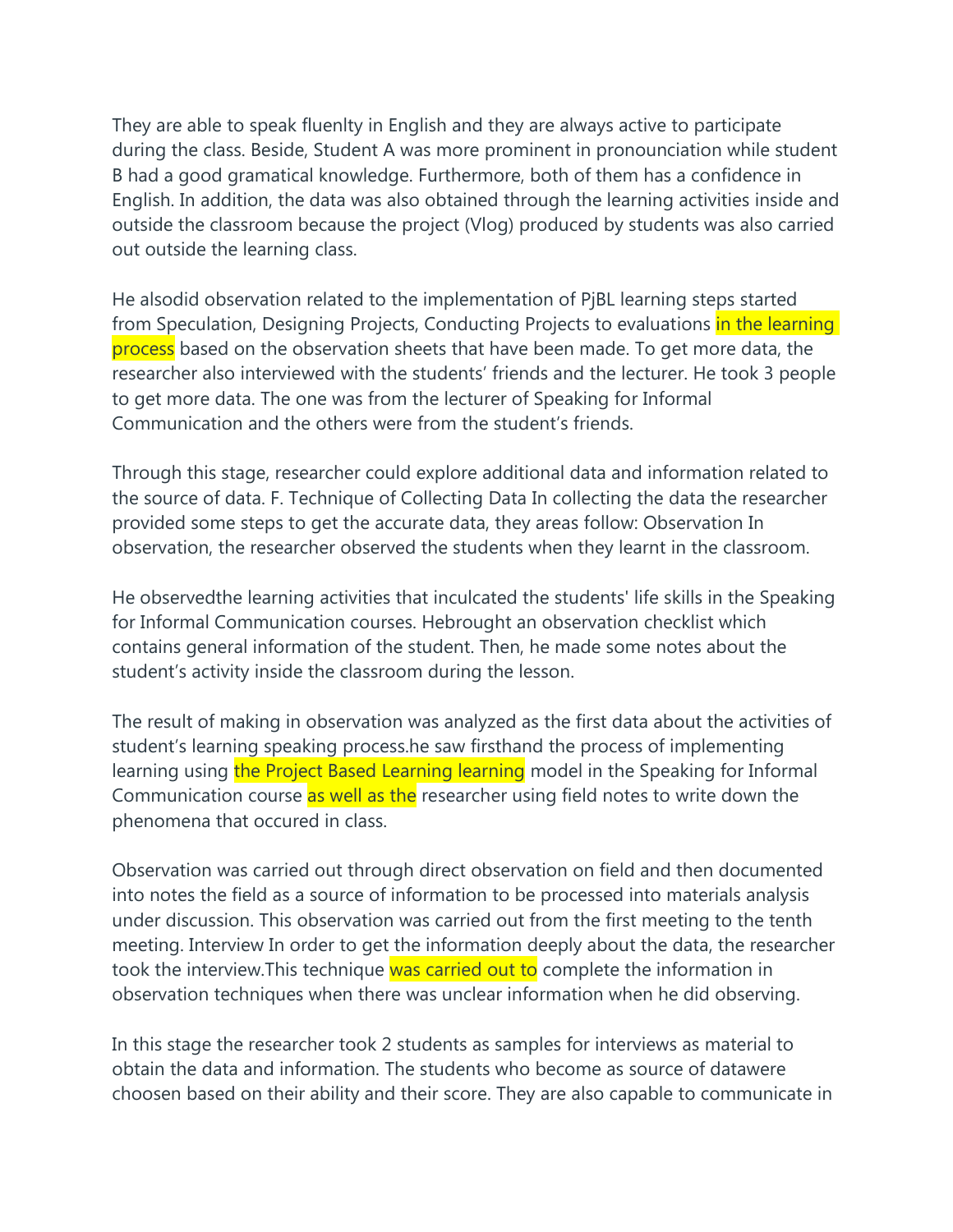They are able to speak fluenlty in English and they are always active to participate during the class. Beside, Student A was more prominent in pronounciation while student B had a good gramatical knowledge. Furthermore, both of them has a confidence in English. In addition, the data was also obtained through the learning activities inside and outside the classroom because the project (Vlog) produced by students was also carried out outside the learning class.

He alsodid observation related to the implementation of PjBL learning steps started from Speculation, Designing Projects, Conducting Projects to evaluations in the learning process based on the observation sheets that have been made. To get more data, the researcher also interviewed with the students' friends and the lecturer. He took 3 people to get more data. The one was from the lecturer of Speaking for Informal Communication and the others were from the student's friends.

Through this stage, researcher could explore additional data and information related to the source of data. F. Technique of Collecting Data In collecting the data the researcher provided some steps to get the accurate data, they areas follow: Observation In observation, the researcher observed the students when they learnt in the classroom.

He observedthe learning activities that inculcated the students' life skills in the Speaking for Informal Communication courses. Hebrought an observation checklist which contains general information of the student. Then, he made some notes about the student's activity inside the classroom during the lesson.

The result of making in observation was analyzed as the first data about the activities of student's learning speaking process.he saw firsthand the process of implementing learning using the Project Based Learning learning model in the Speaking for Informal Communication course as well as the researcher using field notes to write down the phenomena that occured in class.

Observation was carried out through direct observation on field and then documented into notes the field as a source of information to be processed into materials analysis under discussion. This observation was carried out from the first meeting to the tenth meeting. Interview In order to get the information deeply about the data, the researcher took the interview.This technique was carried out to complete the information in observation techniques when there was unclear information when he did observing.

In this stage the researcher took 2 students as samples for interviews as material to obtain the data and information. The students who become as source of datawere choosen based on their ability and their score. They are also capable to communicate in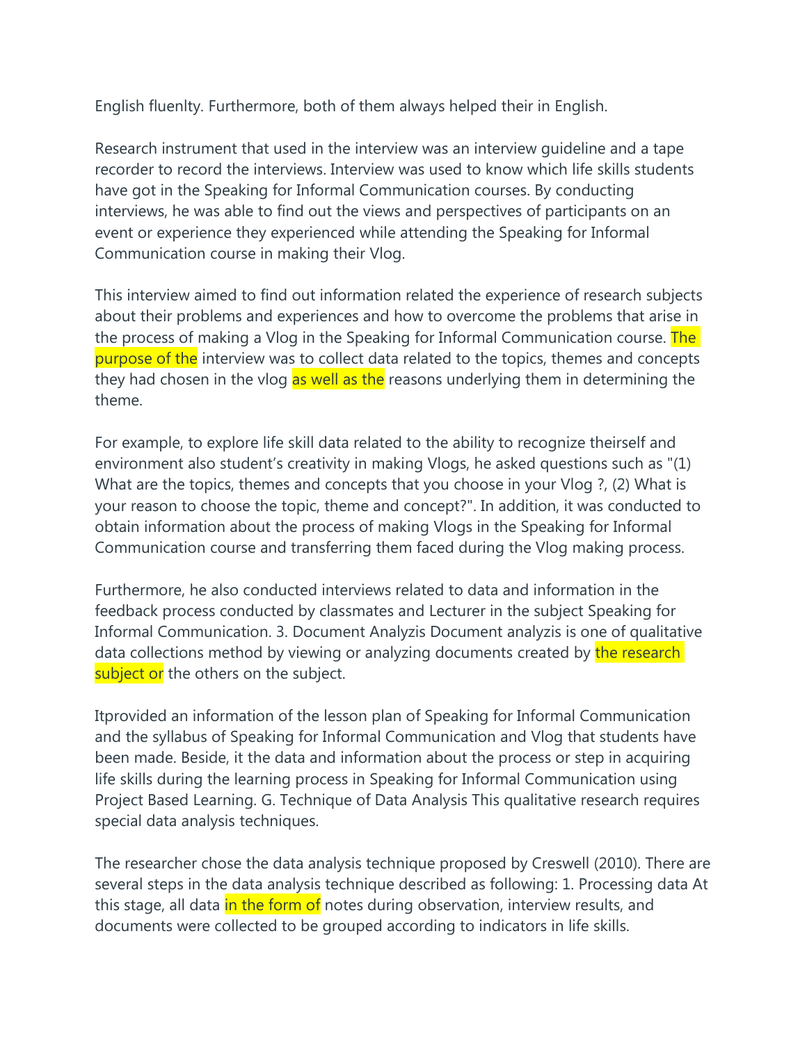English fluenlty. Furthermore, both of them always helped their in English.

Research instrument that used in the interview was an interview guideline and a tape recorder to record the interviews. Interview was used to know which life skills students have got in the Speaking for Informal Communication courses. By conducting interviews, he was able to find out the views and perspectives of participants on an event or experience they experienced while attending the Speaking for Informal Communication course in making their Vlog.

This interview aimed to find out information related the experience of research subjects about their problems and experiences and how to overcome the problems that arise in the process of making a Vlog in the Speaking for Informal Communication course. The purpose of the interview was to collect data related to the topics, themes and concepts they had chosen in the vlog as well as the reasons underlying them in determining the theme.

For example, to explore life skill data related to the ability to recognize theirself and environment also student's creativity in making Vlogs, he asked questions such as "(1) What are the topics, themes and concepts that you choose in your Vlog ?, (2) What is your reason to choose the topic, theme and concept?". In addition, it was conducted to obtain information about the process of making Vlogs in the Speaking for Informal Communication course and transferring them faced during the Vlog making process.

Furthermore, he also conducted interviews related to data and information in the feedback process conducted by classmates and Lecturer in the subject Speaking for Informal Communication. 3. Document Analyzis Document analyzis is one of qualitative data collections method by viewing or analyzing documents created by the research subject or the others on the subject.

Itprovided an information of the lesson plan of Speaking for Informal Communication and the syllabus of Speaking for Informal Communication and Vlog that students have been made. Beside, it the data and information about the process or step in acquiring life skills during the learning process in Speaking for Informal Communication using Project Based Learning. G. Technique of Data Analysis This qualitative research requires special data analysis techniques.

The researcher chose the data analysis technique proposed by Creswell (2010). There are several steps in the data analysis technique described as following: 1. Processing data At this stage, all data in the form of notes during observation, interview results, and documents were collected to be grouped according to indicators in life skills.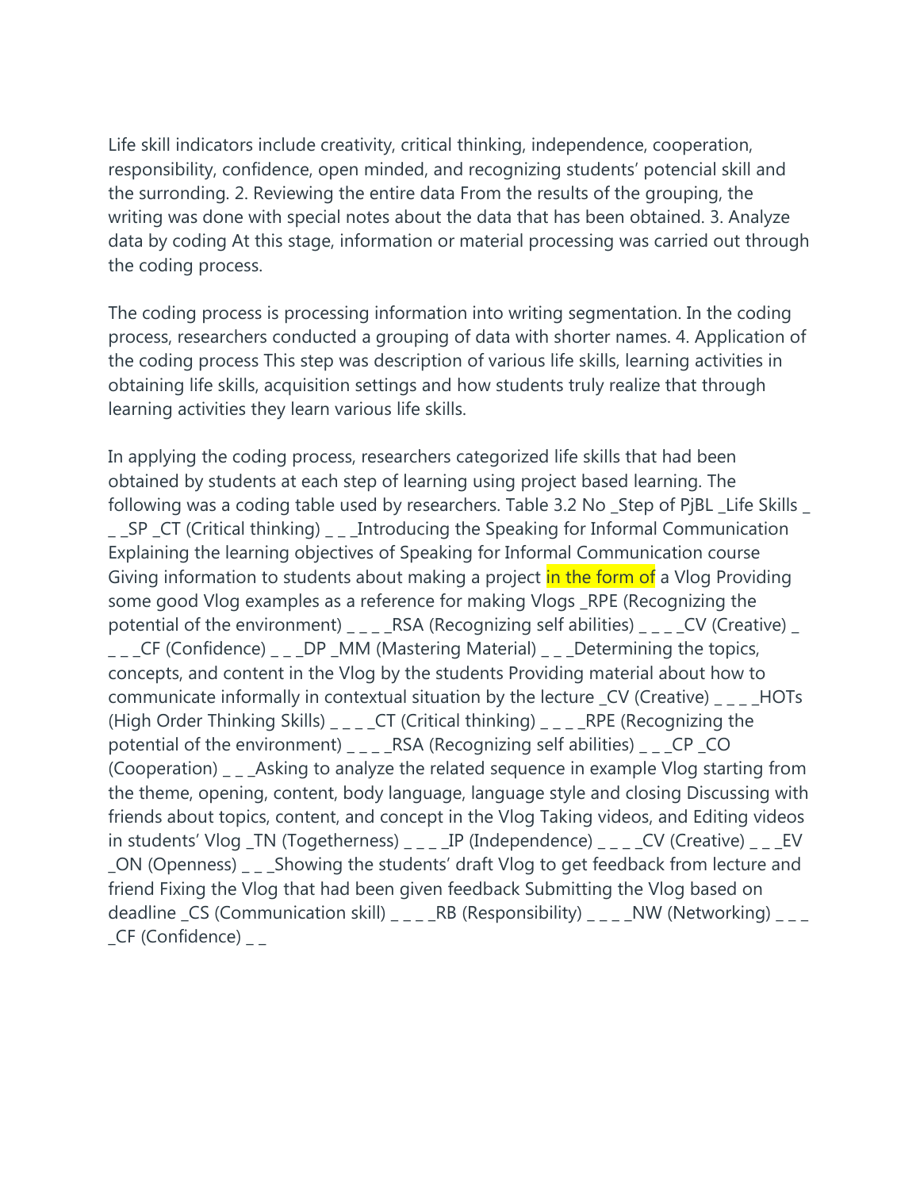Life skill indicators include creativity, critical thinking, independence, cooperation, responsibility, confidence, open minded, and recognizing students' potencial skill and the surronding. 2. Reviewing the entire data From the results of the grouping, the writing was done with special notes about the data that has been obtained. 3. Analyze data by coding At this stage, information or material processing was carried out through the coding process.

The coding process is processing information into writing segmentation. In the coding process, researchers conducted a grouping of data with shorter names. 4. Application of the coding process This step was description of various life skills, learning activities in obtaining life skills, acquisition settings and how students truly realize that through learning activities they learn various life skills.

In applying the coding process, researchers categorized life skills that had been obtained by students at each step of learning using project based learning. The following was a coding table used by researchers. Table 3.2 No _Step of PjBL _Life Skills _ _ _SP _CT (Critical thinking) _ _ _Introducing the Speaking for Informal Communication Explaining the learning objectives of Speaking for Informal Communication course Giving information to students about making a project in the form of a Vlog Providing some good Vlog examples as a reference for making Vlogs _RPE (Recognizing the potential of the environment) _ _ _ _RSA (Recognizing self abilities) _ _ _ _CV (Creative) _ _ _ _CF (Confidence) _ _ _DP _MM (Mastering Material) _ _ _Determining the topics, concepts, and content in the Vlog by the students Providing material about how to communicate informally in contextual situation by the lecture _CV (Creative) _ _ _ _HOTs (High Order Thinking Skills) _ _ _ _CT (Critical thinking) _ _ _ _RPE (Recognizing the potential of the environment) _ _ _ _RSA (Recognizing self abilities) _ _ _CP _CO (Cooperation) _ _ _Asking to analyze the related sequence in example Vlog starting from the theme, opening, content, body language, language style and closing Discussing with friends about topics, content, and concept in the Vlog Taking videos, and Editing videos in students' Vlog _TN (Togetherness) _ _ _ _IP (Independence) _ _ _ _CV (Creative) _ _ _EV _ON (Openness) _ _ _Showing the students' draft Vlog to get feedback from lecture and friend Fixing the Vlog that had been given feedback Submitting the Vlog based on deadline _CS (Communication skill) _ _ _ _RB (Responsibility) _ _ _ _NW (Networking) _ _ _ _CF (Confidence) _ _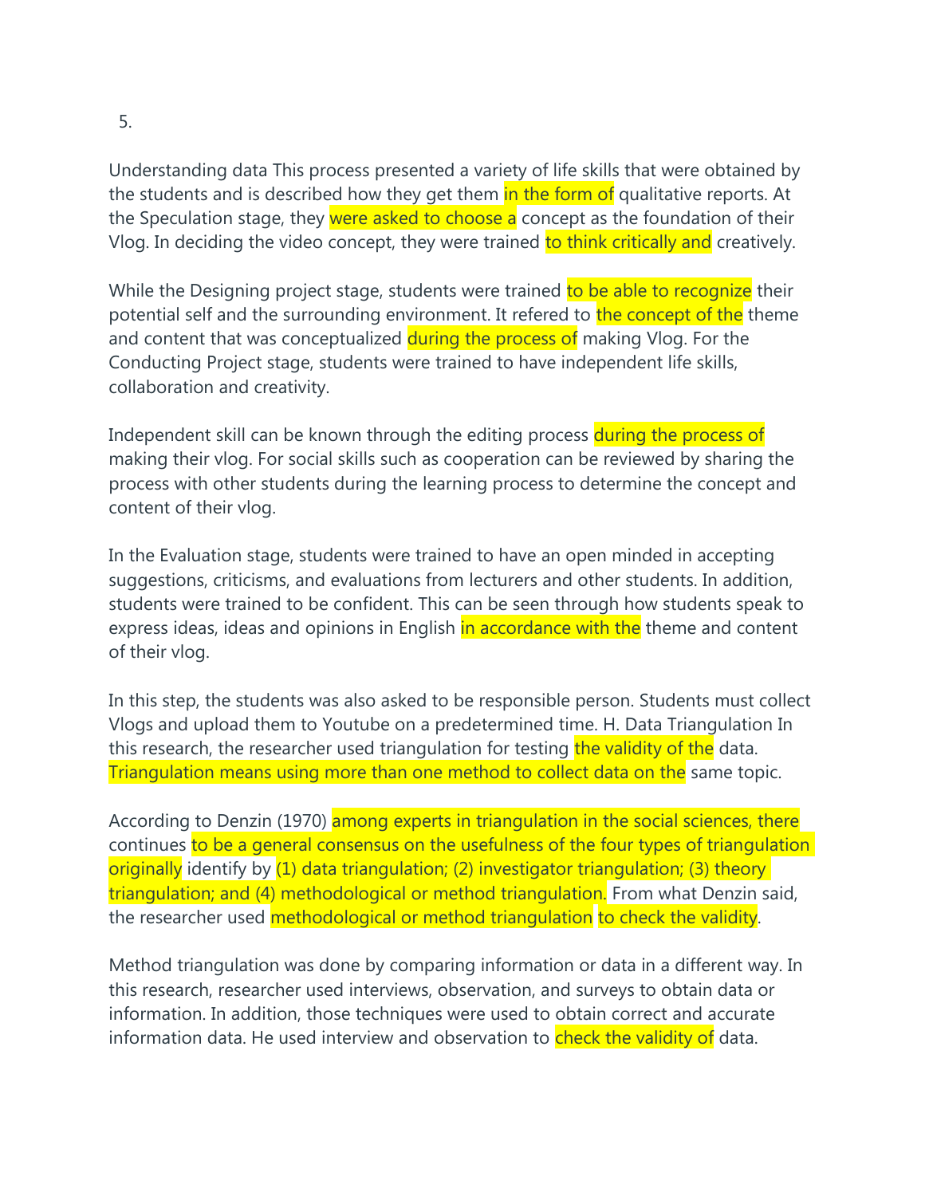5.

Understanding data This process presented a variety of life skills that were obtained by the students and is described how they get them in the form of qualitative reports. At the Speculation stage, they were asked to choose a concept as the foundation of their Vlog. In deciding the video concept, they were trained to think critically and creatively.

While the Designing project stage, students were trained to be able to recognize their potential self and the surrounding environment. It refered to the concept of the theme and content that was conceptualized during the process of making Vlog. For the Conducting Project stage, students were trained to have independent life skills, collaboration and creativity.

Independent skill can be known through the editing process during the process of making their vlog. For social skills such as cooperation can be reviewed by sharing the process with other students during the learning process to determine the concept and content of their vlog.

In the Evaluation stage, students were trained to have an open minded in accepting suggestions, criticisms, and evaluations from lecturers and other students. In addition, students were trained to be confident. This can be seen through how students speak to express ideas, ideas and opinions in English in accordance with the theme and content of their vlog.

In this step, the students was also asked to be responsible person. Students must collect Vlogs and upload them to Youtube on a predetermined time. H. Data Triangulation In this research, the researcher used triangulation for testing the validity of the data. Triangulation means using more than one method to collect data on the same topic.

According to Denzin (1970) among experts in triangulation in the social sciences, there continues to be a general consensus on the usefulness of the four types of triangulation originally identify by (1) data triangulation; (2) investigator triangulation; (3) theory triangulation; and (4) methodological or method triangulation. From what Denzin said, the researcher used methodological or method triangulation to check the validity.

Method triangulation was done by comparing information or data in a different way. In this research, researcher used interviews, observation, and surveys to obtain data or information. In addition, those techniques were used to obtain correct and accurate information data. He used interview and observation to check the validity of data.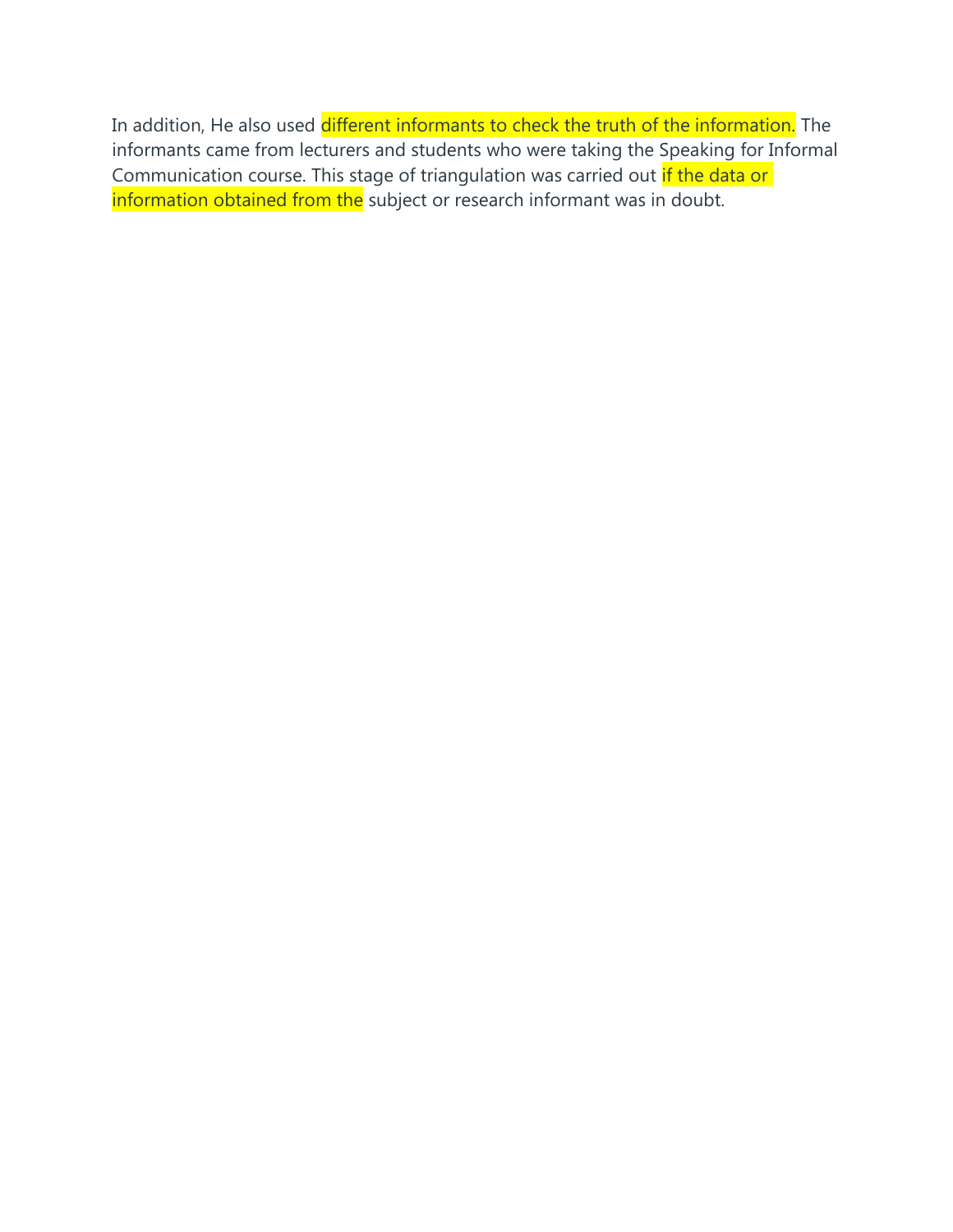In addition, He also used different informants to check the truth of the information. The informants came from lecturers and students who were taking the Speaking for Informal Communication course. This stage of triangulation was carried out if the data or information obtained from the subject or research informant was in doubt.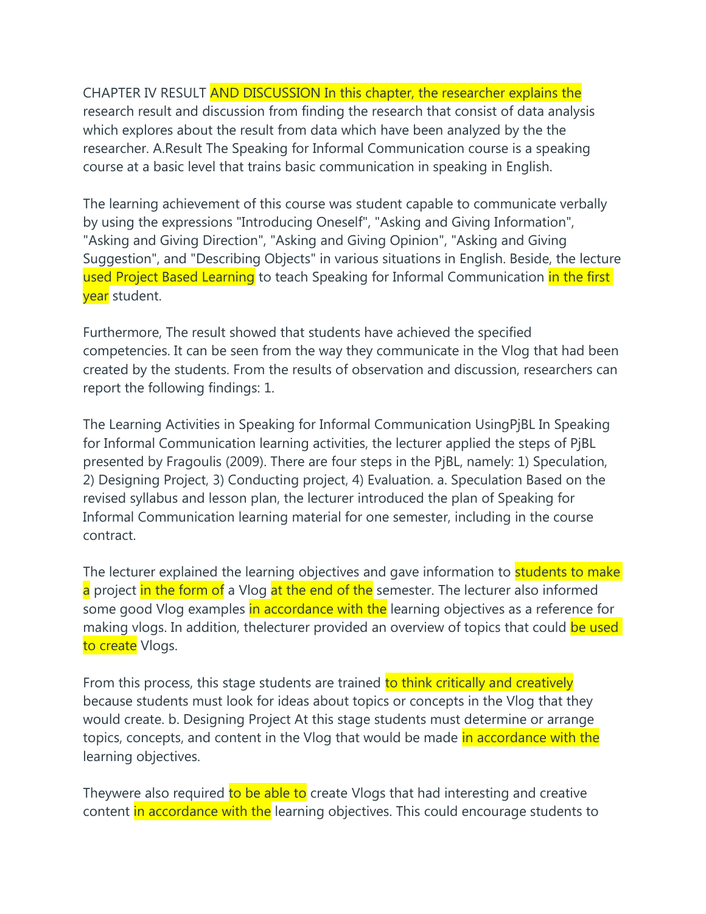CHAPTER IV RESULT AND DISCUSSION In this chapter, the researcher explains the research result and discussion from finding the research that consist of data analysis which explores about the result from data which have been analyzed by the the researcher. A.Result The Speaking for Informal Communication course is a speaking course at a basic level that trains basic communication in speaking in English.

The learning achievement of this course was student capable to communicate verbally by using the expressions "Introducing Oneself", "Asking and Giving Information", "Asking and Giving Direction", "Asking and Giving Opinion", "Asking and Giving Suggestion", and "Describing Objects" in various situations in English. Beside, the lecture used Project Based Learning to teach Speaking for Informal Communication in the first year student.

Furthermore, The result showed that students have achieved the specified competencies. It can be seen from the way they communicate in the Vlog that had been created by the students. From the results of observation and discussion, researchers can report the following findings: 1.

The Learning Activities in Speaking for Informal Communication UsingPjBL In Speaking for Informal Communication learning activities, the lecturer applied the steps of PjBL presented by Fragoulis (2009). There are four steps in the PjBL, namely: 1) Speculation, 2) Designing Project, 3) Conducting project, 4) Evaluation. a. Speculation Based on the revised syllabus and lesson plan, the lecturer introduced the plan of Speaking for Informal Communication learning material for one semester, including in the course contract.

The lecturer explained the learning objectives and gave information to students to make a project in the form of a Vlog at the end of the semester. The lecturer also informed some good Vlog examples in accordance with the learning objectives as a reference for making vlogs. In addition, thelecturer provided an overview of topics that could be used to create Vlogs.

From this process, this stage students are trained to think critically and creatively because students must look for ideas about topics or concepts in the Vlog that they would create. b. Designing Project At this stage students must determine or arrange topics, concepts, and content in the Vlog that would be made in accordance with the learning objectives.

Theywere also required to be able to create Vlogs that had interesting and creative content in accordance with the learning objectives. This could encourage students to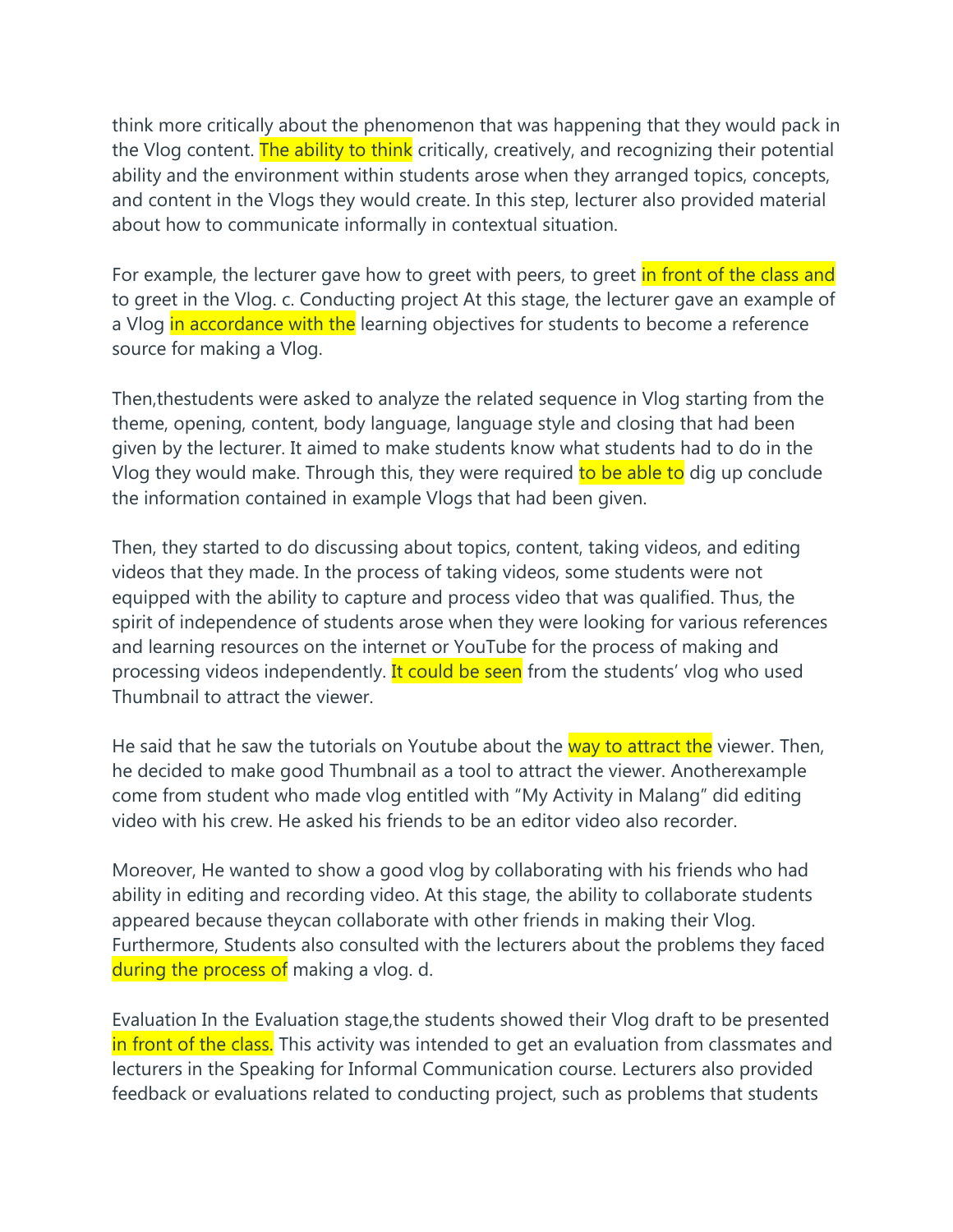think more critically about the phenomenon that was happening that they would pack in the Vlog content. The ability to think critically, creatively, and recognizing their potential ability and the environment within students arose when they arranged topics, concepts, and content in the Vlogs they would create. In this step, lecturer also provided material about how to communicate informally in contextual situation.

For example, the lecturer gave how to greet with peers, to greet in front of the class and to greet in the Vlog. c. Conducting project At this stage, the lecturer gave an example of a Vlog in accordance with the learning objectives for students to become a reference source for making a Vlog.

Then,thestudents were asked to analyze the related sequence in Vlog starting from the theme, opening, content, body language, language style and closing that had been given by the lecturer. It aimed to make students know what students had to do in the Vlog they would make. Through this, they were required to be able to dig up conclude the information contained in example Vlogs that had been given.

Then, they started to do discussing about topics, content, taking videos, and editing videos that they made. In the process of taking videos, some students were not equipped with the ability to capture and process video that was qualified. Thus, the spirit of independence of students arose when they were looking for various references and learning resources on the internet or YouTube for the process of making and processing videos independently. It could be seen from the students' vlog who used Thumbnail to attract the viewer.

He said that he saw the tutorials on Youtube about the way to attract the viewer. Then, he decided to make good Thumbnail as a tool to attract the viewer. Anotherexample come from student who made vlog entitled with "My Activity in Malang" did editing video with his crew. He asked his friends to be an editor video also recorder.

Moreover, He wanted to show a good vlog by collaborating with his friends who had ability in editing and recording video. At this stage, the ability to collaborate students appeared because theycan collaborate with other friends in making their Vlog. Furthermore, Students also consulted with the lecturers about the problems they faced during the process of making a vlog. d.

Evaluation In the Evaluation stage,the students showed their Vlog draft to be presented in front of the class. This activity was intended to get an evaluation from classmates and lecturers in the Speaking for Informal Communication course. Lecturers also provided feedback or evaluations related to conducting project, such as problems that students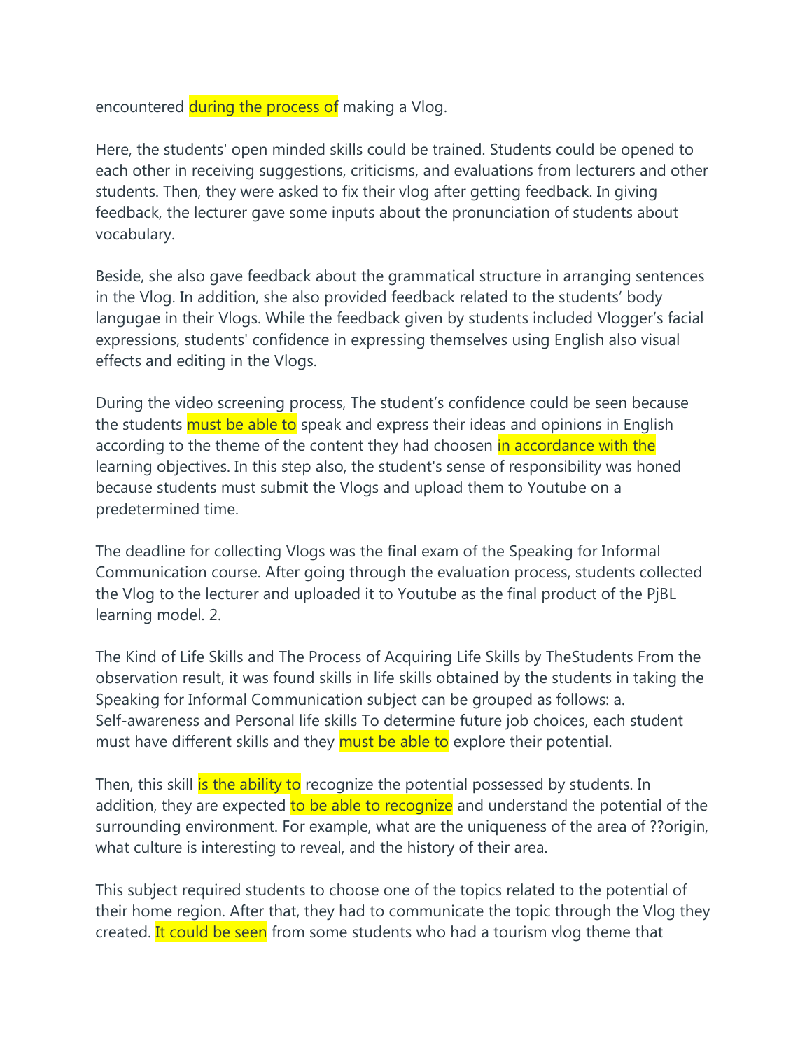encountered during the process of making a Vlog.

Here, the students' open minded skills could be trained. Students could be opened to each other in receiving suggestions, criticisms, and evaluations from lecturers and other students. Then, they were asked to fix their vlog after getting feedback. In giving feedback, the lecturer gave some inputs about the pronunciation of students about vocabulary.

Beside, she also gave feedback about the grammatical structure in arranging sentences in the Vlog. In addition, she also provided feedback related to the students' body langugae in their Vlogs. While the feedback given by students included Vlogger's facial expressions, students' confidence in expressing themselves using English also visual effects and editing in the Vlogs.

During the video screening process, The student's confidence could be seen because the students must be able to speak and express their ideas and opinions in English according to the theme of the content they had choosen in accordance with the learning objectives. In this step also, the student's sense of responsibility was honed because students must submit the Vlogs and upload them to Youtube on a predetermined time.

The deadline for collecting Vlogs was the final exam of the Speaking for Informal Communication course. After going through the evaluation process, students collected the Vlog to the lecturer and uploaded it to Youtube as the final product of the PjBL learning model. 2.

The Kind of Life Skills and The Process of Acquiring Life Skills by TheStudents From the observation result, it was found skills in life skills obtained by the students in taking the Speaking for Informal Communication subject can be grouped as follows: a. Self-awareness and Personal life skills To determine future job choices, each student must have different skills and they must be able to explore their potential.

Then, this skill is the ability to recognize the potential possessed by students. In addition, they are expected to be able to recognize and understand the potential of the surrounding environment. For example, what are the uniqueness of the area of ??origin, what culture is interesting to reveal, and the history of their area.

This subject required students to choose one of the topics related to the potential of their home region. After that, they had to communicate the topic through the Vlog they created. It could be seen from some students who had a tourism vlog theme that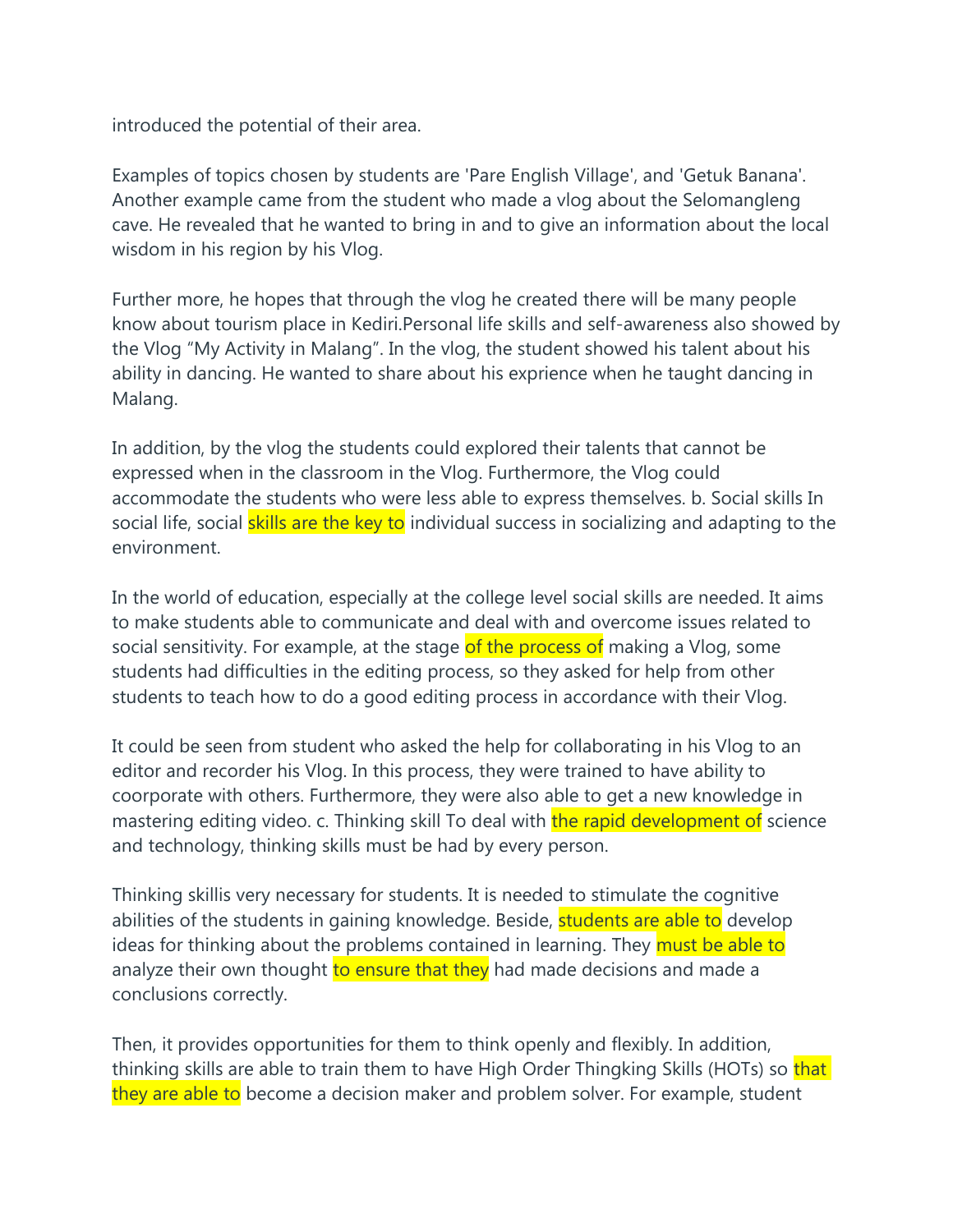introduced the potential of their area.

Examples of topics chosen by students are 'Pare English Village', and 'Getuk Banana'. Another example came from the student who made a vlog about the Selomangleng cave. He revealed that he wanted to bring in and to give an information about the local wisdom in his region by his Vlog.

Further more, he hopes that through the vlog he created there will be many people know about tourism place in Kediri.Personal life skills and self-awareness also showed by the Vlog “My Activity in Malang”. In the vlog, the student showed his talent about his ability in dancing. He wanted to share about his exprience when he taught dancing in Malang.

In addition, by the vlog the students could explored their talents that cannot be expressed when in the classroom in the Vlog. Furthermore, the Vlog could accommodate the students who were less able to express themselves. b. Social skills In social life, social skills are the key to individual success in socializing and adapting to the environment.

In the world of education, especially at the college level social skills are needed. It aims to make students able to communicate and deal with and overcome issues related to social sensitivity. For example, at the stage of the process of making a Vlog, some students had difficulties in the editing process, so they asked for help from other students to teach how to do a good editing process in accordance with their Vlog.

It could be seen from student who asked the help for collaborating in his Vlog to an editor and recorder his Vlog. In this process, they were trained to have ability to coorporate with others. Furthermore, they were also able to get a new knowledge in mastering editing video. c. Thinking skill To deal with the rapid development of science and technology, thinking skills must be had by every person.

Thinking skillis very necessary for students. It is needed to stimulate the cognitive abilities of the students in gaining knowledge. Beside, students are able to develop ideas for thinking about the problems contained in learning. They must be able to analyze their own thought to ensure that they had made decisions and made a conclusions correctly.

Then, it provides opportunities for them to think openly and flexibly. In addition, thinking skills are able to train them to have High Order Thingking Skills (HOTs) so that they are able to become a decision maker and problem solver. For example, student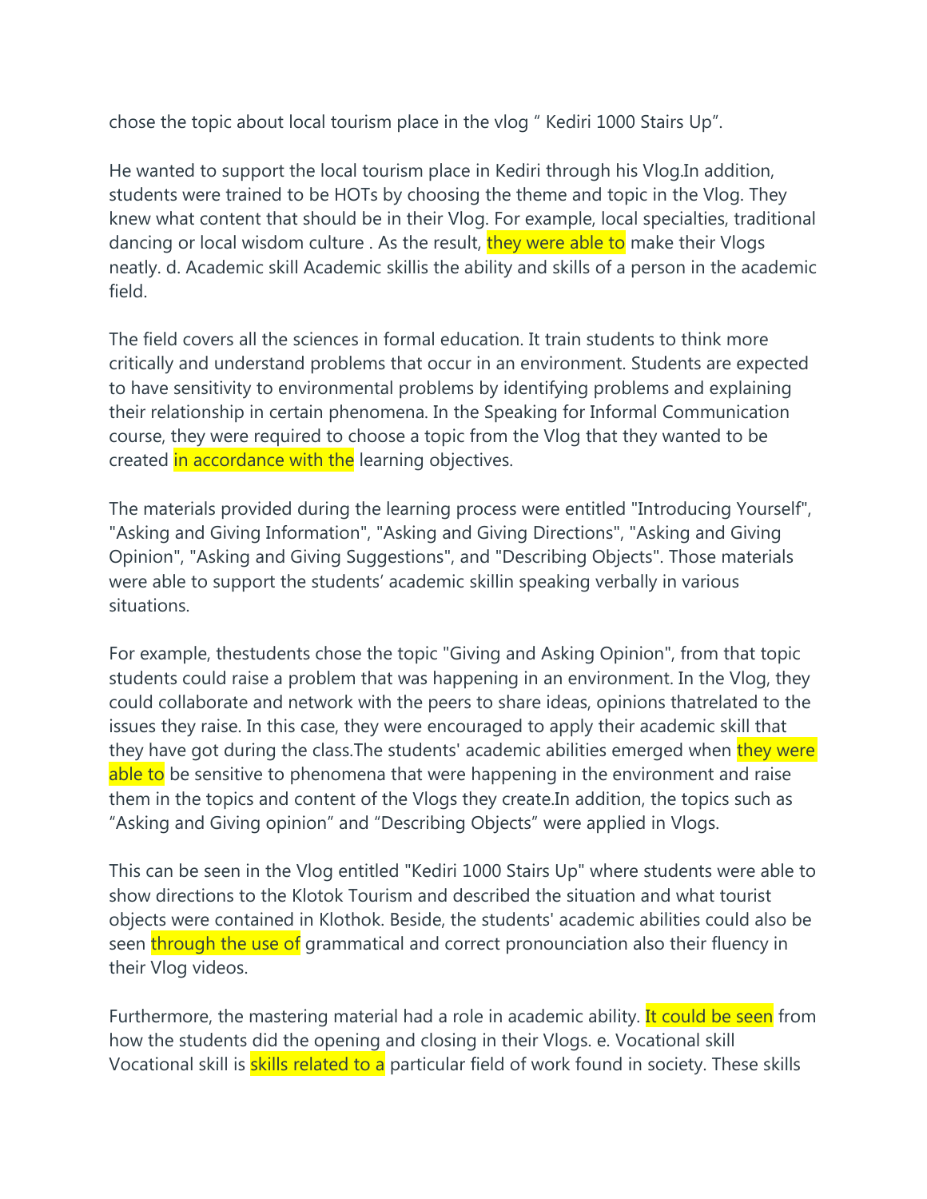chose the topic about local tourism place in the vlog " Kediri 1000 Stairs Up".

He wanted to support the local tourism place in Kediri through his Vlog.In addition, students were trained to be HOTs by choosing the theme and topic in the Vlog. They knew what content that should be in their Vlog. For example, local specialties, traditional dancing or local wisdom culture . As the result, they were able to make their Vlogs neatly. d. Academic skill Academic skillis the ability and skills of a person in the academic field.

The field covers all the sciences in formal education. It train students to think more critically and understand problems that occur in an environment. Students are expected to have sensitivity to environmental problems by identifying problems and explaining their relationship in certain phenomena. In the Speaking for Informal Communication course, they were required to choose a topic from the Vlog that they wanted to be created in accordance with the learning objectives.

The materials provided during the learning process were entitled "Introducing Yourself", "Asking and Giving Information", "Asking and Giving Directions", "Asking and Giving Opinion", "Asking and Giving Suggestions", and "Describing Objects". Those materials were able to support the students' academic skillin speaking verbally in various situations.

For example, thestudents chose the topic "Giving and Asking Opinion", from that topic students could raise a problem that was happening in an environment. In the Vlog, they could collaborate and network with the peers to share ideas, opinions thatrelated to the issues they raise. In this case, they were encouraged to apply their academic skill that they have got during the class.The students' academic abilities emerged when they were able to be sensitive to phenomena that were happening in the environment and raise them in the topics and content of the Vlogs they create.In addition, the topics such as "Asking and Giving opinion" and "Describing Objects" were applied in Vlogs.

This can be seen in the Vlog entitled "Kediri 1000 Stairs Up" where students were able to show directions to the Klotok Tourism and described the situation and what tourist objects were contained in Klothok. Beside, the students' academic abilities could also be seen through the use of grammatical and correct pronounciation also their fluency in their Vlog videos.

Furthermore, the mastering material had a role in academic ability. It could be seen from how the students did the opening and closing in their Vlogs. e. Vocational skill Vocational skill is skills related to a particular field of work found in society. These skills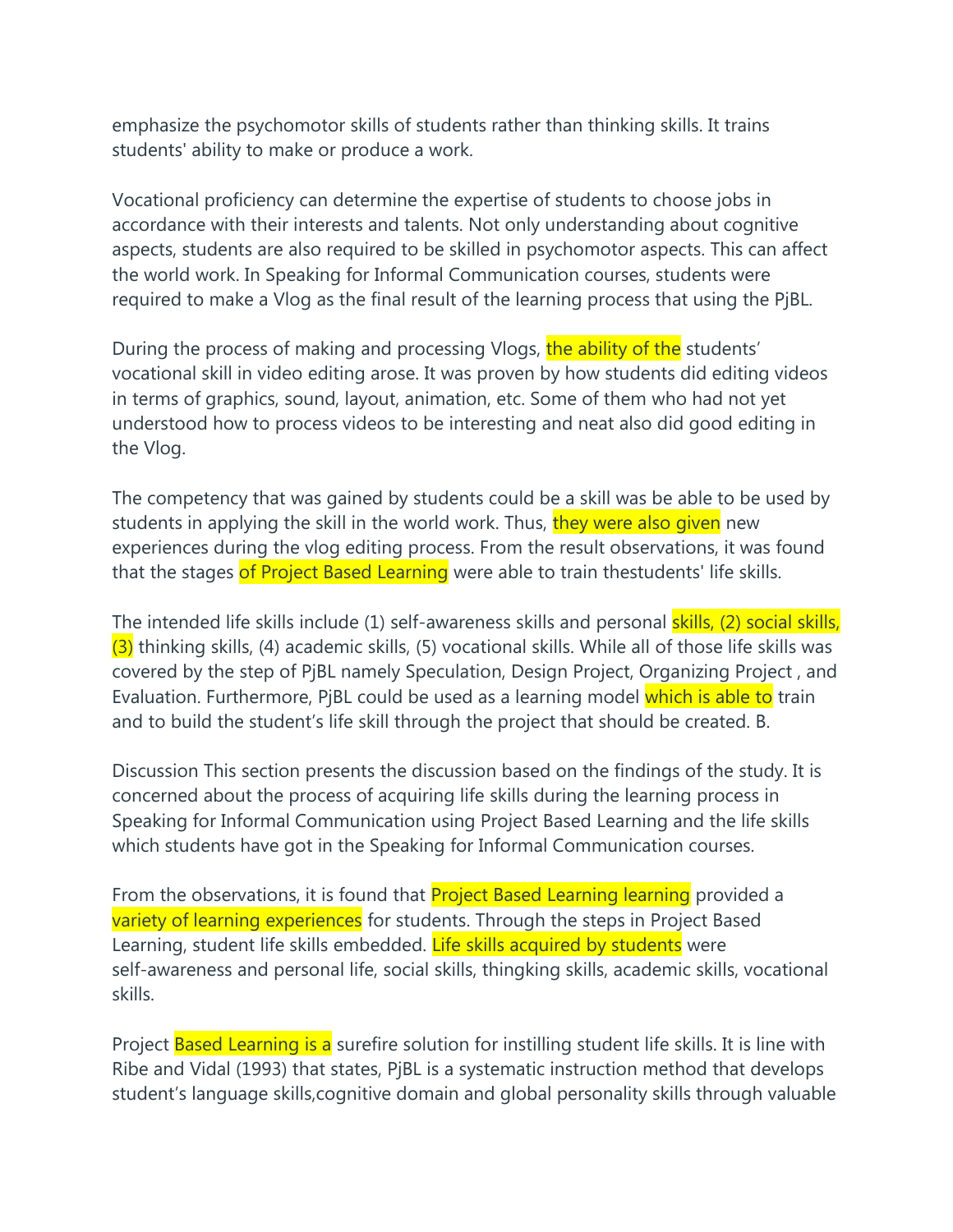emphasize the psychomotor skills of students rather than thinking skills. It trains students' ability to make or produce a work.

Vocational proficiency can determine the expertise of students to choose jobs in accordance with their interests and talents. Not only understanding about cognitive aspects, students are also required to be skilled in psychomotor aspects. This can affect the world work. In Speaking for Informal Communication courses, students were required to make a Vlog as the final result of the learning process that using the PjBL.

During the process of making and processing Vlogs, the ability of the students' vocational skill in video editing arose. It was proven by how students did editing videos in terms of graphics, sound, layout, animation, etc. Some of them who had not yet understood how to process videos to be interesting and neat also did good editing in the Vlog.

The competency that was gained by students could be a skill was be able to be used by students in applying the skill in the world work. Thus, they were also given new experiences during the vlog editing process. From the result observations, it was found that the stages of Project Based Learning were able to train thestudents' life skills.

The intended life skills include (1) self-awareness skills and personal skills, (2) social skills, (3) thinking skills, (4) academic skills, (5) vocational skills. While all of those life skills was covered by the step of PjBL namely Speculation, Design Project, Organizing Project , and Evaluation. Furthermore, PjBL could be used as a learning model which is able to train and to build the student's life skill through the project that should be created. B.

Discussion This section presents the discussion based on the findings of the study. It is concerned about the process of acquiring life skills during the learning process in Speaking for Informal Communication using Project Based Learning and the life skills which students have got in the Speaking for Informal Communication courses.

From the observations, it is found that Project Based Learning learning provided a variety of learning experiences for students. Through the steps in Project Based Learning, student life skills embedded. Life skills acquired by students were self-awareness and personal life, social skills, thingking skills, academic skills, vocational skills.

Project Based Learning is a surefire solution for instilling student life skills. It is line with Ribe and Vidal (1993) that states, PjBL is a systematic instruction method that develops student's language skills,cognitive domain and global personality skills through valuable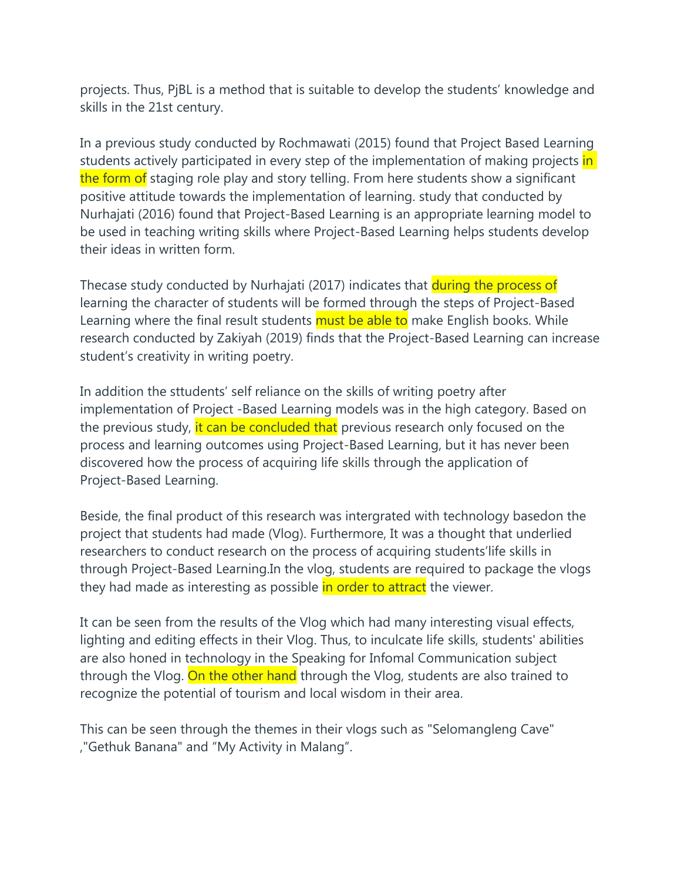projects. Thus, PjBL is a method that is suitable to develop the students' knowledge and skills in the 21st century.

In a previous study conducted by Rochmawati (2015) found that Project Based Learning students actively participated in every step of the implementation of making projects in the form of staging role play and story telling. From here students show a significant positive attitude towards the implementation of learning. study that conducted by Nurhajati (2016) found that Project-Based Learning is an appropriate learning model to be used in teaching writing skills where Project-Based Learning helps students develop their ideas in written form.

Thecase study conducted by Nurhajati (2017) indicates that during the process of learning the character of students will be formed through the steps of Project-Based Learning where the final result students must be able to make English books. While research conducted by Zakiyah (2019) finds that the Project-Based Learning can increase student's creativity in writing poetry.

In addition the sttudents' self reliance on the skills of writing poetry after implementation of Project -Based Learning models was in the high category. Based on the previous study, it can be concluded that previous research only focused on the process and learning outcomes using Project-Based Learning, but it has never been discovered how the process of acquiring life skills through the application of Project-Based Learning.

Beside, the final product of this research was intergrated with technology basedon the project that students had made (Vlog). Furthermore, It was a thought that underlied researchers to conduct research on the process of acquiring students'life skills in through Project-Based Learning.In the vlog, students are required to package the vlogs they had made as interesting as possible in order to attract the viewer.

It can be seen from the results of the Vlog which had many interesting visual effects, lighting and editing effects in their Vlog. Thus, to inculcate life skills, students' abilities are also honed in technology in the Speaking for Infomal Communication subject through the Vlog. On the other hand through the Vlog, students are also trained to recognize the potential of tourism and local wisdom in their area.

This can be seen through the themes in their vlogs such as "Selomangleng Cave" ,"Gethuk Banana" and "My Activity in Malang".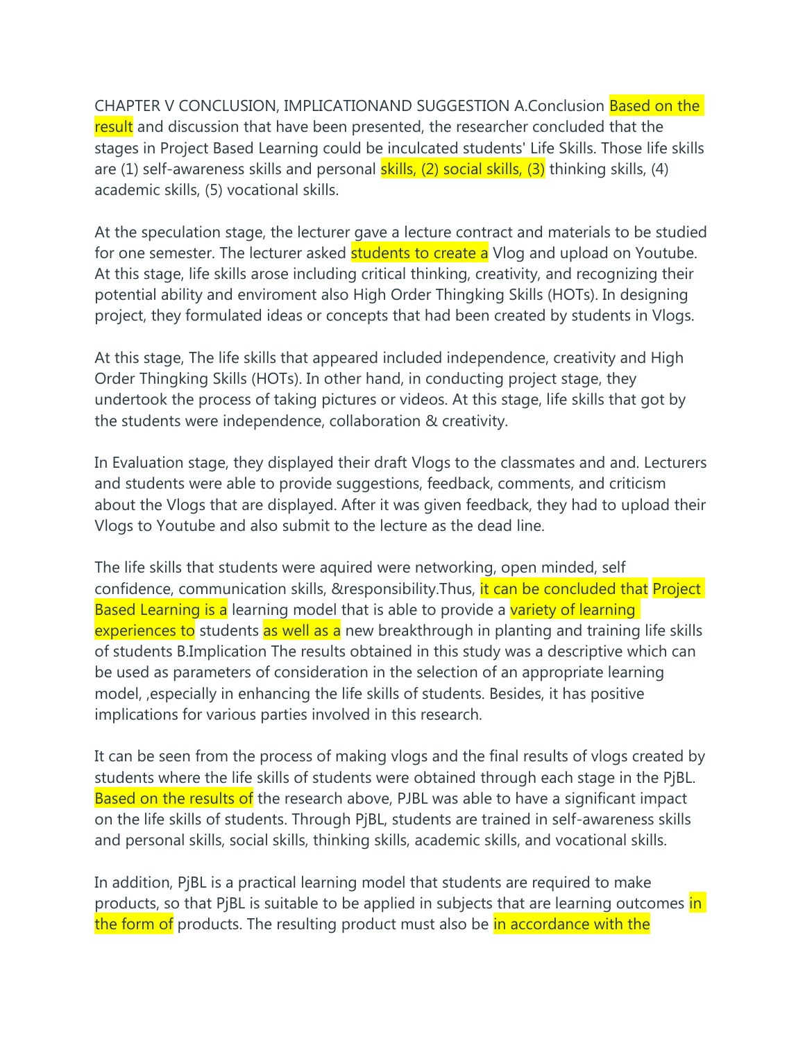CHAPTER V CONCLUSION, IMPLICATIONAND SUGGESTION A.Conclusion Based on the result and discussion that have been presented, the researcher concluded that the stages in Project Based Learning could be inculcated students' Life Skills. Those life skills are (1) self-awareness skills and personal skills, (2) social skills, (3) thinking skills, (4) academic skills, (5) vocational skills.

At the speculation stage, the lecturer gave a lecture contract and materials to be studied for one semester. The lecturer asked students to create a Vlog and upload on Youtube. At this stage, life skills arose including critical thinking, creativity, and recognizing their potential ability and enviroment also High Order Thingking Skills (HOTs). In designing project, they formulated ideas or concepts that had been created by students in Vlogs.

At this stage, The life skills that appeared included independence, creativity and High Order Thingking Skills (HOTs). In other hand, in conducting project stage, they undertook the process of taking pictures or videos. At this stage, life skills that got by the students were independence, collaboration & creativity.

In Evaluation stage, they displayed their draft Vlogs to the classmates and and. Lecturers and students were able to provide suggestions, feedback, comments, and criticism about the Vlogs that are displayed. After it was given feedback, they had to upload their Vlogs to Youtube and also submit to the lecture as the dead line.

The life skills that students were aquired were networking, open minded, self confidence, communication skills, &responsibility.Thus, it can be concluded that Project Based Learning is a learning model that is able to provide a variety of learning experiences to students as well as a new breakthrough in planting and training life skills of students B.Implication The results obtained in this study was a descriptive which can be used as parameters of consideration in the selection of an appropriate learning model, ,especially in enhancing the life skills of students. Besides, it has positive implications for various parties involved in this research.

It can be seen from the process of making vlogs and the final results of vlogs created by students where the life skills of students were obtained through each stage in the PjBL. Based on the results of the research above, PJBL was able to have a significant impact on the life skills of students. Through PjBL, students are trained in self-awareness skills and personal skills, social skills, thinking skills, academic skills, and vocational skills.

In addition, PjBL is a practical learning model that students are required to make products, so that PjBL is suitable to be applied in subjects that are learning outcomes in the form of products. The resulting product must also be in accordance with the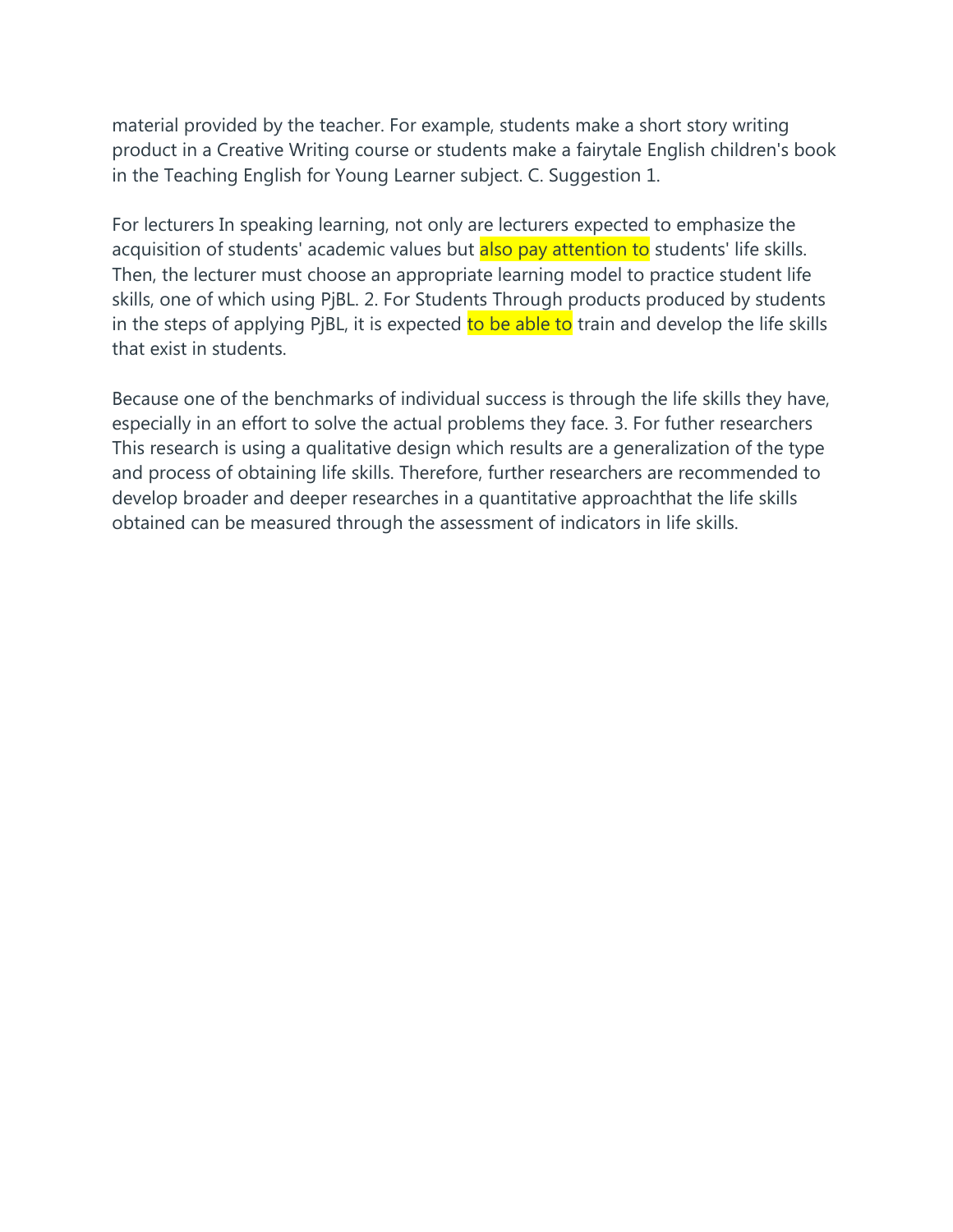material provided by the teacher. For example, students make a short story writing product in a Creative Writing course or students make a fairytale English children's book in the Teaching English for Young Learner subject. C. Suggestion 1.

For lecturers In speaking learning, not only are lecturers expected to emphasize the acquisition of students' academic values but also pay attention to students' life skills. Then, the lecturer must choose an appropriate learning model to practice student life skills, one of which using PjBL. 2. For Students Through products produced by students in the steps of applying PjBL, it is expected to be able to train and develop the life skills that exist in students.

Because one of the benchmarks of individual success is through the life skills they have, especially in an effort to solve the actual problems they face. 3. For futher researchers This research is using a qualitative design which results are a generalization of the type and process of obtaining life skills. Therefore, further researchers are recommended to develop broader and deeper researches in a quantitative approachthat the life skills obtained can be measured through the assessment of indicators in life skills.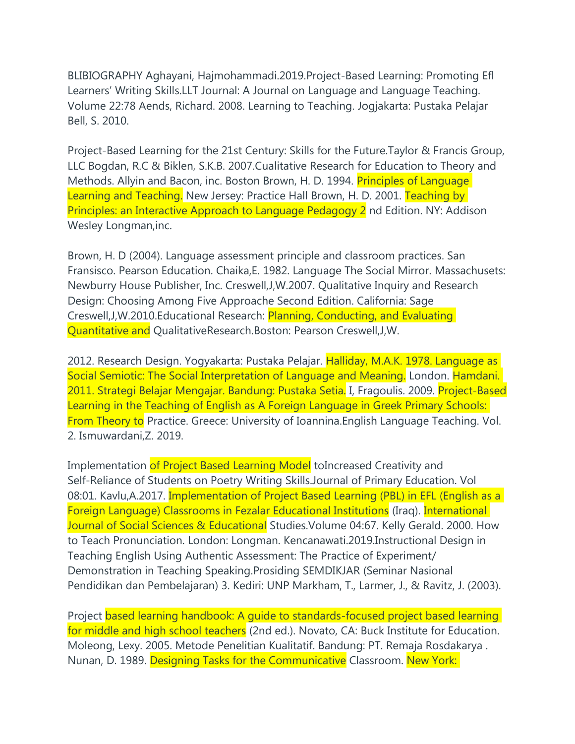BLIBIOGRAPHY Aghayani, Hajmohammadi.2019.Project-Based Learning: Promoting Efl Learners' Writing Skills.LLT Journal: A Journal on Language and Language Teaching. Volume 22:78 Aends, Richard. 2008. Learning to Teaching. Jogjakarta: Pustaka Pelajar Bell, S. 2010.

Project-Based Learning for the 21st Century: Skills for the Future.Taylor & Francis Group, LLC Bogdan, R.C & Biklen, S.K.B. 2007.Cualitative Research for Education to Theory and Methods. Allyin and Bacon, inc. Boston Brown, H. D. 1994. Principles of Language Learning and Teaching. New Jersey: Practice Hall Brown, H. D. 2001. Teaching by Principles: an Interactive Approach to Language Pedagogy 2 nd Edition. NY: Addison Wesley Longman,inc.

Brown, H. D (2004). Language assessment principle and classroom practices. San Fransisco. Pearson Education. Chaika,E. 1982. Language The Social Mirror. Massachusets: Newburry House Publisher, Inc. Creswell,J,W.2007. Qualitative Inquiry and Research Design: Choosing Among Five Approache Second Edition. California: Sage Creswell,J,W.2010.Educational Research: Planning, Conducting, and Evaluating Quantitative and QualitativeResearch.Boston: Pearson Creswell,J,W.

2012. Research Design. Yogyakarta: Pustaka Pelajar. Halliday, M.A.K. 1978. Language as Social Semiotic: The Social Interpretation of Language and Meaning. London. Hamdani. 2011. Strategi Belajar Mengajar. Bandung: Pustaka Setia. I, Fragoulis. 2009. Project-Based Learning in the Teaching of English as A Foreign Language in Greek Primary Schools: From Theory to Practice. Greece: University of Ioannina.English Language Teaching. Vol. 2. Ismuwardani,Z. 2019.

Implementation of Project Based Learning Model toIncreased Creativity and Self-Reliance of Students on Poetry Writing Skills.Journal of Primary Education. Vol 08:01. Kavlu,A.2017. Implementation of Project Based Learning (PBL) in EFL (English as a Foreign Language) Classrooms in Fezalar Educational Institutions (Iraq). International Journal of Social Sciences & Educational Studies.Volume 04:67. Kelly Gerald. 2000. How to Teach Pronunciation. London: Longman. Kencanawati.2019.Instructional Design in Teaching English Using Authentic Assessment: The Practice of Experiment/ Demonstration in Teaching Speaking.Prosiding SEMDIKJAR (Seminar Nasional Pendidikan dan Pembelajaran) 3. Kediri: UNP Markham, T., Larmer, J., & Ravitz, J. (2003).

Project based learning handbook: A guide to standards-focused project based learning for middle and high school teachers (2nd ed.). Novato, CA: Buck Institute for Education. Moleong, Lexy. 2005. Metode Penelitian Kualitatif. Bandung: PT. Remaja Rosdakarya . Nunan, D. 1989. Designing Tasks for the Communicative Classroom. New York: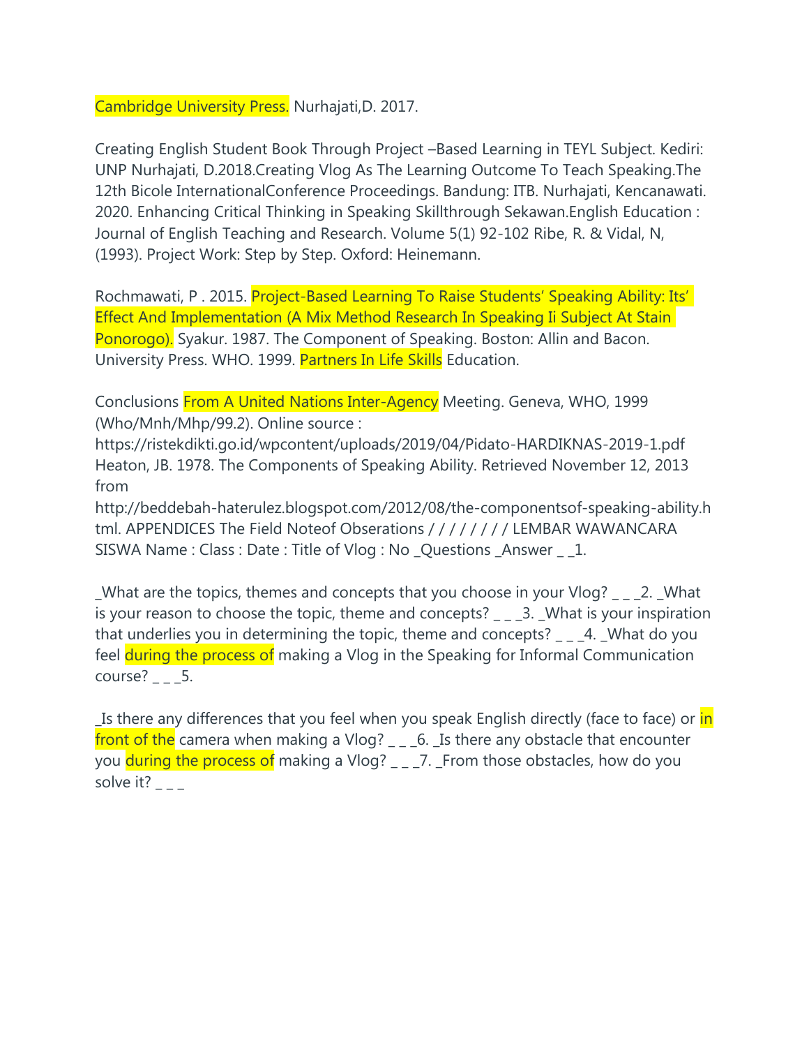Cambridge University Press. Nurhajati,D. 2017.

Creating English Student Book Through Project –Based Learning in TEYL Subject. Kediri: UNP Nurhajati, D.2018.Creating Vlog As The Learning Outcome To Teach Speaking.The 12th Bicole InternationalConference Proceedings. Bandung: ITB. Nurhajati, Kencanawati. 2020. Enhancing Critical Thinking in Speaking Skillthrough Sekawan.English Education : Journal of English Teaching and Research. Volume 5(1) 92-102 Ribe, R. & Vidal, N, (1993). Project Work: Step by Step. Oxford: Heinemann.

Rochmawati, P . 2015. Project-Based Learning To Raise Students' Speaking Ability: Its' Effect And Implementation (A Mix Method Research In Speaking Ii Subject At Stain Ponorogo). Syakur. 1987. The Component of Speaking. Boston: Allin and Bacon. University Press. WHO. 1999. Partners In Life Skills Education.

Conclusions From A United Nations Inter-Agency Meeting. Geneva, WHO, 1999 (Who/Mnh/Mhp/99.2). Online source : https://ristekdikti.go.id/wpcontent/uploads/2019/04/Pidato-HARDIKNAS-2019-1.pdf Heaton, JB. 1978. The Components of Speaking Ability. Retrieved November 12, 2013 from http://beddebah-haterulez.blogspot.com/2012/08/the-componentsof-speaking-ability.html. APPENDICES The Field Noteof Obserations / / / / / / / / LEMBAR WAWANCARA SISWA Name : Class : Date : Title of Vlog : No _Questions _Answer _ _1.

_What are the topics, themes and concepts that you choose in your Vlog? _ _ _2. _What is your reason to choose the topic, theme and concepts? _ _ _3. _What is your inspiration that underlies you in determining the topic, theme and concepts? _ _ _4. _What do you feel during the process of making a Vlog in the Speaking for Informal Communication course? _ _ _5.

_Is there any differences that you feel when you speak English directly (face to face) or in front of the camera when making a Vlog? _ _ _6. _Is there any obstacle that encounter you during the process of making a Vlog? _ _ _7. _From those obstacles, how do you solve it? _ _ _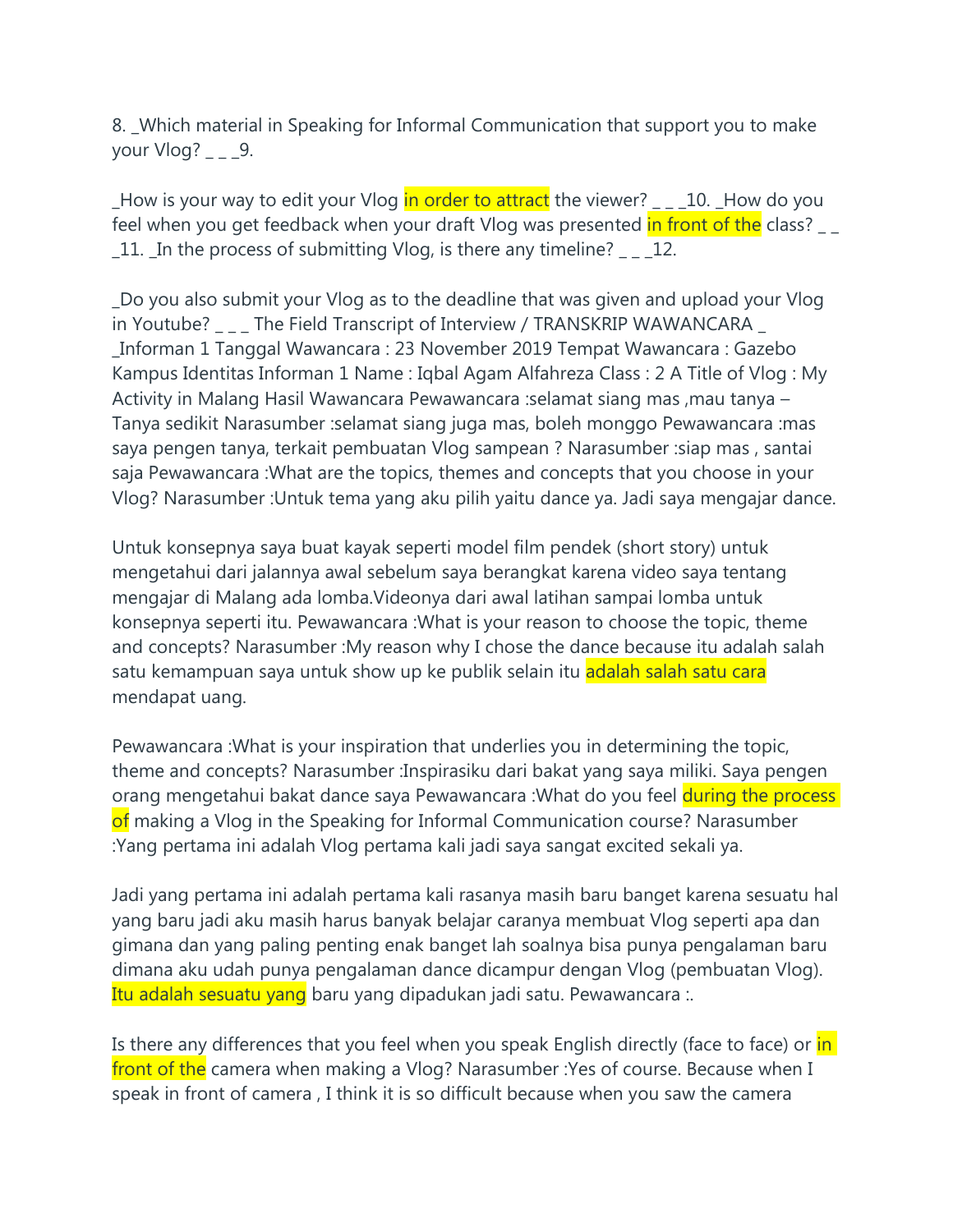8. _Which material in Speaking for Informal Communication that support you to make your Vlog? _ _ _9.

_How is your way to edit your Vlog in order to attract the viewer? _ _ _10. _How do you feel when you get feedback when your draft Vlog was presented in front of the class? _ _ _11. _In the process of submitting Vlog, is there any timeline? _ _ _12.

_Do you also submit your Vlog as to the deadline that was given and upload your Vlog in Youtube? _ _ _ The Field Transcript of Interview / TRANSKRIP WAWANCARA _ _Informan 1 Tanggal Wawancara : 23 November 2019 Tempat Wawancara : Gazebo Kampus Identitas Informan 1 Name : Iqbal Agam Alfahreza Class : 2 A Title of Vlog : My Activity in Malang Hasil Wawancara Pewawancara :selamat siang mas ,mau tanya – Tanya sedikit Narasumber :selamat siang juga mas, boleh monggo Pewawancara :mas saya pengen tanya, terkait pembuatan Vlog sampean ? Narasumber :siap mas , santai saja Pewawancara :What are the topics, themes and concepts that you choose in your Vlog? Narasumber :Untuk tema yang aku pilih yaitu dance ya. Jadi saya mengajar dance.

Untuk konsepnya saya buat kayak seperti model film pendek (short story) untuk mengetahui dari jalannya awal sebelum saya berangkat karena video saya tentang mengajar di Malang ada lomba.Videonya dari awal latihan sampai lomba untuk konsepnya seperti itu. Pewawancara :What is your reason to choose the topic, theme and concepts? Narasumber :My reason why I chose the dance because itu adalah salah satu kemampuan saya untuk show up ke publik selain itu adalah salah satu cara mendapat uang.

Pewawancara :What is your inspiration that underlies you in determining the topic, theme and concepts? Narasumber :Inspirasiku dari bakat yang saya miliki. Saya pengen orang mengetahui bakat dance saya Pewawancara :What do you feel during the process of making a Vlog in the Speaking for Informal Communication course? Narasumber :Yang pertama ini adalah Vlog pertama kali jadi saya sangat excited sekali ya.

Jadi yang pertama ini adalah pertama kali rasanya masih baru banget karena sesuatu hal yang baru jadi aku masih harus banyak belajar caranya membuat Vlog seperti apa dan gimana dan yang paling penting enak banget lah soalnya bisa punya pengalaman baru dimana aku udah punya pengalaman dance dicampur dengan Vlog (pembuatan Vlog). Itu adalah sesuatu yang baru yang dipadukan jadi satu. Pewawancara :.

Is there any differences that you feel when you speak English directly (face to face) or in front of the camera when making a Vlog? Narasumber :Yes of course. Because when I speak in front of camera , I think it is so difficult because when you saw the camera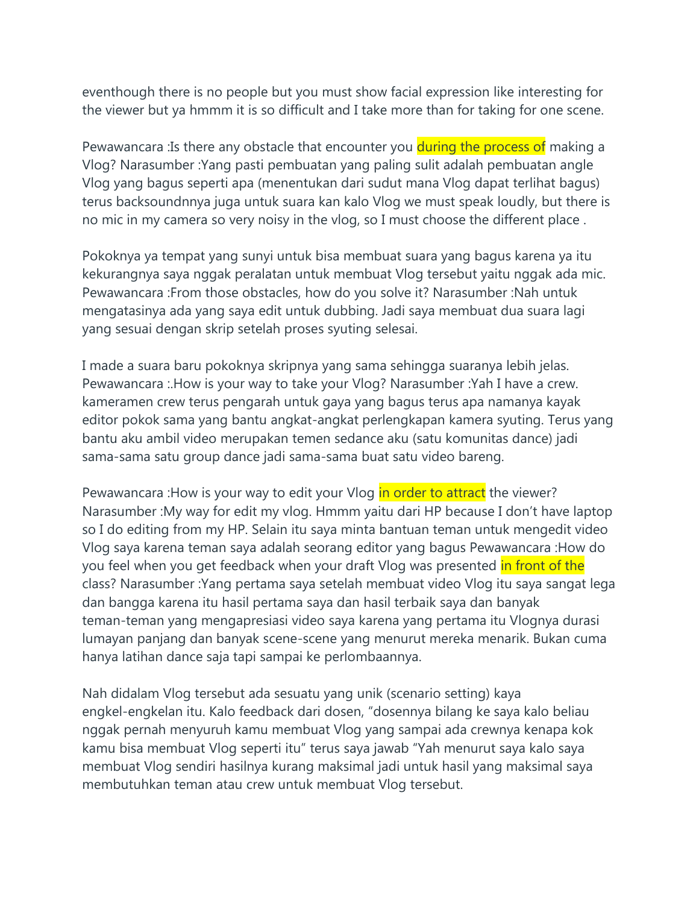eventhough there is no people but you must show facial expression like interesting for the viewer but ya hmmm it is so difficult and I take more than for taking for one scene.

Pewawancara :Is there any obstacle that encounter you during the process of making a Vlog? Narasumber :Yang pasti pembuatan yang paling sulit adalah pembuatan angle Vlog yang bagus seperti apa (menentukan dari sudut mana Vlog dapat terlihat bagus) terus backsoundnnya juga untuk suara kan kalo Vlog we must speak loudly, but there is no mic in my camera so very noisy in the vlog, so I must choose the different place .

Pokoknya ya tempat yang sunyi untuk bisa membuat suara yang bagus karena ya itu kekurangnya saya nggak peralatan untuk membuat Vlog tersebut yaitu nggak ada mic. Pewawancara :From those obstacles, how do you solve it? Narasumber :Nah untuk mengatasinya ada yang saya edit untuk dubbing. Jadi saya membuat dua suara lagi yang sesuai dengan skrip setelah proses syuting selesai.

I made a suara baru pokoknya skripnya yang sama sehingga suaranya lebih jelas. Pewawancara :.How is your way to take your Vlog? Narasumber :Yah I have a crew. kameramen crew terus pengarah untuk gaya yang bagus terus apa namanya kayak editor pokok sama yang bantu angkat-angkat perlengkapan kamera syuting. Terus yang bantu aku ambil video merupakan temen sedance aku (satu komunitas dance) jadi sama-sama satu group dance jadi sama-sama buat satu video bareng.

Pewawancara :How is your way to edit your Vlog in order to attract the viewer? Narasumber :My way for edit my vlog. Hmmm yaitu dari HP because I don't have laptop so I do editing from my HP. Selain itu saya minta bantuan teman untuk mengedit video Vlog saya karena teman saya adalah seorang editor yang bagus Pewawancara :How do you feel when you get feedback when your draft Vlog was presented in front of the class? Narasumber :Yang pertama saya setelah membuat video Vlog itu saya sangat lega dan bangga karena itu hasil pertama saya dan hasil terbaik saya dan banyak teman-teman yang mengapresiasi video saya karena yang pertama itu Vlognya durasi lumayan panjang dan banyak scene-scene yang menurut mereka menarik. Bukan cuma hanya latihan dance saja tapi sampai ke perlombaannya.

Nah didalam Vlog tersebut ada sesuatu yang unik (scenario setting) kaya engkel-engkelan itu. Kalo feedback dari dosen, "dosennya bilang ke saya kalo beliau nggak pernah menyuruh kamu membuat Vlog yang sampai ada crewnya kenapa kok kamu bisa membuat Vlog seperti itu" terus saya jawab "Yah menurut saya kalo saya membuat Vlog sendiri hasilnya kurang maksimal jadi untuk hasil yang maksimal saya membutuhkan teman atau crew untuk membuat Vlog tersebut.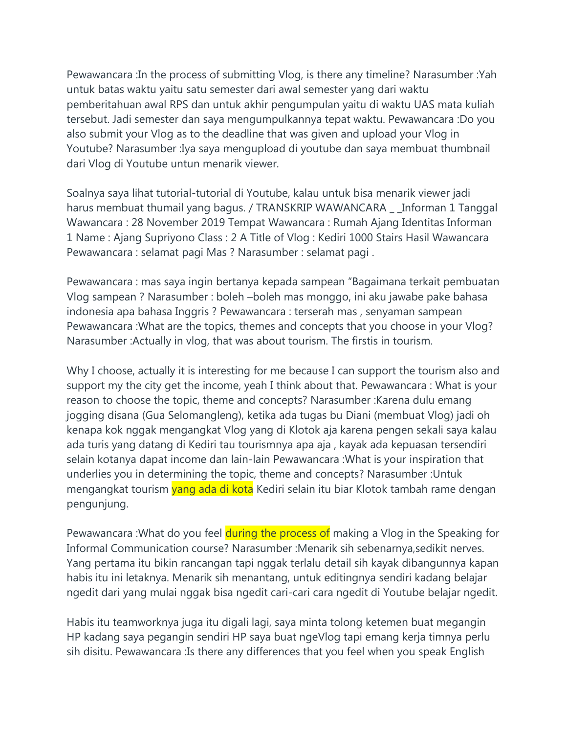Pewawancara :In the process of submitting Vlog, is there any timeline? Narasumber :Yah untuk batas waktu yaitu satu semester dari awal semester yang dari waktu pemberitahuan awal RPS dan untuk akhir pengumpulan yaitu di waktu UAS mata kuliah tersebut. Jadi semester dan saya mengumpulkannya tepat waktu. Pewawancara :Do you also submit your Vlog as to the deadline that was given and upload your Vlog in Youtube? Narasumber :Iya saya mengupload di youtube dan saya membuat thumbnail dari Vlog di Youtube untun menarik viewer.

Soalnya saya lihat tutorial-tutorial di Youtube, kalau untuk bisa menarik viewer jadi harus membuat thumail yang bagus. / TRANSKRIP WAWANCARA _ _Informan 1 Tanggal Wawancara : 28 November 2019 Tempat Wawancara : Rumah Ajang Identitas Informan 1 Name : Ajang Supriyono Class : 2 A Title of Vlog : Kediri 1000 Stairs Hasil Wawancara Pewawancara : selamat pagi Mas ? Narasumber : selamat pagi .

Pewawancara : mas saya ingin bertanya kepada sampean "Bagaimana terkait pembuatan Vlog sampean ? Narasumber : boleh –boleh mas monggo, ini aku jawabe pake bahasa indonesia apa bahasa Inggris ? Pewawancara : terserah mas , senyaman sampean Pewawancara :What are the topics, themes and concepts that you choose in your Vlog? Narasumber :Actually in vlog, that was about tourism. The firstis in tourism.

Why I choose, actually it is interesting for me because I can support the tourism also and support my the city get the income, yeah I think about that. Pewawancara : What is your reason to choose the topic, theme and concepts? Narasumber :Karena dulu emang jogging disana (Gua Selomangleng), ketika ada tugas bu Diani (membuat Vlog) jadi oh kenapa kok nggak mengangkat Vlog yang di Klotok aja karena pengen sekali saya kalau ada turis yang datang di Kediri tau tourismnya apa aja , kayak ada kepuasan tersendiri selain kotanya dapat income dan lain-lain Pewawancara :What is your inspiration that underlies you in determining the topic, theme and concepts? Narasumber :Untuk mengangkat tourism yang ada di kota Kediri selain itu biar Klotok tambah rame dengan pengunjung.

Pewawancara :What do you feel during the process of making a Vlog in the Speaking for Informal Communication course? Narasumber :Menarik sih sebenarnya,sedikit nerves. Yang pertama itu bikin rancangan tapi nggak terlalu detail sih kayak dibangunnya kapan habis itu ini letaknya. Menarik sih menantang, untuk editingnya sendiri kadang belajar ngedit dari yang mulai nggak bisa ngedit cari-cari cara ngedit di Youtube belajar ngedit.

Habis itu teamworknya juga itu digali lagi, saya minta tolong ketemen buat megangin HP kadang saya pegangin sendiri HP saya buat ngeVlog tapi emang kerja timnya perlu sih disitu. Pewawancara :Is there any differences that you feel when you speak English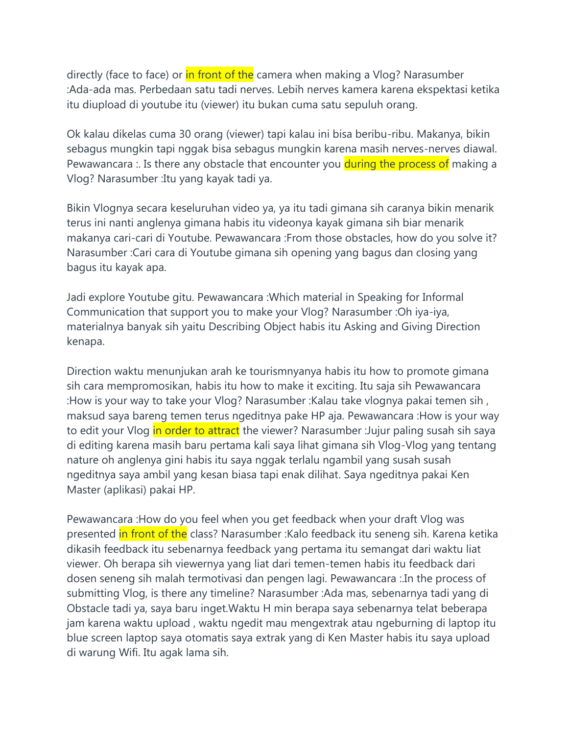directly (face to face) or in front of the camera when making a Vlog? Narasumber :Ada-ada mas. Perbedaan satu tadi nerves. Lebih nerves kamera karena ekspektasi ketika itu diupload di youtube itu (viewer) itu bukan cuma satu sepuluh orang.

Ok kalau dikelas cuma 30 orang (viewer) tapi kalau ini bisa beribu-ribu. Makanya, bikin sebagus mungkin tapi nggak bisa sebagus mungkin karena masih nerves-nerves diawal. Pewawancara :. Is there any obstacle that encounter you during the process of making a Vlog? Narasumber :Itu yang kayak tadi ya.

Bikin Vlognya secara keseluruhan video ya, ya itu tadi gimana sih caranya bikin menarik terus ini nanti anglenya gimana habis itu videonya kayak gimana sih biar menarik makanya cari-cari di Youtube. Pewawancara :From those obstacles, how do you solve it? Narasumber :Cari cara di Youtube gimana sih opening yang bagus dan closing yang bagus itu kayak apa.

Jadi explore Youtube gitu. Pewawancara :Which material in Speaking for Informal Communication that support you to make your Vlog? Narasumber :Oh iya-iya, materialnya banyak sih yaitu Describing Object habis itu Asking and Giving Direction kenapa.

Direction waktu menunjukan arah ke tourismnyanya habis itu how to promote gimana sih cara mempromosikan, habis itu how to make it exciting. Itu saja sih Pewawancara :How is your way to take your Vlog? Narasumber :Kalau take vlognya pakai temen sih , maksud saya bareng temen terus ngeditnya pake HP aja. Pewawancara :How is your way to edit your Vlog in order to attract the viewer? Narasumber :Jujur paling susah sih saya di editing karena masih baru pertama kali saya lihat gimana sih Vlog-Vlog yang tentang nature oh anglenya gini habis itu saya nggak terlalu ngambil yang susah susah ngeditnya saya ambil yang kesan biasa tapi enak dilihat. Saya ngeditnya pakai Ken Master (aplikasi) pakai HP.

Pewawancara :How do you feel when you get feedback when your draft Vlog was presented in front of the class? Narasumber :Kalo feedback itu seneng sih. Karena ketika dikasih feedback itu sebenarnya feedback yang pertama itu semangat dari waktu liat viewer. Oh berapa sih viewernya yang liat dari temen-temen habis itu feedback dari dosen seneng sih malah termotivasi dan pengen lagi. Pewawancara :.In the process of submitting Vlog, is there any timeline? Narasumber :Ada mas, sebenarnya tadi yang di Obstacle tadi ya, saya baru inget.Waktu H min berapa saya sebenarnya telat beberapa jam karena waktu upload , waktu ngedit mau mengextrak atau ngeburning di laptop itu blue screen laptop saya otomatis saya extrak yang di Ken Master habis itu saya upload di warung Wifi. Itu agak lama sih.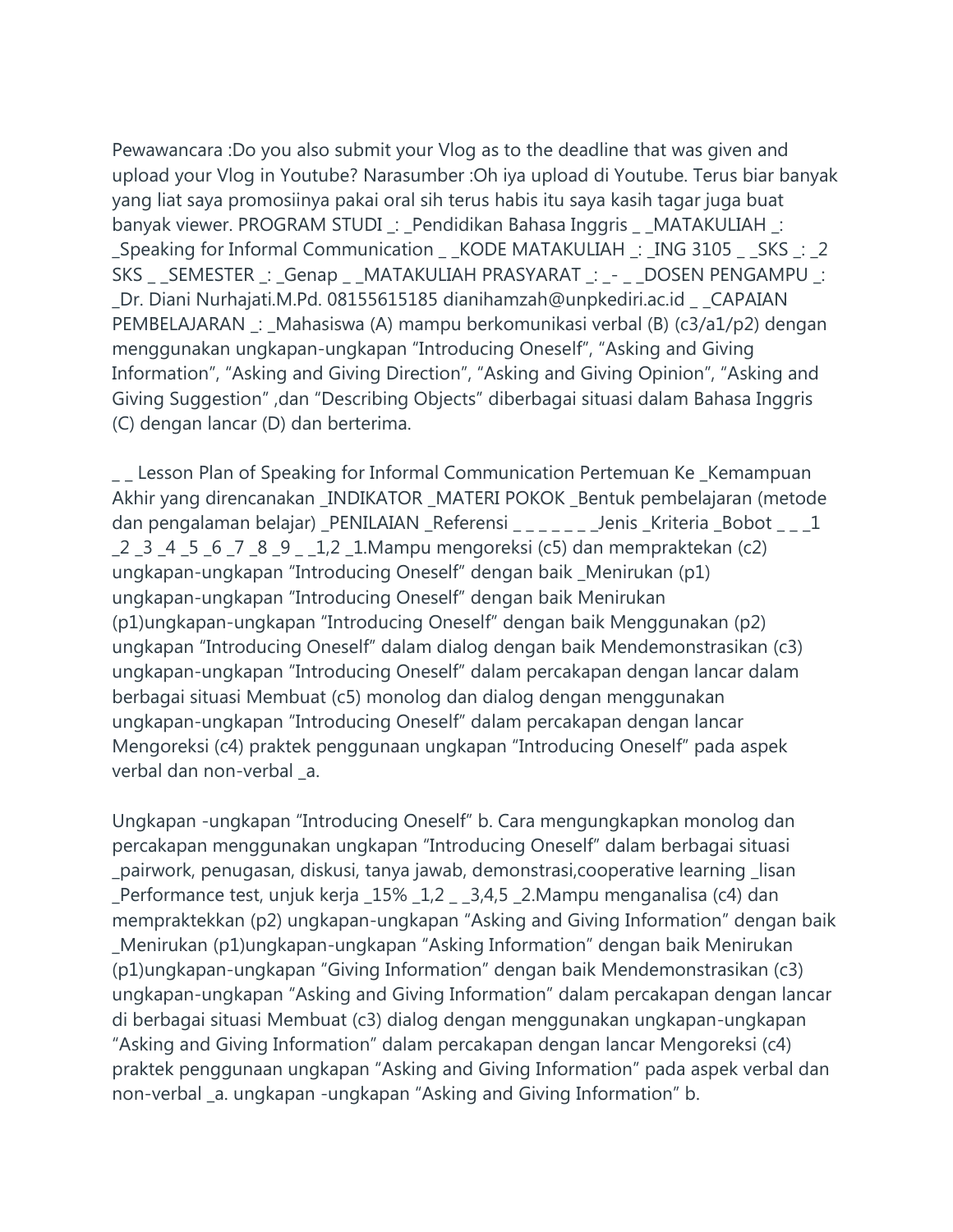Pewawancara :Do you also submit your Vlog as to the deadline that was given and upload your Vlog in Youtube? Narasumber :Oh iya upload di Youtube. Terus biar banyak yang liat saya promosiinya pakai oral sih terus habis itu saya kasih tagar juga buat banyak viewer. PROGRAM STUDI _: _Pendidikan Bahasa Inggris _ _MATAKULIAH _: _Speaking for Informal Communication _ _KODE MATAKULIAH _: _ING 3105 _ _SKS _: _2 SKS _ _SEMESTER _: _Genap _ _MATAKULIAH PRASYARAT _: _- _ _DOSEN PENGAMPU _: _Dr. Diani Nurhajati.M.Pd. 08155615185 dianihamzah@unpkediri.ac.id _ _CAPAIAN PEMBELAJARAN _: _Mahasiswa (A) mampu berkomunikasi verbal (B) (c3/a1/p2) dengan menggunakan ungkapan-ungkapan “Introducing Oneself”, “Asking and Giving Information”, “Asking and Giving Direction”, “Asking and Giving Opinion”, “Asking and Giving Suggestion” ,dan “Describing Objects” diberbagai situasi dalam Bahasa Inggris (C) dengan lancar (D) dan berterima.

_ _ Lesson Plan of Speaking for Informal Communication Pertemuan Ke _Kemampuan Akhir yang direncanakan _INDIKATOR _MATERI POKOK _Bentuk pembelajaran (metode dan pengalaman belajar) _PENILAIAN _Referensi _ _ _ _ _ _ _Jenis _Kriteria _Bobot _ _ _1 _2 _3 _4 _5 _6 _7 _8 _9 _ _1,2 _1.Mampu mengoreksi (c5) dan mempraktekan (c2) ungkapan-ungkapan “Introducing Oneself” dengan baik _Menirukan (p1) ungkapan-ungkapan “Introducing Oneself” dengan baik Menirukan (p1)ungkapan-ungkapan “Introducing Oneself” dengan baik Menggunakan (p2) ungkapan “Introducing Oneself” dalam dialog dengan baik Mendemonstrasikan (c3) ungkapan-ungkapan “Introducing Oneself” dalam percakapan dengan lancar dalam berbagai situasi Membuat (c5) monolog dan dialog dengan menggunakan ungkapan-ungkapan “Introducing Oneself” dalam percakapan dengan lancar Mengoreksi (c4) praktek penggunaan ungkapan “Introducing Oneself” pada aspek verbal dan non-verbal _a.

Ungkapan -ungkapan “Introducing Oneself” b. Cara mengungkapkan monolog dan percakapan menggunakan ungkapan “Introducing Oneself” dalam berbagai situasi _pairwork, penugasan, diskusi, tanya jawab, demonstrasi,cooperative learning _lisan _Performance test, unjuk kerja _15% _1,2 _ _3,4,5 _2.Mampu menganalisa (c4) dan mempraktekkan (p2) ungkapan-ungkapan “Asking and Giving Information” dengan baik _Menirukan (p1)ungkapan-ungkapan “Asking Information” dengan baik Menirukan (p1)ungkapan-ungkapan “Giving Information” dengan baik Mendemonstrasikan (c3) ungkapan-ungkapan “Asking and Giving Information” dalam percakapan dengan lancar di berbagai situasi Membuat (c3) dialog dengan menggunakan ungkapan-ungkapan “Asking and Giving Information” dalam percakapan dengan lancar Mengoreksi (c4) praktek penggunaan ungkapan “Asking and Giving Information” pada aspek verbal dan non-verbal _a. ungkapan -ungkapan “Asking and Giving Information” b.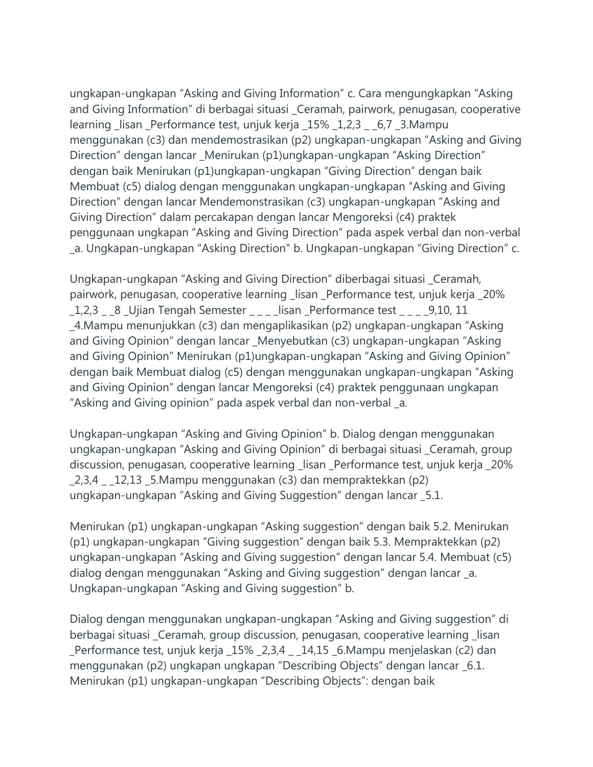ungkapan-ungkapan “Asking and Giving Information” c. Cara mengungkapkan “Asking and Giving Information” di berbagai situasi _Ceramah, pairwork, penugasan, cooperative learning _lisan _Performance test, unjuk kerja _15% _1,2,3 _ _6,7 _3.Mampu menggunakan (c3) dan mendemostrasikan (p2) ungkapan-ungkapan “Asking and Giving Direction” dengan lancar _Menirukan (p1)ungkapan-ungkapan “Asking Direction” dengan baik Menirukan (p1)ungkapan-ungkapan “Giving Direction” dengan baik Membuat (c5) dialog dengan menggunakan ungkapan-ungkapan “Asking and Giving Direction” dengan lancar Mendemonstrasikan (c3) ungkapan-ungkapan “Asking and Giving Direction” dalam percakapan dengan lancar Mengoreksi (c4) praktek penggunaan ungkapan “Asking and Giving Direction” pada aspek verbal dan non-verbal _a. Ungkapan-ungkapan “Asking Direction” b. Ungkapan-ungkapan “Giving Direction” c.

Ungkapan-ungkapan “Asking and Giving Direction” diberbagai situasi _Ceramah, pairwork, penugasan, cooperative learning _lisan _Performance test, unjuk kerja _20% _1,2,3 _ _8 _Ujian Tengah Semester _ _ _ _lisan _Performance test _ _ _ _9,10, 11 _4.Mampu menunjukkan (c3) dan mengaplikasikan (p2) ungkapan-ungkapan “Asking and Giving Opinion” dengan lancar _Menyebutkan (c3) ungkapan-ungkapan “Asking and Giving Opinion” Menirukan (p1)ungkapan-ungkapan “Asking and Giving Opinion” dengan baik Membuat dialog (c5) dengan menggunakan ungkapan-ungkapan “Asking and Giving Opinion” dengan lancar Mengoreksi (c4) praktek penggunaan ungkapan “Asking and Giving opinion” pada aspek verbal dan non-verbal _a.

Ungkapan-ungkapan “Asking and Giving Opinion” b. Dialog dengan menggunakan ungkapan-ungkapan “Asking and Giving Opinion” di berbagai situasi _Ceramah, group discussion, penugasan, cooperative learning _lisan _Performance test, unjuk kerja _20% _2,3,4 _ _12,13 _5.Mampu menggunakan (c3) dan mempraktekkan (p2) ungkapan-ungkapan “Asking and Giving Suggestion” dengan lancar _5.1.

Menirukan (p1) ungkapan-ungkapan “Asking suggestion” dengan baik 5.2. Menirukan (p1) ungkapan-ungkapan “Giving suggestion” dengan baik 5.3. Mempraktekkan (p2) ungkapan-ungkapan “Asking and Giving suggestion” dengan lancar 5.4. Membuat (c5) dialog dengan menggunakan “Asking and Giving suggestion” dengan lancar _a. Ungkapan-ungkapan “Asking and Giving suggestion” b.

Dialog dengan menggunakan ungkapan-ungkapan “Asking and Giving suggestion” di berbagai situasi _Ceramah, group discussion, penugasan, cooperative learning _lisan _Performance test, unjuk kerja _15% _2,3,4 _ _14,15 _6.Mampu menjelaskan (c2) dan menggunakan (p2) ungkapan ungkapan “Describing Objects” dengan lancar _6.1. Menirukan (p1) ungkapan-ungkapan “Describing Objects”: dengan baik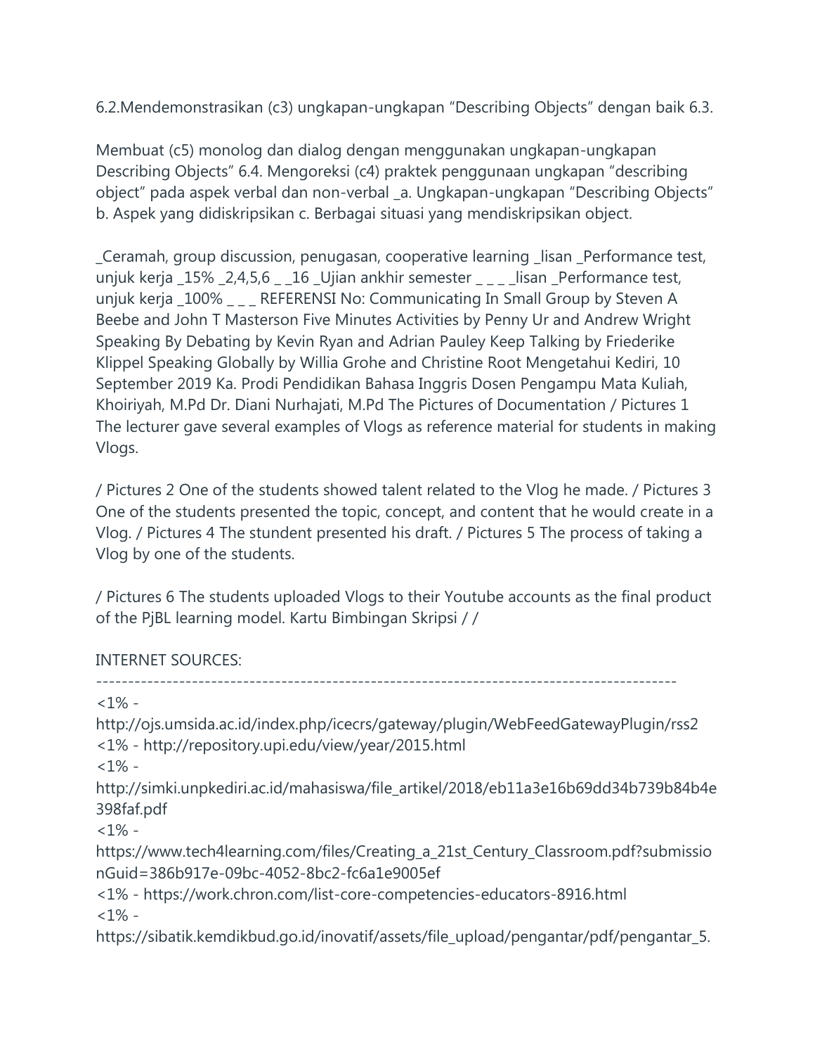6.2.Mendemonstrasikan (c3) ungkapan-ungkapan "Describing Objects" dengan baik 6.3.

Membuat (c5) monolog dan dialog dengan menggunakan ungkapan-ungkapan Describing Objects" 6.4. Mengoreksi (c4) praktek penggunaan ungkapan "describing object" pada aspek verbal dan non-verbal _a. Ungkapan-ungkapan "Describing Objects" b. Aspek yang didiskripsikan c. Berbagai situasi yang mendiskripsikan object.

_Ceramah, group discussion, penugasan, cooperative learning _lisan _Performance test, unjuk kerja _15% _2,4,5,6 _ _16 _Ujian ankhir semester _ _ _ _lisan _Performance test, unjuk kerja _100% _ _ _ REFERENSI No: Communicating In Small Group by Steven A Beebe and John T Masterson Five Minutes Activities by Penny Ur and Andrew Wright Speaking By Debating by Kevin Ryan and Adrian Pauley Keep Talking by Friederike Klippel Speaking Globally by Willia Grohe and Christine Root Mengetahui Kediri, 10 September 2019 Ka. Prodi Pendidikan Bahasa Inggris Dosen Pengampu Mata Kuliah, Khoiriyah, M.Pd Dr. Diani Nurhajati, M.Pd The Pictures of Documentation / Pictures 1 The lecturer gave several examples of Vlogs as reference material for students in making Vlogs.

/ Pictures 2 One of the students showed talent related to the Vlog he made. / Pictures 3 One of the students presented the topic, concept, and content that he would create in a Vlog. / Pictures 4 The stundent presented his draft. / Pictures 5 The process of taking a Vlog by one of the students.

/ Pictures 6 The students uploaded Vlogs to their Youtube accounts as the final product of the PjBL learning model. Kartu Bimbingan Skripsi / /

INTERNET SOURCES:
-------------------------------------------------------------------------------------------
<1% - http://ojs.umsida.ac.id/index.php/icecrs/gateway/plugin/WebFeedGatewayPlugin/rss2
<1% - http://repository.upi.edu/view/year/2015.html
<1% - http://simki.unpkediri.ac.id/mahasiswa/file_artikel/2018/eb11a3e16b69dd34b739b84b4e398faf.pdf
<1% - https://www.tech4learning.com/files/Creating_a_21st_Century_Classroom.pdf?submissionGuid=386b917e-09bc-4052-8bc2-fc6a1e9005ef
<1% - https://work.chron.com/list-core-competencies-educators-8916.html
<1% - https://sibatik.kemdikbud.go.id/inovatif/assets/file_upload/pengantar/pdf/pengantar_5.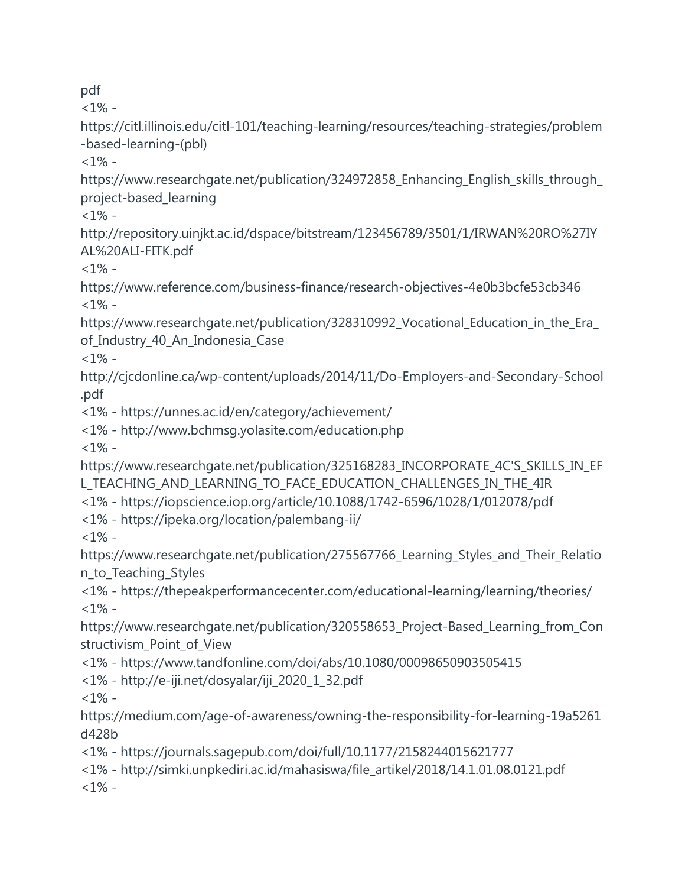pdf
<1% - https://citl.illinois.edu/citl-101/teaching-learning/resources/teaching-strategies/problem-based-learning-(pbl)
<1% - https://www.researchgate.net/publication/324972858_Enhancing_English_skills_through_project-based_learning
<1% - http://repository.uinjkt.ac.id/dspace/bitstream/123456789/3501/1/IRWAN%20RO%27IYAL%20ALI-FITK.pdf
<1% - https://www.reference.com/business-finance/research-objectives-4e0b3bcfe53cb346
<1% - https://www.researchgate.net/publication/328310992_Vocational_Education_in_the_Era_of_Industry_40_An_Indonesia_Case
<1% - http://cjcdonline.ca/wp-content/uploads/2014/11/Do-Employers-and-Secondary-School.pdf
<1% - https://unnes.ac.id/en/category/achievement/
<1% - http://www.bchmsg.yolasite.com/education.php
<1% - https://www.researchgate.net/publication/325168283_INCORPORATE_4C'S_SKILLS_IN_EFL_TEACHING_AND_LEARNING_TO_FACE_EDUCATION_CHALLENGES_IN_THE_4IR
<1% - https://iopscience.iop.org/article/10.1088/1742-6596/1028/1/012078/pdf
<1% - https://ipeka.org/location/palembang-ii/
<1% - https://www.researchgate.net/publication/275567766_Learning_Styles_and_Their_Relation_to_Teaching_Styles
<1% - https://thepeakperformancecenter.com/educational-learning/learning/theories/
<1% - https://www.researchgate.net/publication/320558653_Project-Based_Learning_from_Constructivism_Point_of_View
<1% - https://www.tandfonline.com/doi/abs/10.1080/00098650903505415
<1% - http://e-iji.net/dosyalar/iji_2020_1_32.pdf
<1% - https://medium.com/age-of-awareness/owning-the-responsibility-for-learning-19a5261d428b
<1% - https://journals.sagepub.com/doi/full/10.1177/2158244015621777
<1% - http://simki.unpkediri.ac.id/mahasiswa/file_artikel/2018/14.1.01.08.0121.pdf
<1% -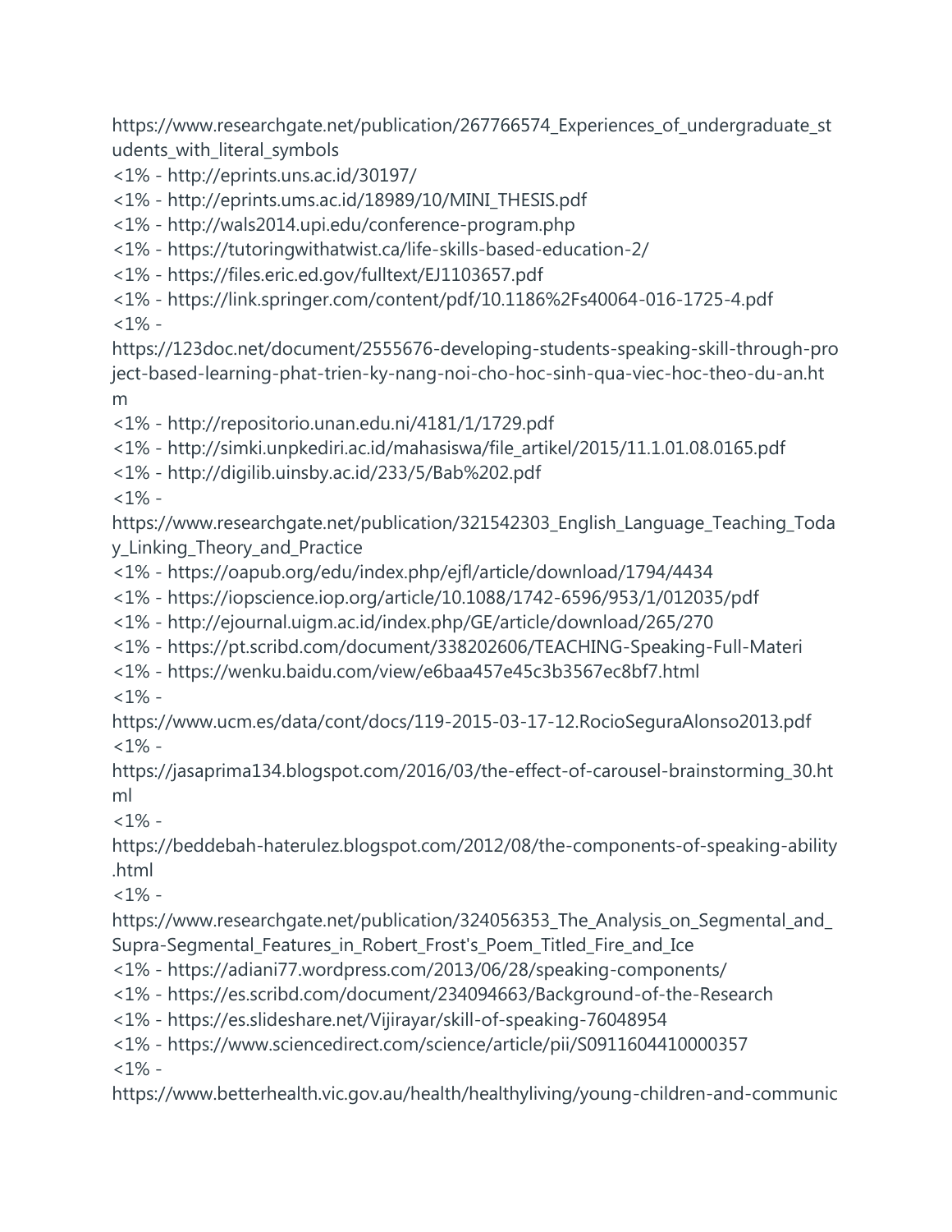https://www.researchgate.net/publication/267766574_Experiences_of_undergraduate_students_with_literal_symbols

<1% - http://eprints.uns.ac.id/30197/

<1% - http://eprints.ums.ac.id/18989/10/MINI_THESIS.pdf

<1% - http://wals2014.upi.edu/conference-program.php

<1% - https://tutoringwithatwist.ca/life-skills-based-education-2/

<1% - https://files.eric.ed.gov/fulltext/EJ1103657.pdf

<1% - https://link.springer.com/content/pdf/10.1186%2Fs40064-016-1725-4.pdf

<1% - https://123doc.net/document/2555676-developing-students-speaking-skill-through-project-based-learning-phat-trien-ky-nang-noi-cho-hoc-sinh-qua-viec-hoc-theo-du-an.htm

<1% - http://repositorio.unan.edu.ni/4181/1/1729.pdf

<1% - http://simki.unpkediri.ac.id/mahasiswa/file_artikel/2015/11.1.01.08.0165.pdf

<1% - http://digilib.uinsby.ac.id/233/5/Bab%202.pdf

<1% - https://www.researchgate.net/publication/321542303_English_Language_Teaching_Today_Linking_Theory_and_Practice

<1% - https://oapub.org/edu/index.php/ejfl/article/download/1794/4434

<1% - https://iopscience.iop.org/article/10.1088/1742-6596/953/1/012035/pdf

<1% - http://ejournal.uigm.ac.id/index.php/GE/article/download/265/270

<1% - https://pt.scribd.com/document/338202606/TEACHING-Speaking-Full-Materi

<1% - https://wenku.baidu.com/view/e6baa457e45c3b3567ec8bf7.html

<1% - https://www.ucm.es/data/cont/docs/119-2015-03-17-12.RocioSeguraAlonso2013.pdf

<1% - https://jasaprima134.blogspot.com/2016/03/the-effect-of-carousel-brainstorming_30.html

<1% - https://beddebah-haterulez.blogspot.com/2012/08/the-components-of-speaking-ability.html

<1% - https://www.researchgate.net/publication/324056353_The_Analysis_on_Segmental_and_Supra-Segmental_Features_in_Robert_Frost's_Poem_Titled_Fire_and_Ice

<1% - https://adiani77.wordpress.com/2013/06/28/speaking-components/

<1% - https://es.scribd.com/document/234094663/Background-of-the-Research

<1% - https://es.slideshare.net/Vijirayar/skill-of-speaking-76048954

<1% - https://www.sciencedirect.com/science/article/pii/S0911604410000357

<1% - https://www.betterhealth.vic.gov.au/health/healthyliving/young-children-and-communic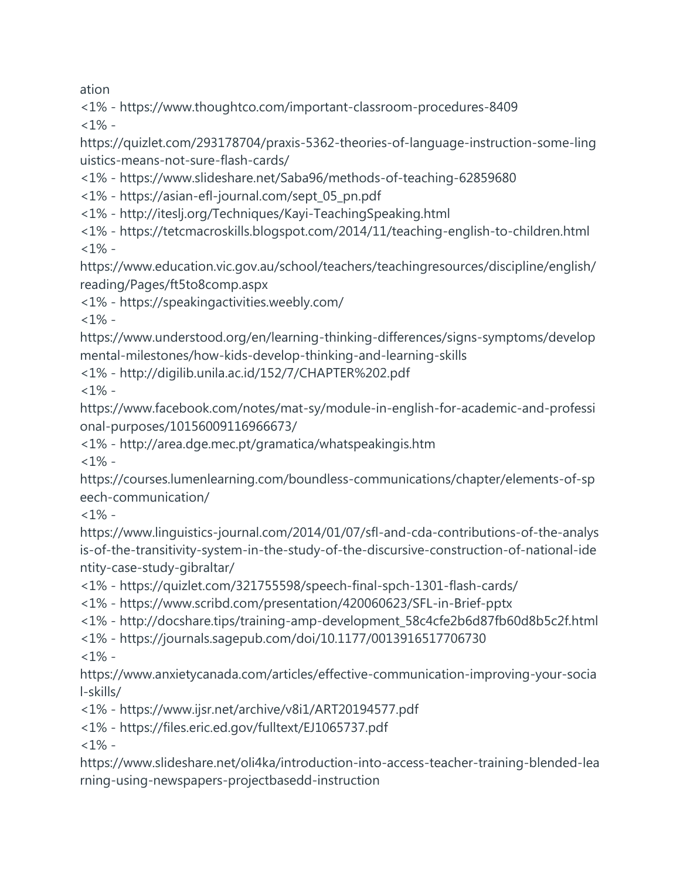ation
<1% - https://www.thoughtco.com/important-classroom-procedures-8409
<1% - https://quizlet.com/293178704/praxis-5362-theories-of-language-instruction-some-linguistics-means-not-sure-flash-cards/
<1% - https://www.slideshare.net/Saba96/methods-of-teaching-62859680
<1% - https://asian-efl-journal.com/sept_05_pn.pdf
<1% - http://iteslj.org/Techniques/Kayi-TeachingSpeaking.html
<1% - https://tetcmacroskills.blogspot.com/2014/11/teaching-english-to-children.html
<1% - https://www.education.vic.gov.au/school/teachers/teachingresources/discipline/english/reading/Pages/ft5to8comp.aspx
<1% - https://speakingactivities.weebly.com/
<1% - https://www.understood.org/en/learning-thinking-differences/signs-symptoms/developmental-milestones/how-kids-develop-thinking-and-learning-skills
<1% - http://digilib.unila.ac.id/152/7/CHAPTER%202.pdf
<1% - https://www.facebook.com/notes/mat-sy/module-in-english-for-academic-and-professional-purposes/10156009116966673/
<1% - http://area.dge.mec.pt/gramatica/whatspeakingis.htm
<1% - https://courses.lumenlearning.com/boundless-communications/chapter/elements-of-speech-communication/
<1% - https://www.linguistics-journal.com/2014/01/07/sfl-and-cda-contributions-of-the-analysis-of-the-transitivity-system-in-the-study-of-the-discursive-construction-of-national-identity-case-study-gibraltar/
<1% - https://quizlet.com/321755598/speech-final-spch-1301-flash-cards/
<1% - https://www.scribd.com/presentation/420060623/SFL-in-Brief-pptx
<1% - http://docshare.tips/training-amp-development_58c4cfe2b6d87fb60d8b5c2f.html
<1% - https://journals.sagepub.com/doi/10.1177/0013916517706730
<1% - https://www.anxietycanada.com/articles/effective-communication-improving-your-social-skills/
<1% - https://www.ijsr.net/archive/v8i1/ART20194577.pdf
<1% - https://files.eric.ed.gov/fulltext/EJ1065737.pdf
<1% - https://www.slideshare.net/oli4ka/introduction-into-access-teacher-training-blended-learning-using-newspapers-projectbasedd-instruction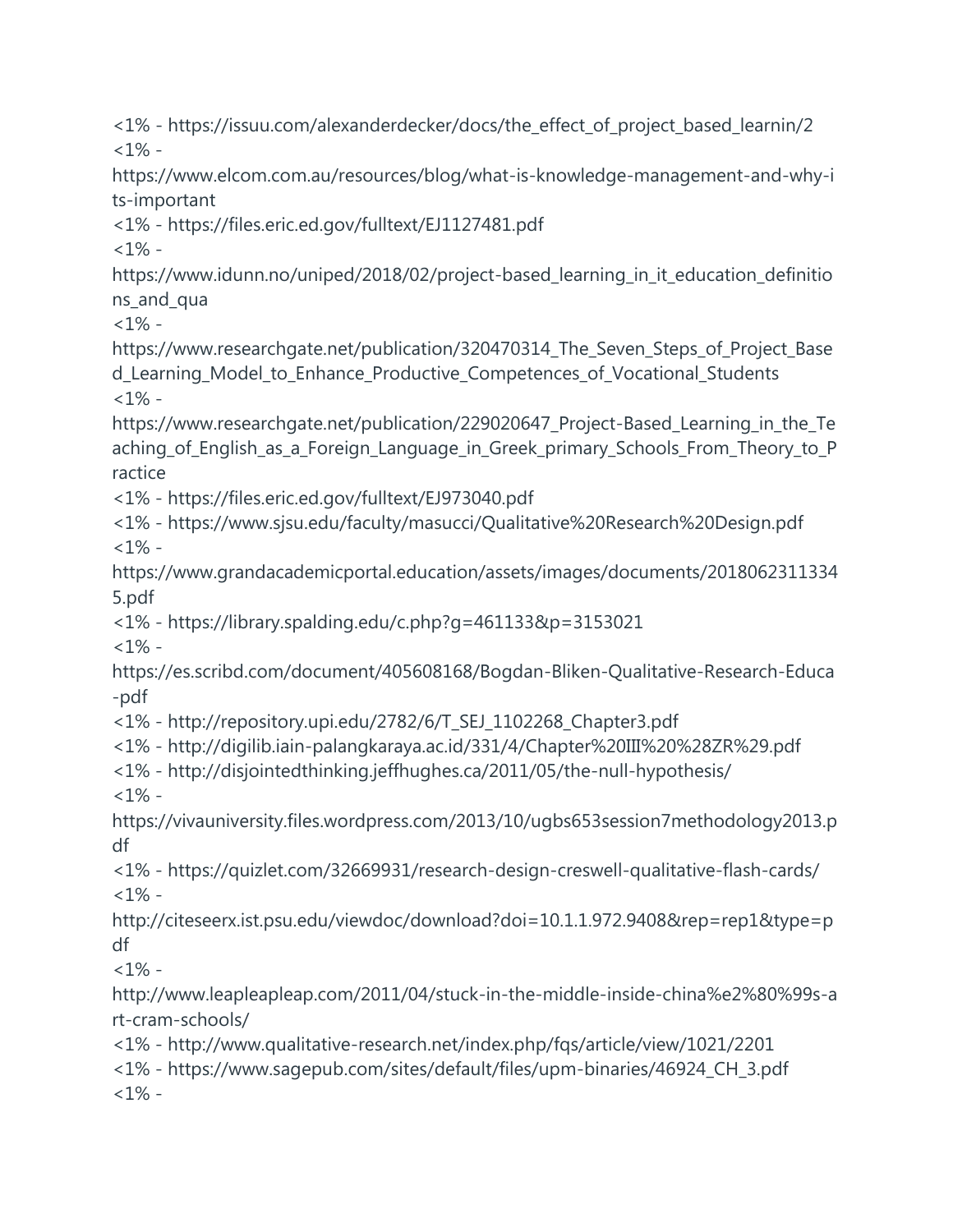<1% - https://issuu.com/alexanderdecker/docs/the_effect_of_project_based_learnin/2
<1% - https://www.elcom.com.au/resources/blog/what-is-knowledge-management-and-why-its-important
<1% - https://files.eric.ed.gov/fulltext/EJ1127481.pdf
<1% - https://www.idunn.no/uniped/2018/02/project-based_learning_in_it_education_definitions_and_qua
<1% - https://www.researchgate.net/publication/320470314_The_Seven_Steps_of_Project_Based_Learning_Model_to_Enhance_Productive_Competences_of_Vocational_Students
<1% - https://www.researchgate.net/publication/229020647_Project-Based_Learning_in_the_Teaching_of_English_as_a_Foreign_Language_in_Greek_primary_Schools_From_Theory_to_Practice
<1% - https://files.eric.ed.gov/fulltext/EJ973040.pdf
<1% - https://www.sjsu.edu/faculty/masucci/Qualitative%20Research%20Design.pdf
<1% - https://www.grandacademicportal.education/assets/images/documents/20180623113345.pdf
<1% - https://library.spalding.edu/c.php?g=461133&p=3153021
<1% - https://es.scribd.com/document/405608168/Bogdan-Bliken-Qualitative-Research-Educa-pdf
<1% - http://repository.upi.edu/2782/6/T_SEJ_1102268_Chapter3.pdf
<1% - http://digilib.iain-palangkaraya.ac.id/331/4/Chapter%20III%20%28ZR%29.pdf
<1% - http://disjointedthinking.jeffhughes.ca/2011/05/the-null-hypothesis/
<1% - https://vivauniversity.files.wordpress.com/2013/10/ugbs653session7methodology2013.pdf
<1% - https://quizlet.com/32669931/research-design-creswell-qualitative-flash-cards/
<1% - http://citeseerx.ist.psu.edu/viewdoc/download?doi=10.1.1.972.9408&rep=rep1&type=pdf
<1% - http://www.leapleapleap.com/2011/04/stuck-in-the-middle-inside-china%e2%80%99s-art-cram-schools/
<1% - http://www.qualitative-research.net/index.php/fqs/article/view/1021/2201
<1% - https://www.sagepub.com/sites/default/files/upm-binaries/46924_CH_3.pdf
<1% -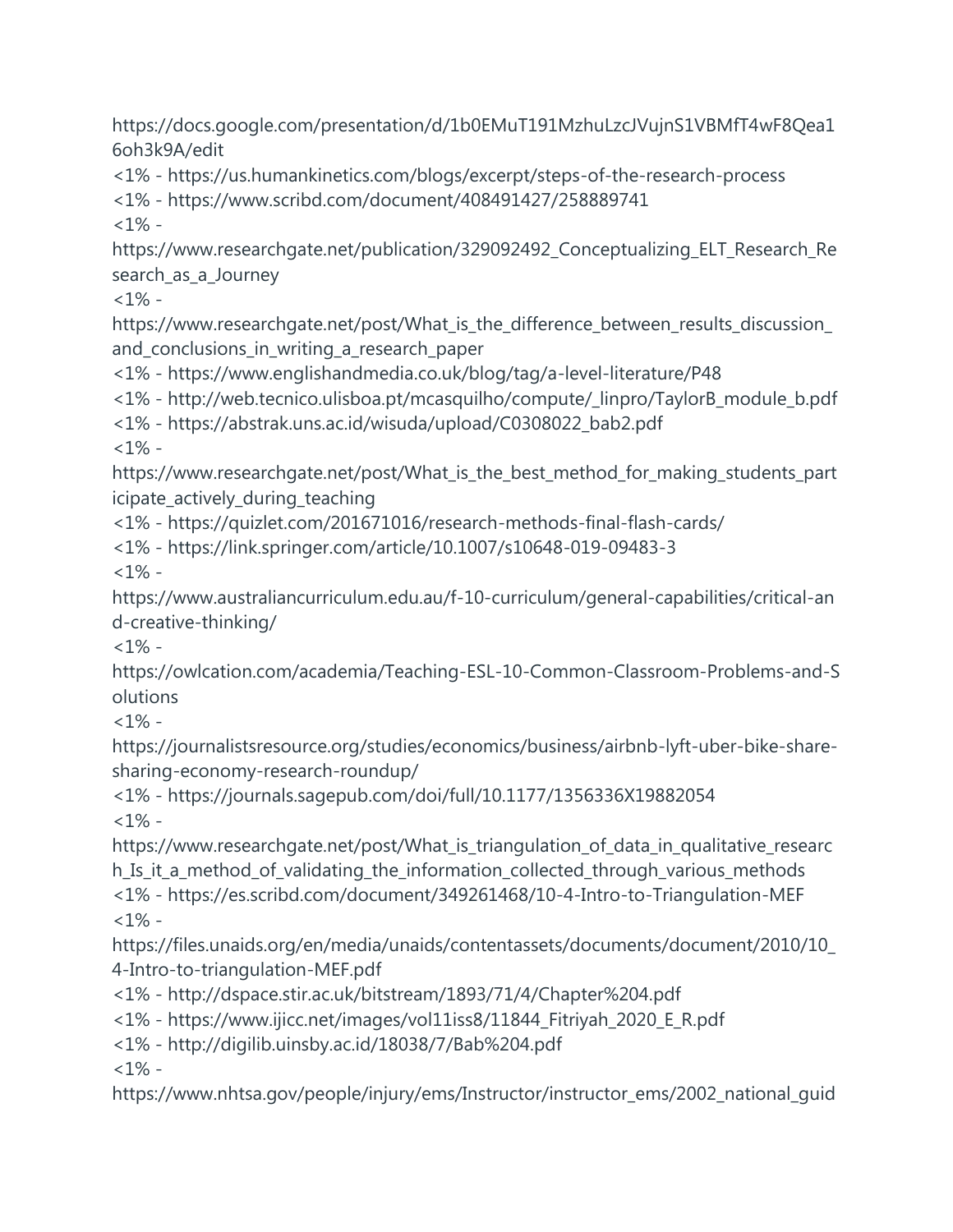https://docs.google.com/presentation/d/1b0EMuT191MzhuLzcJVujnS1VBMfT4wF8Qea16oh3k9A/edit

<1% - https://us.humankinetics.com/blogs/excerpt/steps-of-the-research-process

<1% - https://www.scribd.com/document/408491427/258889741

<1% - https://www.researchgate.net/publication/329092492_Conceptualizing_ELT_Research_Research_as_a_Journey

<1% - https://www.researchgate.net/post/What_is_the_difference_between_results_discussion_and_conclusions_in_writing_a_research_paper

<1% - https://www.englishandmedia.co.uk/blog/tag/a-level-literature/P48

<1% - http://web.tecnico.ulisboa.pt/mcasquilho/compute/_linpro/TaylorB_module_b.pdf

<1% - https://abstrak.uns.ac.id/wisuda/upload/C0308022_bab2.pdf

<1% - https://www.researchgate.net/post/What_is_the_best_method_for_making_students_participate_actively_during_teaching

<1% - https://quizlet.com/201671016/research-methods-final-flash-cards/

<1% - https://link.springer.com/article/10.1007/s10648-019-09483-3

<1% - https://www.australiancurriculum.edu.au/f-10-curriculum/general-capabilities/critical-and-creative-thinking/

<1% - https://owlcation.com/academia/Teaching-ESL-10-Common-Classroom-Problems-and-Solutions

<1% - https://journalistsresource.org/studies/economics/business/airbnb-lyft-uber-bike-share-sharing-economy-research-roundup/

<1% - https://journals.sagepub.com/doi/full/10.1177/1356336X19882054

<1% - https://www.researchgate.net/post/What_is_triangulation_of_data_in_qualitative_research_Is_it_a_method_of_validating_the_information_collected_through_various_methods

<1% - https://es.scribd.com/document/349261468/10-4-Intro-to-Triangulation-MEF

<1% - https://files.unaids.org/en/media/unaids/contentassets/documents/document/2010/10_4-Intro-to-triangulation-MEF.pdf

<1% - http://dspace.stir.ac.uk/bitstream/1893/71/4/Chapter%204.pdf

<1% - https://www.ijicc.net/images/vol11iss8/11844_Fitriyah_2020_E_R.pdf

<1% - http://digilib.uinsby.ac.id/18038/7/Bab%204.pdf

<1% - https://www.nhtsa.gov/people/injury/ems/Instructor/instructor_ems/2002_national_guid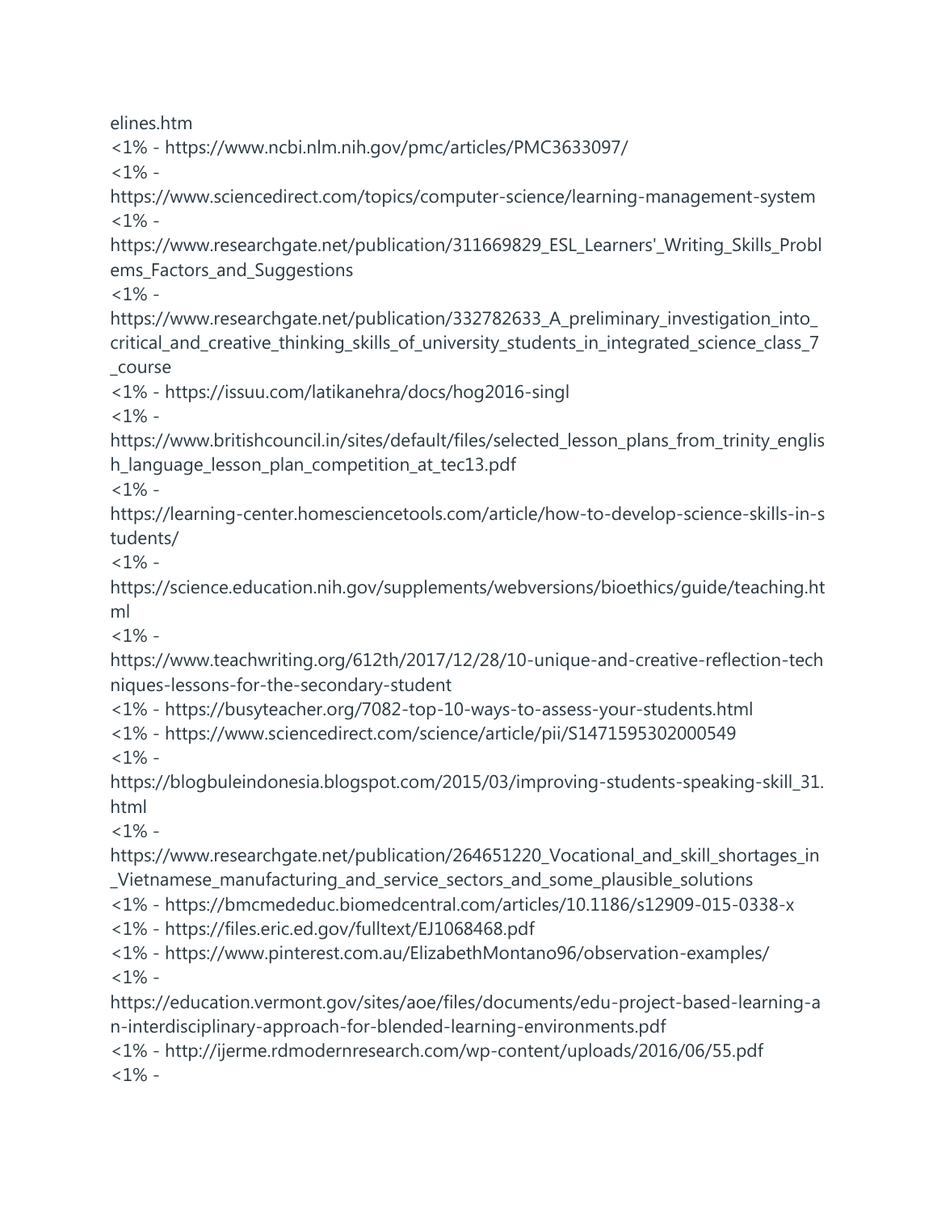elines.htm
<1% - https://www.ncbi.nlm.nih.gov/pmc/articles/PMC3633097/
<1% - https://www.sciencedirect.com/topics/computer-science/learning-management-system
<1% - https://www.researchgate.net/publication/311669829_ESL_Learners'_Writing_Skills_Problems_Factors_and_Suggestions
<1% - https://www.researchgate.net/publication/332782633_A_preliminary_investigation_into_critical_and_creative_thinking_skills_of_university_students_in_integrated_science_class_7_course
<1% - https://issuu.com/latikanehra/docs/hog2016-singl
<1% - https://www.britishcouncil.in/sites/default/files/selected_lesson_plans_from_trinity_english_language_lesson_plan_competition_at_tec13.pdf
<1% - https://learning-center.homesciencetools.com/article/how-to-develop-science-skills-in-students/
<1% - https://science.education.nih.gov/supplements/webversions/bioethics/guide/teaching.html
<1% - https://www.teachwriting.org/612th/2017/12/28/10-unique-and-creative-reflection-techniques-lessons-for-the-secondary-student
<1% - https://busyteacher.org/7082-top-10-ways-to-assess-your-students.html
<1% - https://www.sciencedirect.com/science/article/pii/S1471595302000549
<1% - https://blogbuleindonesia.blogspot.com/2015/03/improving-students-speaking-skill_31.html
<1% - https://www.researchgate.net/publication/264651220_Vocational_and_skill_shortages_in_Vietnamese_manufacturing_and_service_sectors_and_some_plausible_solutions
<1% - https://bmcmededuc.biomedcentral.com/articles/10.1186/s12909-015-0338-x
<1% - https://files.eric.ed.gov/fulltext/EJ1068468.pdf
<1% - https://www.pinterest.com.au/ElizabethMontano96/observation-examples/
<1% - https://education.vermont.gov/sites/aoe/files/documents/edu-project-based-learning-an-interdisciplinary-approach-for-blended-learning-environments.pdf
<1% - http://ijerme.rdmodernresearch.com/wp-content/uploads/2016/06/55.pdf
<1% -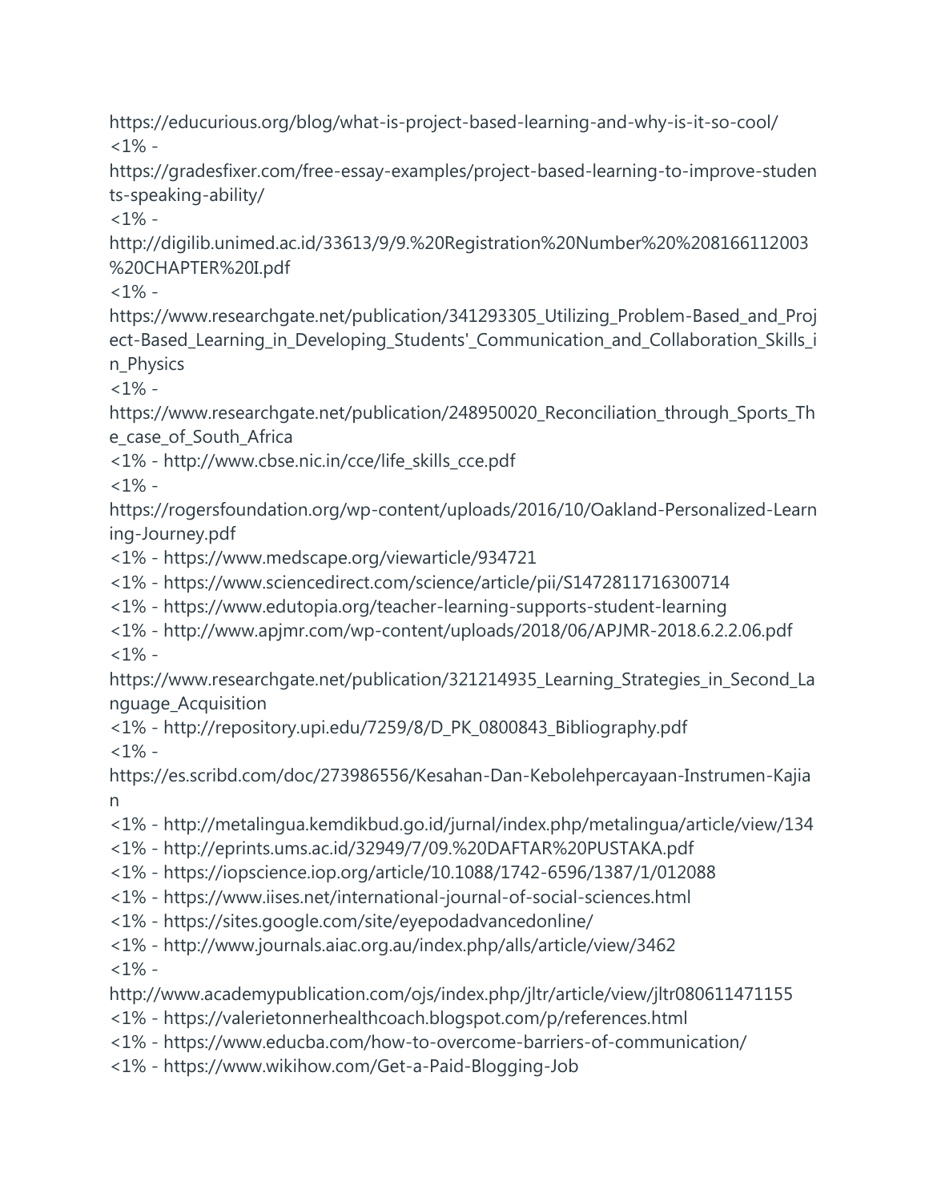https://educurious.org/blog/what-is-project-based-learning-and-why-is-it-so-cool/
<1% -
https://gradesfixer.com/free-essay-examples/project-based-learning-to-improve-students-speaking-ability/
<1% -
http://digilib.unimed.ac.id/33613/9/9.%20Registration%20Number%20%208166112003%20CHAPTER%20I.pdf
<1% -
https://www.researchgate.net/publication/341293305_Utilizing_Problem-Based_and_Project-Based_Learning_in_Developing_Students'_Communication_and_Collaboration_Skills_in_Physics
<1% -
https://www.researchgate.net/publication/248950020_Reconciliation_through_Sports_The_case_of_South_Africa
<1% - http://www.cbse.nic.in/cce/life_skills_cce.pdf
<1% -
https://rogersfoundation.org/wp-content/uploads/2016/10/Oakland-Personalized-Learning-Journey.pdf
<1% - https://www.medscape.org/viewarticle/934721
<1% - https://www.sciencedirect.com/science/article/pii/S1472811716300714
<1% - https://www.edutopia.org/teacher-learning-supports-student-learning
<1% - http://www.apjmr.com/wp-content/uploads/2018/06/APJMR-2018.6.2.2.06.pdf
<1% -
https://www.researchgate.net/publication/321214935_Learning_Strategies_in_Second_Language_Acquisition
<1% - http://repository.upi.edu/7259/8/D_PK_0800843_Bibliography.pdf
<1% -
https://es.scribd.com/doc/273986556/Kesahan-Dan-Kebolehpercayaan-Instrumen-Kajian
<1% - http://metalingua.kemdikbud.go.id/jurnal/index.php/metalingua/article/view/134
<1% - http://eprints.ums.ac.id/32949/7/09.%20DAFTAR%20PUSTAKA.pdf
<1% - https://iopscience.iop.org/article/10.1088/1742-6596/1387/1/012088
<1% - https://www.iises.net/international-journal-of-social-sciences.html
<1% - https://sites.google.com/site/eyepodadvancedonline/
<1% - http://www.journals.aiac.org.au/index.php/alls/article/view/3462
<1% -
http://www.academypublication.com/ojs/index.php/jltr/article/view/jltr080611471155
<1% - https://valerietonnerhealthcoach.blogspot.com/p/references.html
<1% - https://www.educba.com/how-to-overcome-barriers-of-communication/
<1% - https://www.wikihow.com/Get-a-Paid-Blogging-Job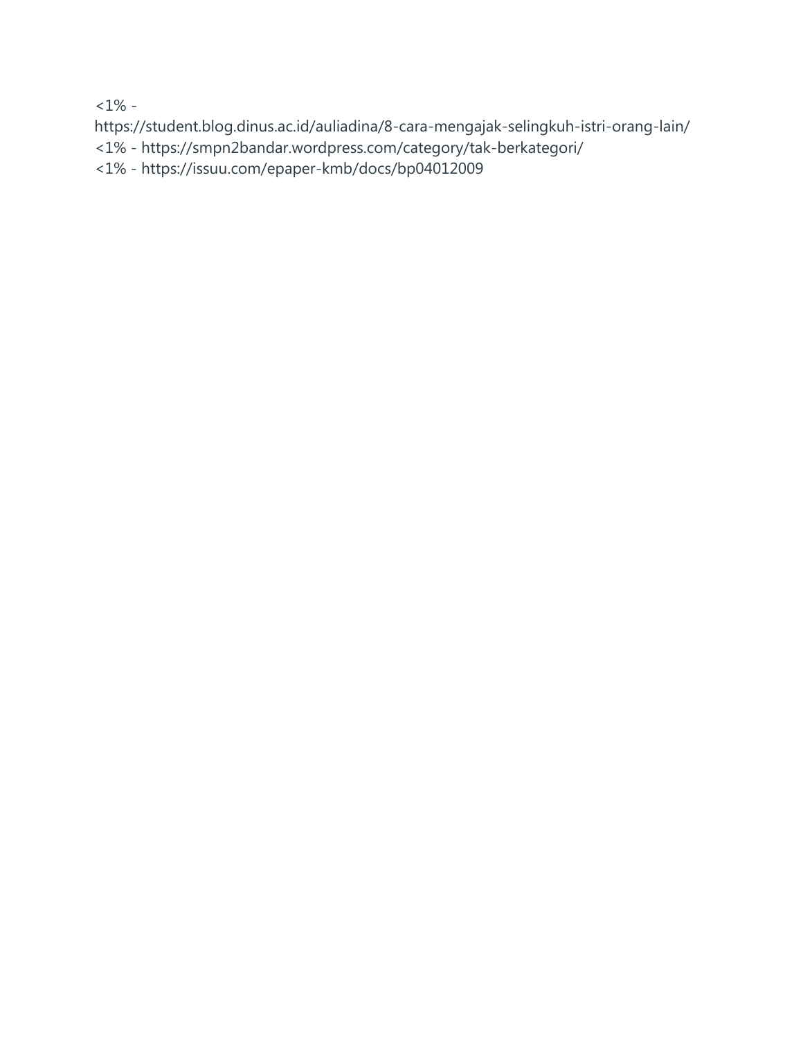<1% - https://student.blog.dinus.ac.id/auliadina/8-cara-mengajak-selingkuh-istri-orang-lain/
<1% - https://smpn2bandar.wordpress.com/category/tak-berkategori/
<1% - https://issuu.com/epaper-kmb/docs/bp04012009